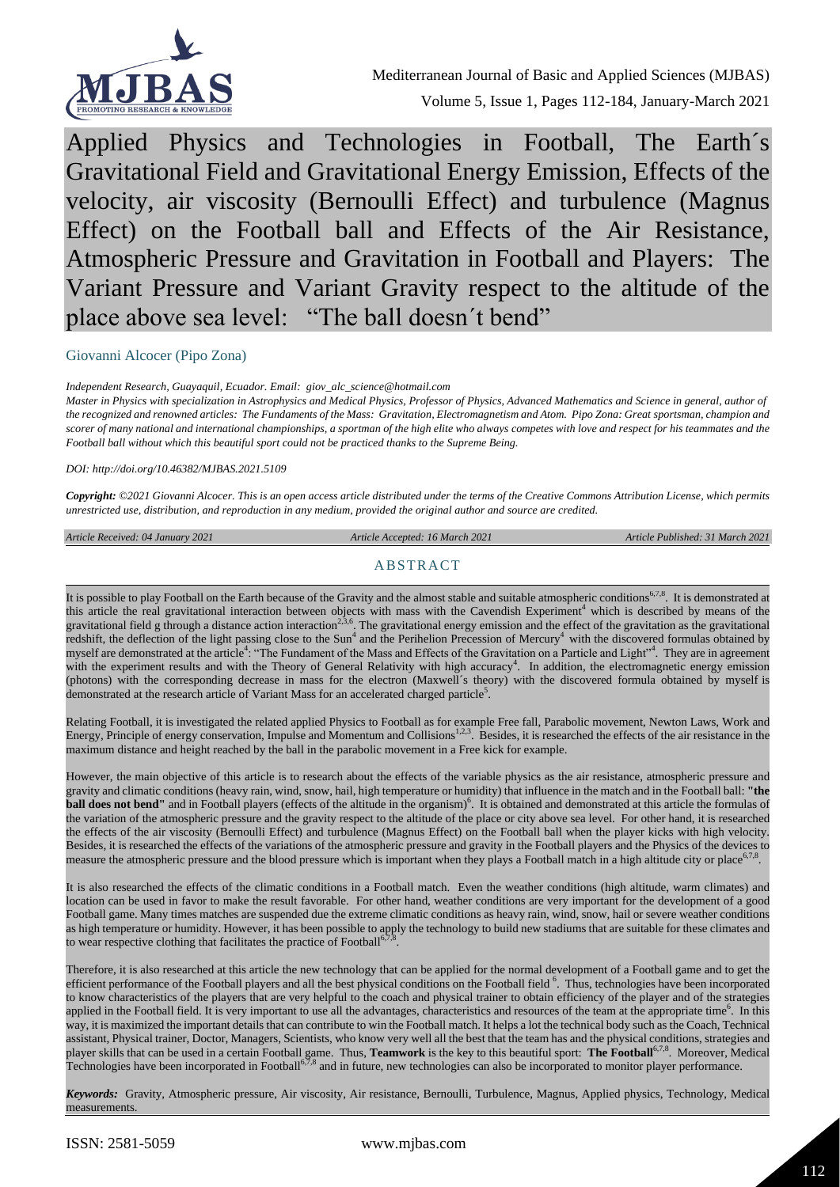# Applied Physics and Technologies in Football, The Earth´s Gravitational Field and Gravitational Energy Emission, Effects of the velocity, air viscosity (Bernoulli Effect) and turbulence (Magnus Effect) on the Football ball and Effects of the Air Resistance, Atmospheric Pressure and Gravitation in Football and Players: The Variant Pressure and Variant Gravity respect to the altitude of the place above sea level: "The ball doesn´t bend"

Giovanni Alcocer (Pipo Zona)

*Independent Research, Guayaquil, Ecuador. Email: giov_alc_science@hotmail.com*

*Master in Physics with specialization in Astrophysics and Medical Physics, Professor of Physics, Advanced Mathematics and Science in general, author of the recognized and renowned articles: The Fundaments of the Mass: Gravitation, Electromagnetism and Atom. Pipo Zona: Great sportsman, champion and scorer of many national and international championships, a sportsman of the high elite who always competes with love and respect for his teammates and the Football ball without which this beautiful sport could not be practiced thanks to the Supreme Being.*

*DOI: http://doi.org/10.46382/MJBAS.2021.5109*

***Copyright:*** *©2021 Giovanni Alcocer. This is an open access article distributed under the terms of the Creative Commons Attribution License, which permits unrestricted use, distribution, and reproduction in any medium, provided the original author and source are credited.*

*Article Received: 04 January 2021* | *Article Accepted: 16 March 2021* | *Article Published: 31 March 2021*

## ABSTRACT

It is possible to play Football on the Earth because of the Gravity and the almost stable and suitable atmospheric conditions[6,7,8]. It is demonstrated at this article the real gravitational interaction between objects with mass with the Cavendish Experiment[4] which is described by means of the gravitational field g through a distance action interaction[2,3,6]. The gravitational energy emission and the effect of the gravitation as the gravitational redshift, the deflection of the light passing close to the Sun[4] and the Perihelion Precession of Mercury[4] with the discovered formulas obtained by myself are demonstrated at the article[4]: "The Fundament of the Mass and Effects of the Gravitation on a Particle and Light"[4]. They are in agreement with the experiment results and with the Theory of General Relativity with high accuracy[4]. In addition, the electromagnetic energy emission (photons) with the corresponding decrease in mass for the electron (Maxwell´s theory) with the discovered formula obtained by myself is demonstrated at the research article of Variant Mass for an accelerated charged particle[5].

Relating Football, it is investigated the related applied Physics to Football as for example Free fall, Parabolic movement, Newton Laws, Work and Energy, Principle of energy conservation, Impulse and Momentum and Collisions[1,2,3]. Besides, it is researched the effects of the air resistance in the maximum distance and height reached by the ball in the parabolic movement in a Free kick for example.

However, the main objective of this article is to research about the effects of the variable physics as the air resistance, atmospheric pressure and gravity and climatic conditions (heavy rain, wind, snow, hail, high temperature or humidity) that influence in the match and in the Football ball: **"the ball does not bend"** and in Football players (effects of the altitude in the organism)[6]. It is obtained and demonstrated at this article the formulas of the variation of the atmospheric pressure and the gravity respect to the altitude of the place or city above sea level. For other hand, it is researched the effects of the air viscosity (Bernoulli Effect) and turbulence (Magnus Effect) on the Football ball when the player kicks with high velocity. Besides, it is researched the effects of the variations of the atmospheric pressure and gravity in the Football players and the Physics of the devices to measure the atmospheric pressure and the blood pressure which is important when they plays a Football match in a high altitude city or place[6,7,8].

It is also researched the effects of the climatic conditions in a Football match. Even the weather conditions (high altitude, warm climates) and location can be used in favor to make the result favorable. For other hand, weather conditions are very important for the development of a good Football game. Many times matches are suspended due the extreme climatic conditions as heavy rain, wind, snow, hail or severe weather conditions as high temperature or humidity. However, it has been possible to apply the technology to build new stadiums that are suitable for these climates and to wear respective clothing that facilitates the practice of Football[6,7,8].

Therefore, it is also researched at this article the new technology that can be applied for the normal development of a Football game and to get the efficient performance of the Football players and all the best physical conditions on the Football field [6]. Thus, technologies have been incorporated to know characteristics of the players that are very helpful to the coach and physical trainer to obtain efficiency of the player and of the strategies applied in the Football field. It is very important to use all the advantages, characteristics and resources of the team at the appropriate time[6]. In this way, it is maximized the important details that can contribute to win the Football match. It helps a lot the technical body such as the Coach, Technical assistant, Physical trainer, Doctor, Managers, Scientists, who know very well all the best that the team has and the physical conditions, strategies and player skills that can be used in a certain Football game. Thus, **Teamwork** is the key to this beautiful sport: **The Football**[6,7,8]. Moreover, Medical Technologies have been incorporated in Football[6,7,8] and in future, new technologies can also be incorporated to monitor player performance.

***Keywords:*** Gravity, Atmospheric pressure, Air viscosity, Air resistance, Bernoulli, Turbulence, Magnus, Applied physics, Technology, Medical measurements.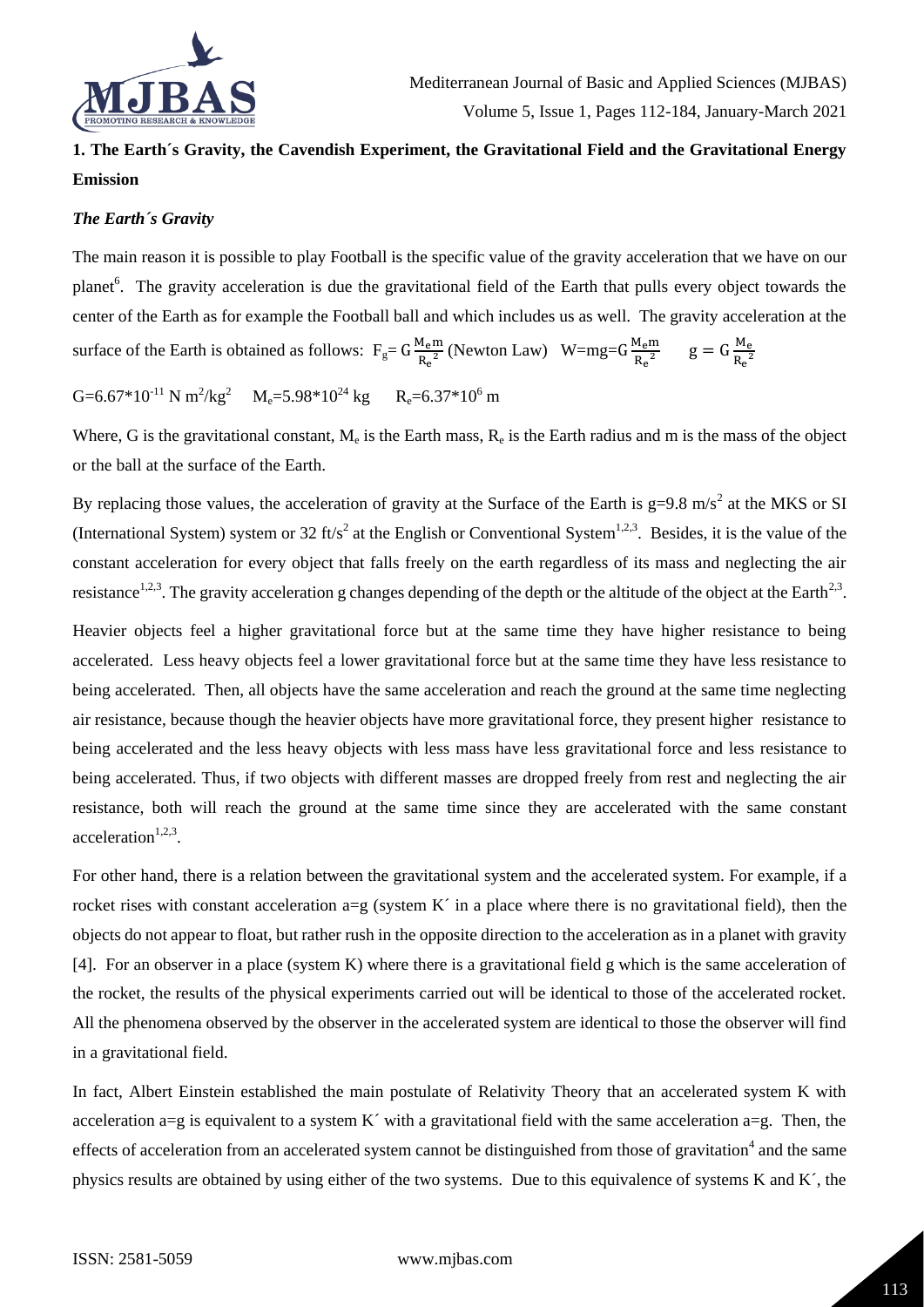## 1. The Earth´s Gravity, the Cavendish Experiment, the Gravitational Field and the Gravitational Energy Emission

### *The Earth´s Gravity*

The main reason it is possible to play Football is the specific value of the gravity acceleration that we have on our planet[6]. The gravity acceleration is due the gravitational field of the Earth that pulls every object towards the center of the Earth as for example the Football ball and which includes us as well. The gravity acceleration at the surface of the Earth is obtained as follows: $F_g = G\frac{M_e m}{{R_e}^2}$ (Newton Law) $W = mg = G\frac{M_e m}{{R_e}^2}$ $\quad g = G\frac{M_e}{{R_e}^2}$

$G=6.67*10^{-11}\ N\ m^2/kg^2 \quad M_e=5.98*10^{24}\ kg \quad R_e=6.37*10^6\ m$

Where, G is the gravitational constant, $M_e$ is the Earth mass, $R_e$ is the Earth radius and m is the mass of the object or the ball at the surface of the Earth.

By replacing those values, the acceleration of gravity at the Surface of the Earth is $g=9.8\ m/s^2$ at the MKS or SI (International System) system or $32\ ft/s^2$ at the English or Conventional System[1,2,3]. Besides, it is the value of the constant acceleration for every object that falls freely on the earth regardless of its mass and neglecting the air resistance[1,2,3]. The gravity acceleration g changes depending of the depth or the altitude of the object at the Earth[2,3].

Heavier objects feel a higher gravitational force but at the same time they have higher resistance to being accelerated. Less heavy objects feel a lower gravitational force but at the same time they have less resistance to being accelerated. Then, all objects have the same acceleration and reach the ground at the same time neglecting air resistance, because though the heavier objects have more gravitational force, they present higher resistance to being accelerated and the less heavy objects with less mass have less gravitational force and less resistance to being accelerated. Thus, if two objects with different masses are dropped freely from rest and neglecting the air resistance, both will reach the ground at the same time since they are accelerated with the same constant acceleration[1,2,3].

For other hand, there is a relation between the gravitational system and the accelerated system. For example, if a rocket rises with constant acceleration a=g (system K´ in a place where there is no gravitational field), then the objects do not appear to float, but rather rush in the opposite direction to the acceleration as in a planet with gravity [4]. For an observer in a place (system K) where there is a gravitational field g which is the same acceleration of the rocket, the results of the physical experiments carried out will be identical to those of the accelerated rocket. All the phenomena observed by the observer in the accelerated system are identical to those the observer will find in a gravitational field.

In fact, Albert Einstein established the main postulate of Relativity Theory that an accelerated system K with acceleration a=g is equivalent to a system K´ with a gravitational field with the same acceleration a=g. Then, the effects of acceleration from an accelerated system cannot be distinguished from those of gravitation[4] and the same physics results are obtained by using either of the two systems. Due to this equivalence of systems K and K´, the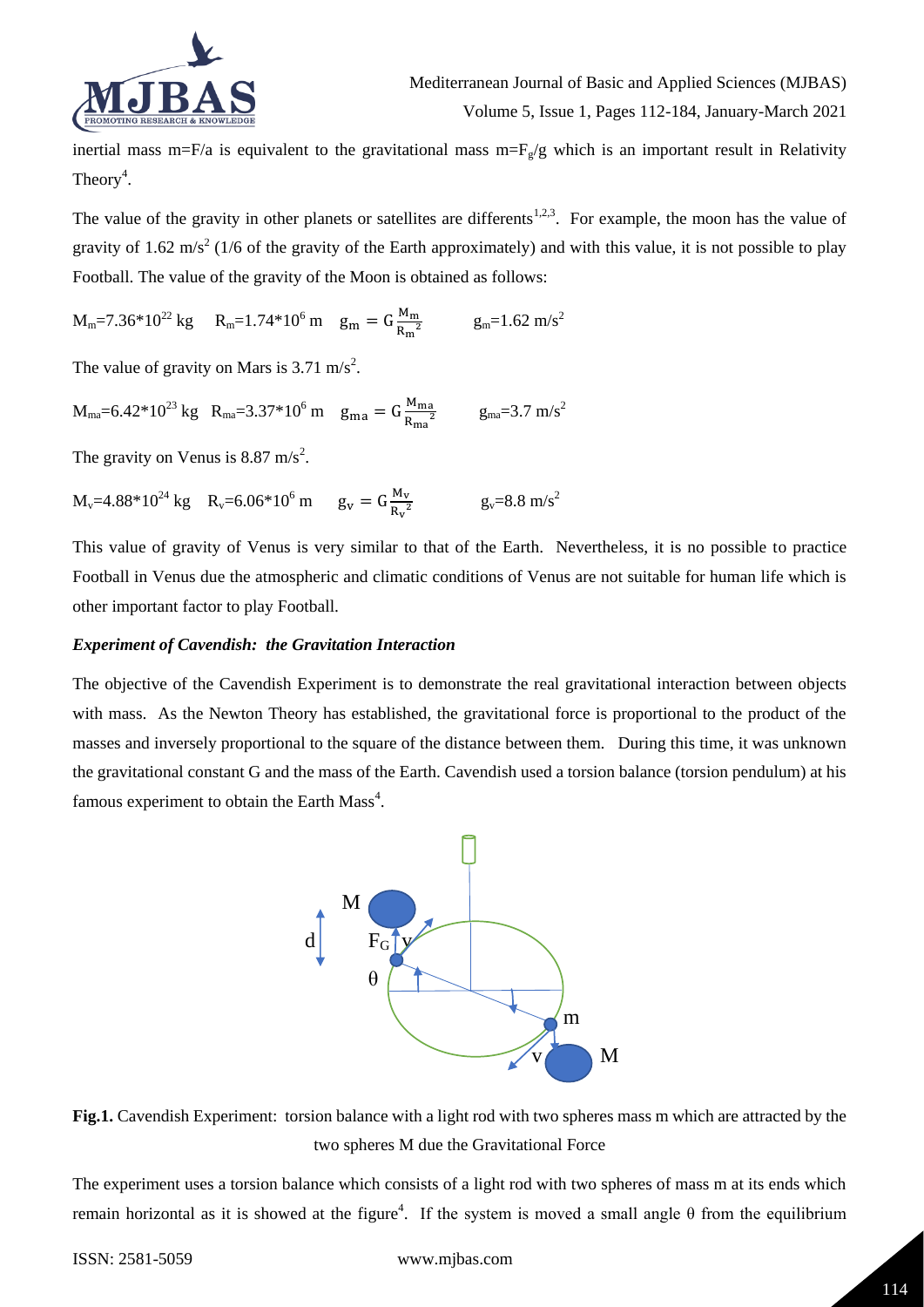inertial mass $m=F/a$ is equivalent to the gravitational mass $m=F_g/g$ which is an important result in Relativity Theory[4].

The value of the gravity in other planets or satellites are differents[1,2,3]. For example, the moon has the value of gravity of 1.62 $m/s^2$ (1/6 of the gravity of the Earth approximately) and with this value, it is not possible to play Football. The value of the gravity of the Moon is obtained as follows:

$M_m=7.36*10^{22}$ kg $\quad R_m=1.74*10^6$ m $\quad g_m = G\frac{M_m}{R_m{}^2} \qquad g_m=1.62$ $m/s^2$

The value of gravity on Mars is 3.71 $m/s^2$.

$M_{ma}=6.42*10^{23}$ kg $\quad R_{ma}=3.37*10^6$ m $\quad g_{ma} = G\frac{M_{ma}}{R_{ma}{}^2} \qquad g_{ma}=3.7$ $m/s^2$

The gravity on Venus is 8.87 $m/s^2$.

$M_v=4.88*10^{24}$ kg $\quad R_v=6.06*10^6$ m $\quad g_v = G\frac{M_v}{R_v{}^2} \qquad g_v=8.8$ $m/s^2$

This value of gravity of Venus is very similar to that of the Earth. Nevertheless, it is no possible to practice Football in Venus due the atmospheric and climatic conditions of Venus are not suitable for human life which is other important factor to play Football.

***Experiment of Cavendish: the Gravitation Interaction***

The objective of the Cavendish Experiment is to demonstrate the real gravitational interaction between objects with mass. As the Newton Theory has established, the gravitational force is proportional to the product of the masses and inversely proportional to the square of the distance between them. During this time, it was unknown the gravitational constant G and the mass of the Earth. Cavendish used a torsion balance (torsion pendulum) at his famous experiment to obtain the Earth Mass[4].

**Fig.1.** Cavendish Experiment: torsion balance with a light rod with two spheres mass m which are attracted by the two spheres M due the Gravitational Force

The experiment uses a torsion balance which consists of a light rod with two spheres of mass m at its ends which remain horizontal as it is showed at the figure[4]. If the system is moved a small angle θ from the equilibrium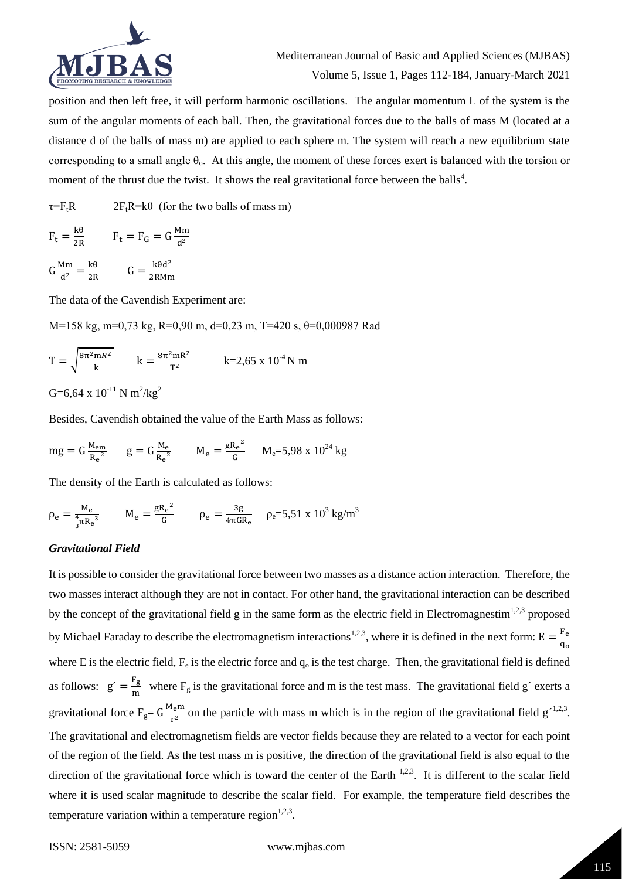position and then left free, it will perform harmonic oscillations. The angular momentum L of the system is the sum of the angular moments of each ball. Then, the gravitational forces due to the balls of mass M (located at a distance d of the balls of mass m) are applied to each sphere m. The system will reach a new equilibrium state corresponding to a small angle $\theta_o$. At this angle, the moment of these forces exert is balanced with the torsion or moment of the thrust due the twist. It shows the real gravitational force between the balls[4].

$\tau = F_t R \qquad 2F_t R = k\theta$ (for the two balls of mass m)

$$F_t = \frac{k\theta}{2R} \qquad F_t = F_G = G\frac{Mm}{d^2}$$

$$G\frac{Mm}{d^2} = \frac{k\theta}{2R} \qquad G = \frac{k\theta d^2}{2RMm}$$

The data of the Cavendish Experiment are:

M=158 kg, m=0,73 kg, R=0,90 m, d=0,23 m, T=420 s, θ=0,000987 Rad

$$T = \sqrt{\frac{8\pi^2 mR^2}{k}} \qquad k = \frac{8\pi^2 mR^2}{T^2} \qquad k = 2{,}65 \times 10^{-4}\ \text{N m}$$

$G = 6{,}64 \times 10^{-11}\ \text{N m}^2/\text{kg}^2$

Besides, Cavendish obtained the value of the Earth Mass as follows:

$$mg = G\frac{M_e m}{{R_e}^2} \qquad g = G\frac{M_e}{{R_e}^2} \qquad M_e = \frac{g{R_e}^2}{G} \qquad M_e = 5{,}98 \times 10^{24}\ \text{kg}$$

The density of the Earth is calculated as follows:

$$\rho_e = \frac{M_e}{\frac{4}{3}\pi {R_e}^3} \qquad M_e = \frac{g{R_e}^2}{G} \qquad \rho_e = \frac{3g}{4\pi G R_e} \qquad \rho_e = 5{,}51 \times 10^3\ \text{kg/m}^3$$

### *Gravitational Field*

It is possible to consider the gravitational force between two masses as a distance action interaction. Therefore, the two masses interact although they are not in contact. For other hand, the gravitational interaction can be described by the concept of the gravitational field g in the same form as the electric field in Electromagnestim[1,2,3] proposed by Michael Faraday to describe the electromagnetism interactions[1,2,3], where it is defined in the next form: $E = \frac{F_e}{q_o}$ where E is the electric field, $F_e$ is the electric force and $q_o$ is the test charge. Then, the gravitational field is defined as follows: $g' = \frac{F_g}{m}$ where $F_g$ is the gravitational force and m is the test mass. The gravitational field g´ exerts a gravitational force $F_g = G\frac{M_e m}{r^2}$ on the particle with mass m which is in the region of the gravitational field g´[1,2,3]. The gravitational and electromagnetism fields are vector fields because they are related to a vector for each point of the region of the field. As the test mass m is positive, the direction of the gravitational field is also equal to the direction of the gravitational force which is toward the center of the Earth [1,2,3]. It is different to the scalar field where it is used scalar magnitude to describe the scalar field. For example, the temperature field describes the temperature variation within a temperature region[1,2,3].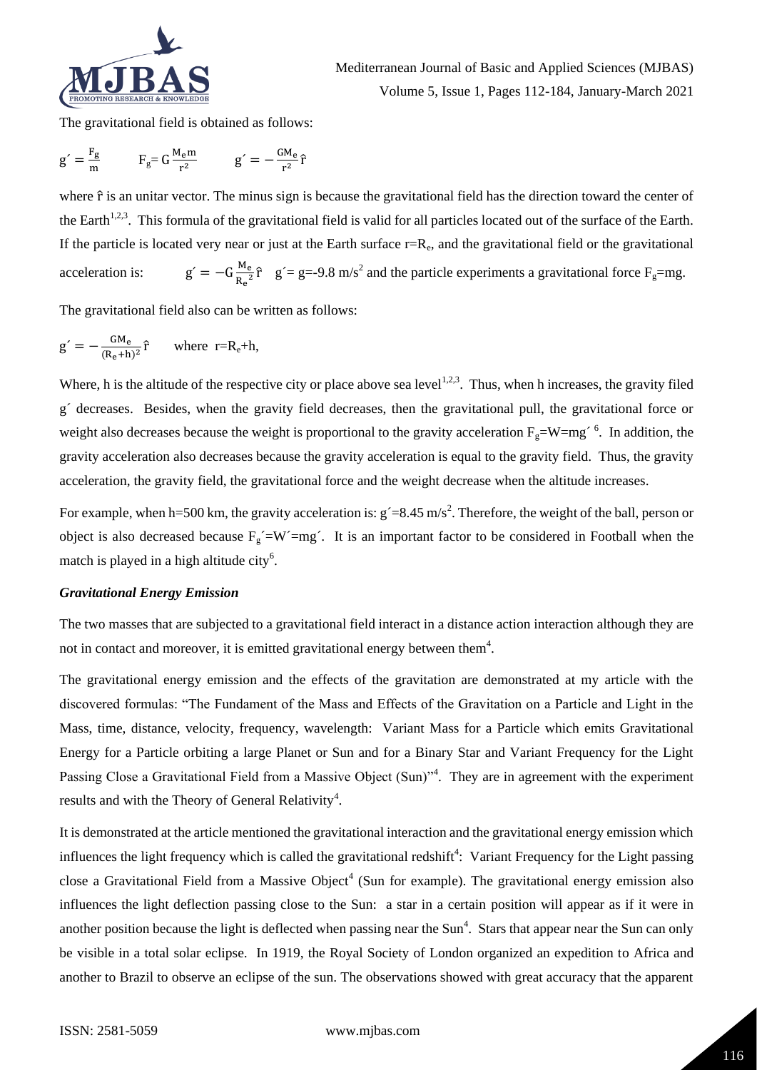The gravitational field is obtained as follows:

$g' = \frac{F_g}{m}$ $\qquad F_g = G\frac{M_e m}{r^2}$ $\qquad g' = -\frac{GM_e}{r^2}\hat{r}$

where $\hat{r}$ is an unitar vector. The minus sign is because the gravitational field has the direction toward the center of the Earth[1,2,3]. This formula of the gravitational field is valid for all particles located out of the surface of the Earth. If the particle is located very near or just at the Earth surface $r=R_e$, and the gravitational field or the gravitational acceleration is: $\quad g' = -G\frac{M_e}{{R_e}^2}\hat{r}$ $\quad g' = g = -9.8\ m/s^2$ and the particle experiments a gravitational force $F_g = mg$.

The gravitational field also can be written as follows:

$g' = -\frac{GM_e}{(R_e+h)^2}\hat{r}$ $\qquad$ where $r = R_e + h$,

Where, h is the altitude of the respective city or place above sea level[1,2,3]. Thus, when h increases, the gravity filed $g'$ decreases. Besides, when the gravity field decreases, then the gravitational pull, the gravitational force or weight also decreases because the weight is proportional to the gravity acceleration $F_g = W = mg'$ [6]. In addition, the gravity acceleration also decreases because the gravity acceleration is equal to the gravity field. Thus, the gravity acceleration, the gravity field, the gravitational force and the weight decrease when the altitude increases.

For example, when h=500 km, the gravity acceleration is: $g' = 8.45\ m/s^2$. Therefore, the weight of the ball, person or object is also decreased because $F_g' = W' = mg'$. It is an important factor to be considered in Football when the match is played in a high altitude city[6].

### *Gravitational Energy Emission*

The two masses that are subjected to a gravitational field interact in a distance action interaction although they are not in contact and moreover, it is emitted gravitational energy between them[4].

The gravitational energy emission and the effects of the gravitation are demonstrated at my article with the discovered formulas: "The Fundament of the Mass and Effects of the Gravitation on a Particle and Light in the Mass, time, distance, velocity, frequency, wavelength: Variant Mass for a Particle which emits Gravitational Energy for a Particle orbiting a large Planet or Sun and for a Binary Star and Variant Frequency for the Light Passing Close a Gravitational Field from a Massive Object (Sun)"[4]. They are in agreement with the experiment results and with the Theory of General Relativity[4].

It is demonstrated at the article mentioned the gravitational interaction and the gravitational energy emission which influences the light frequency which is called the gravitational redshift[4]: Variant Frequency for the Light passing close a Gravitational Field from a Massive Object[4] (Sun for example). The gravitational energy emission also influences the light deflection passing close to the Sun: a star in a certain position will appear as if it were in another position because the light is deflected when passing near the Sun[4]. Stars that appear near the Sun can only be visible in a total solar eclipse. In 1919, the Royal Society of London organized an expedition to Africa and another to Brazil to observe an eclipse of the sun. The observations showed with great accuracy that the apparent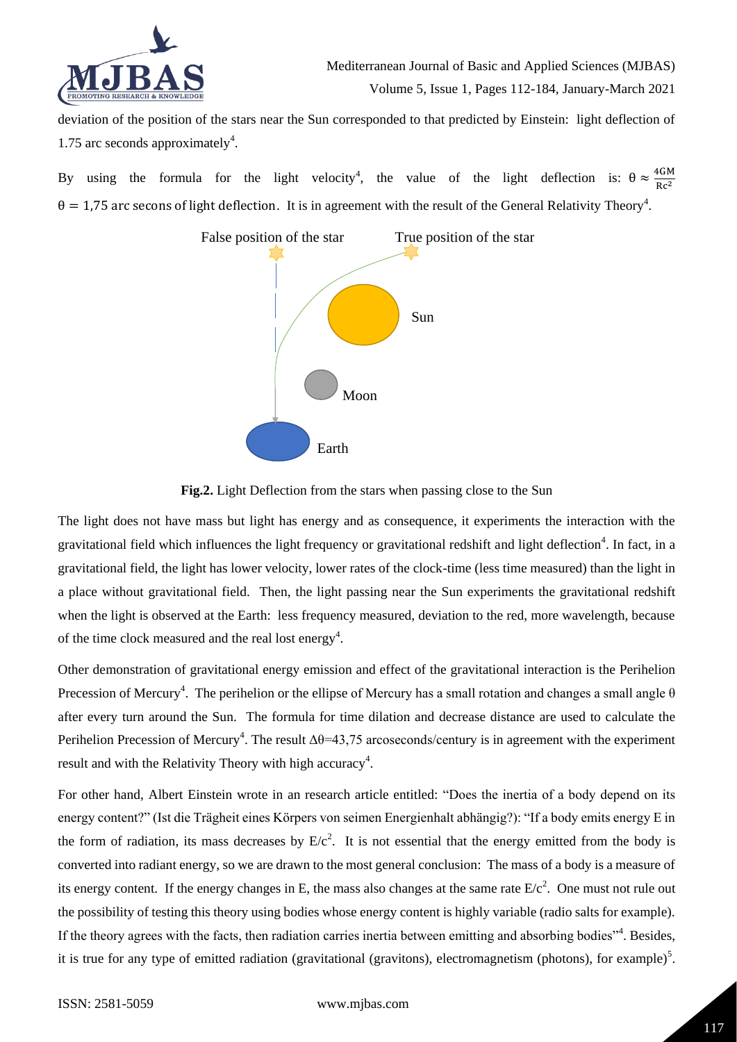deviation of the position of the stars near the Sun corresponded to that predicted by Einstein: light deflection of 1.75 arc seconds approximately[4].

By using the formula for the light velocity[4], the value of the light deflection is: $\theta \approx \frac{4GM}{Rc^2}$ $\theta = 1{,}75$ arc secons of light deflection. It is in agreement with the result of the General Relativity Theory[4].

False position of the star

True position of the star

Sun

Moon

Earth

**Fig.2.** Light Deflection from the stars when passing close to the Sun

The light does not have mass but light has energy and as consequence, it experiments the interaction with the gravitational field which influences the light frequency or gravitational redshift and light deflection[4]. In fact, in a gravitational field, the light has lower velocity, lower rates of the clock-time (less time measured) than the light in a place without gravitational field. Then, the light passing near the Sun experiments the gravitational redshift when the light is observed at the Earth: less frequency measured, deviation to the red, more wavelength, because of the time clock measured and the real lost energy[4].

Other demonstration of gravitational energy emission and effect of the gravitational interaction is the Perihelion Precession of Mercury[4]. The perihelion or the ellipse of Mercury has a small rotation and changes a small angle $\theta$ after every turn around the Sun. The formula for time dilation and decrease distance are used to calculate the Perihelion Precession of Mercury[4]. The result $\Delta\theta$=43,75 arcoseconds/century is in agreement with the experiment result and with the Relativity Theory with high accuracy[4].

For other hand, Albert Einstein wrote in an research article entitled: "Does the inertia of a body depend on its energy content?" (Ist die Trägheit eines Körpers von seimen Energienhalt abhängig?): "If a body emits energy E in the form of radiation, its mass decreases by $E/c^2$. It is not essential that the energy emitted from the body is converted into radiant energy, so we are drawn to the most general conclusion: The mass of a body is a measure of its energy content. If the energy changes in E, the mass also changes at the same rate $E/c^2$. One must not rule out the possibility of testing this theory using bodies whose energy content is highly variable (radio salts for example). If the theory agrees with the facts, then radiation carries inertia between emitting and absorbing bodies"[4]. Besides, it is true for any type of emitted radiation (gravitational (gravitons), electromagnetism (photons), for example)[5].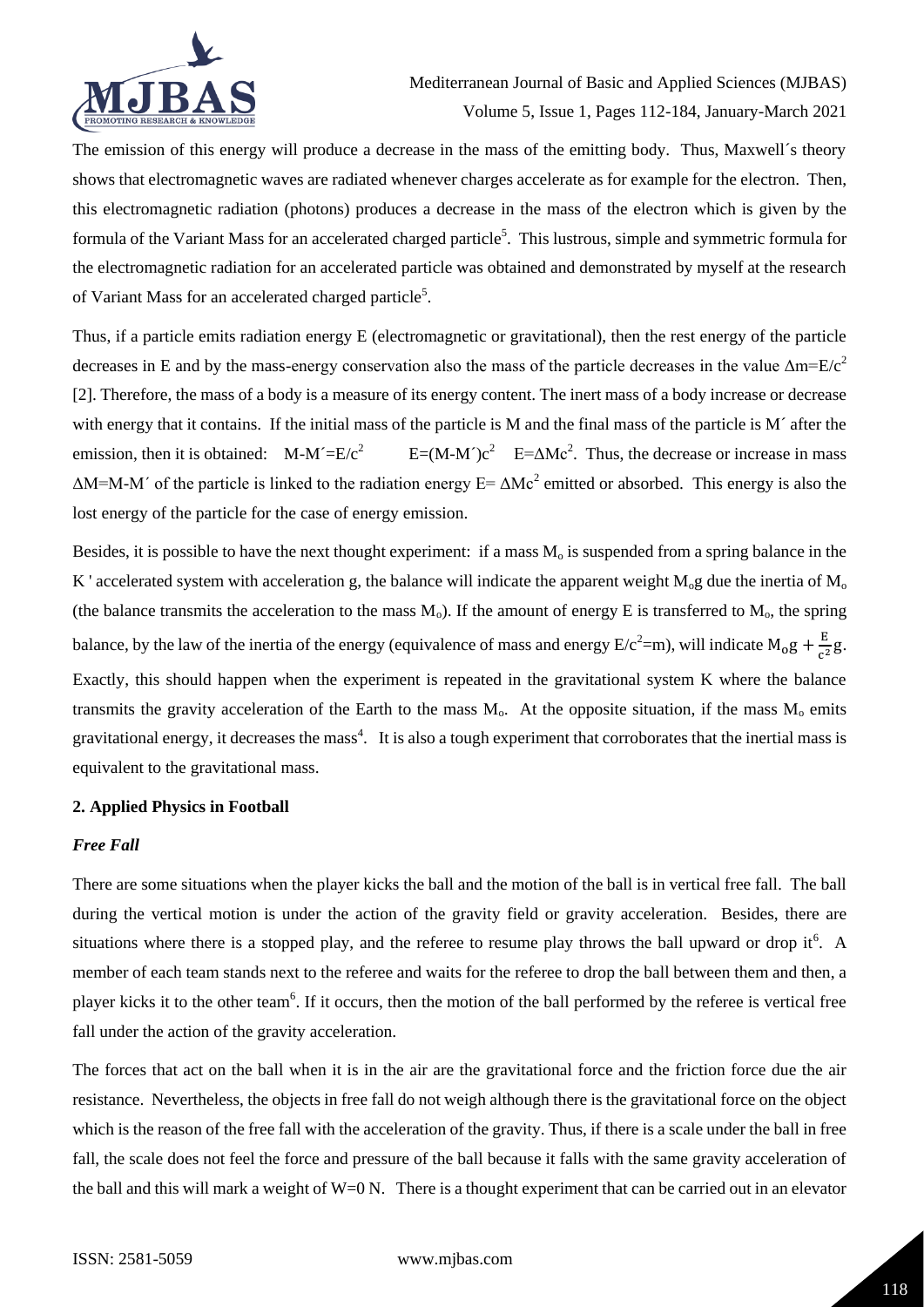The emission of this energy will produce a decrease in the mass of the emitting body. Thus, Maxwell´s theory shows that electromagnetic waves are radiated whenever charges accelerate as for example for the electron. Then, this electromagnetic radiation (photons) produces a decrease in the mass of the electron which is given by the formula of the Variant Mass for an accelerated charged particle[5]. This lustrous, simple and symmetric formula for the electromagnetic radiation for an accelerated particle was obtained and demonstrated by myself at the research of Variant Mass for an accelerated charged particle[5].

Thus, if a particle emits radiation energy E (electromagnetic or gravitational), then the rest energy of the particle decreases in E and by the mass-energy conservation also the mass of the particle decreases in the value $\Delta m=E/c^2$ [2]. Therefore, the mass of a body is a measure of its energy content. The inert mass of a body increase or decrease with energy that it contains. If the initial mass of the particle is M and the final mass of the particle is M´ after the emission, then it is obtained: $M-M'=E/c^2$ $E=(M-M')c^2$ $E=\Delta Mc^2$. Thus, the decrease or increase in mass $\Delta M=M-M'$ of the particle is linked to the radiation energy $E=\Delta Mc^2$ emitted or absorbed. This energy is also the lost energy of the particle for the case of energy emission.

Besides, it is possible to have the next thought experiment: if a mass $M_o$ is suspended from a spring balance in the K ' accelerated system with acceleration g, the balance will indicate the apparent weight $M_og$ due the inertia of $M_o$ (the balance transmits the acceleration to the mass $M_o$). If the amount of energy E is transferred to $M_o$, the spring balance, by the law of the inertia of the energy (equivalence of mass and energy $E/c^2=m$), will indicate $M_og+\frac{E}{c^2}g$. Exactly, this should happen when the experiment is repeated in the gravitational system K where the balance transmits the gravity acceleration of the Earth to the mass $M_o$. At the opposite situation, if the mass $M_o$ emits gravitational energy, it decreases the mass[4]. It is also a tough experiment that corroborates that the inertial mass is equivalent to the gravitational mass.

## 2. Applied Physics in Football

### *Free Fall*

There are some situations when the player kicks the ball and the motion of the ball is in vertical free fall. The ball during the vertical motion is under the action of the gravity field or gravity acceleration. Besides, there are situations where there is a stopped play, and the referee to resume play throws the ball upward or drop it[6]. A member of each team stands next to the referee and waits for the referee to drop the ball between them and then, a player kicks it to the other team[6]. If it occurs, then the motion of the ball performed by the referee is vertical free fall under the action of the gravity acceleration.

The forces that act on the ball when it is in the air are the gravitational force and the friction force due the air resistance. Nevertheless, the objects in free fall do not weigh although there is the gravitational force on the object which is the reason of the free fall with the acceleration of the gravity. Thus, if there is a scale under the ball in free fall, the scale does not feel the force and pressure of the ball because it falls with the same gravity acceleration of the ball and this will mark a weight of W=0 N. There is a thought experiment that can be carried out in an elevator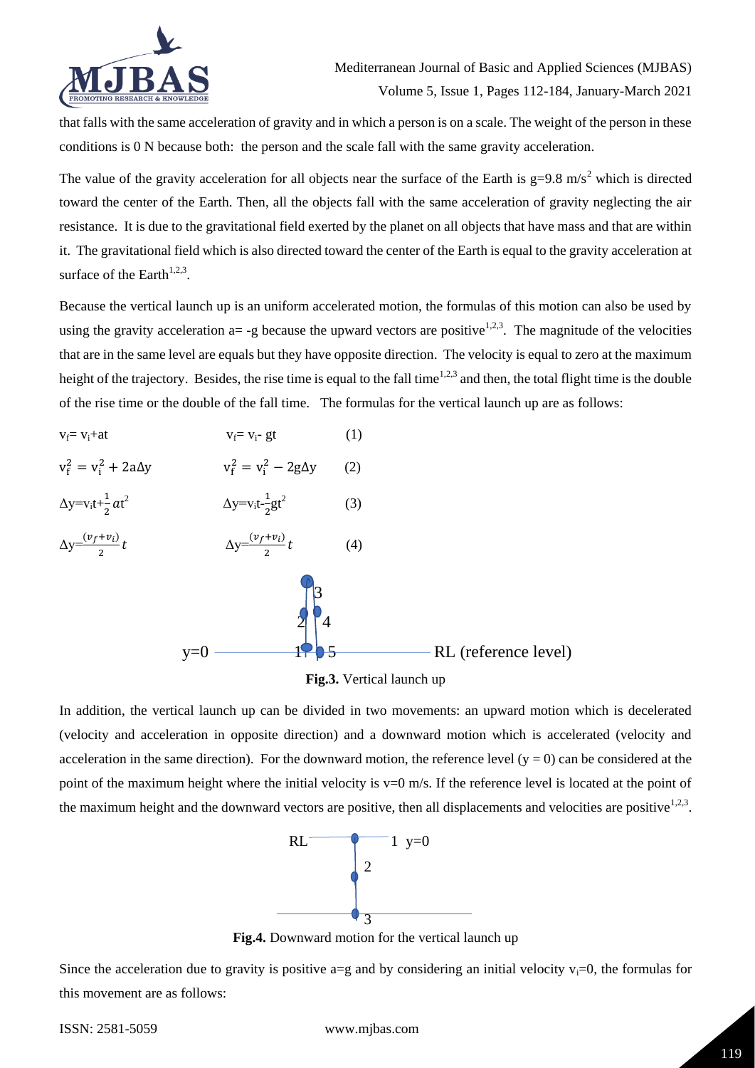that falls with the same acceleration of gravity and in which a person is on a scale. The weight of the person in these conditions is 0 N because both: the person and the scale fall with the same gravity acceleration.

The value of the gravity acceleration for all objects near the surface of the Earth is $g=9.8\ m/s^2$ which is directed toward the center of the Earth. Then, all the objects fall with the same acceleration of gravity neglecting the air resistance. It is due to the gravitational field exerted by the planet on all objects that have mass and that are within it. The gravitational field which is also directed toward the center of the Earth is equal to the gravity acceleration at surface of the Earth[1,2,3].

Because the vertical launch up is an uniform accelerated motion, the formulas of this motion can also be used by using the gravity acceleration $a= -g$ because the upward vectors are positive[1,2,3]. The magnitude of the velocities that are in the same level are equals but they have opposite direction. The velocity is equal to zero at the maximum height of the trajectory. Besides, the rise time is equal to the fall time[1,2,3] and then, the total flight time is the double of the rise time or the double of the fall time. The formulas for the vertical launch up are as follows:

$$v_f = v_i + at \qquad v_f = v_i - gt \qquad (1)$$

$$v_f^2 = v_i^2 + 2a\Delta y \qquad v_f^2 = v_i^2 - 2g\Delta y \qquad (2)$$

$$\Delta y = v_i t + \frac{1}{2}at^2 \qquad \Delta y = v_i t - \frac{1}{2}gt^2 \qquad (3)$$

$$\Delta y = \frac{(v_f + v_i)}{2}t \qquad \Delta y = \frac{(v_f + v_i)}{2}t \qquad (4)$$

**Fig.3.** Vertical launch up

In addition, the vertical launch up can be divided in two movements: an upward motion which is decelerated (velocity and acceleration in opposite direction) and a downward motion which is accelerated (velocity and acceleration in the same direction). For the downward motion, the reference level ($y = 0$) can be considered at the point of the maximum height where the initial velocity is $v=0$ m/s. If the reference level is located at the point of the maximum height and the downward vectors are positive, then all displacements and velocities are positive[1,2,3].

**Fig.4.** Downward motion for the vertical launch up

Since the acceleration due to gravity is positive $a=g$ and by considering an initial velocity $v_i=0$, the formulas for this movement are as follows: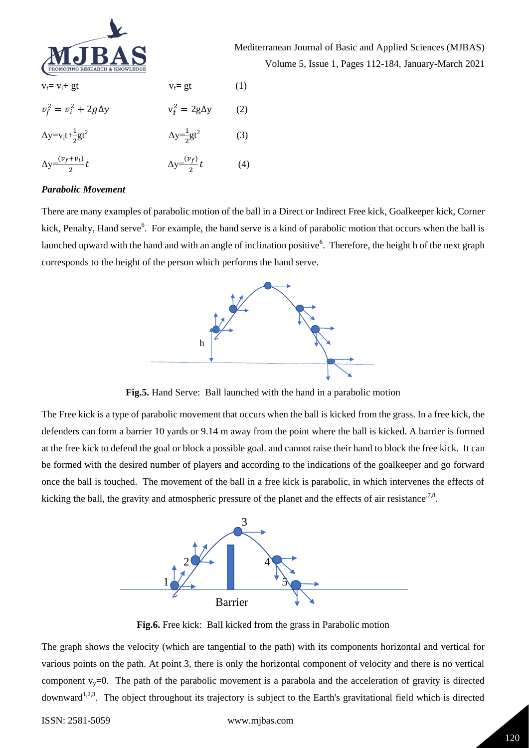$v_f = v_i + gt$ $\quad\quad\quad\quad$ $v_f = gt$ $\quad\quad$ (1)

$v_f^2 = v_i^2 + 2g\Delta y$ $\quad\quad$ $v_f^2 = 2g\Delta y$ $\quad\quad$ (2)

$\Delta y = v_i t + \frac{1}{2}gt^2$ $\quad\quad$ $\Delta y = \frac{1}{2}gt^2$ $\quad\quad$ (3)

$\Delta y = \frac{(v_f + v_i)}{2}t$ $\quad\quad$ $\Delta y = \frac{(v_f)}{2}t$ $\quad\quad$ (4)

***Parabolic Movement***

There are many examples of parabolic motion of the ball in a Direct or Indirect Free kick, Goalkeeper kick, Corner kick, Penalty, Hand serve[6]. For example, the hand serve is a kind of parabolic motion that occurs when the ball is launched upward with the hand and with an angle of inclination positive[6]. Therefore, the height h of the next graph corresponds to the height of the person which performs the hand serve.

**Fig.5.** Hand Serve: Ball launched with the hand in a parabolic motion

The Free kick is a type of parabolic movement that occurs when the ball is kicked from the grass. In a free kick, the defenders can form a barrier 10 yards or 9.14 m away from the point where the ball is kicked. A barrier is formed at the free kick to defend the goal or block a possible goal. and cannot raise their hand to block the free kick. It can be formed with the desired number of players and according to the indications of the goalkeeper and go forward once the ball is touched. The movement of the ball in a free kick is parabolic, in which intervenes the effects of kicking the ball, the gravity and atmospheric pressure of the planet and the effects of air resistance[7,8].

**Fig.6.** Free kick: Ball kicked from the grass in Parabolic motion

The graph shows the velocity (which are tangential to the path) with its components horizontal and vertical for various points on the path. At point 3, there is only the horizontal component of velocity and there is no vertical component $v_y=0$. The path of the parabolic movement is a parabola and the acceleration of gravity is directed downward[1,2,3]. The object throughout its trajectory is subject to the Earth's gravitational field which is directed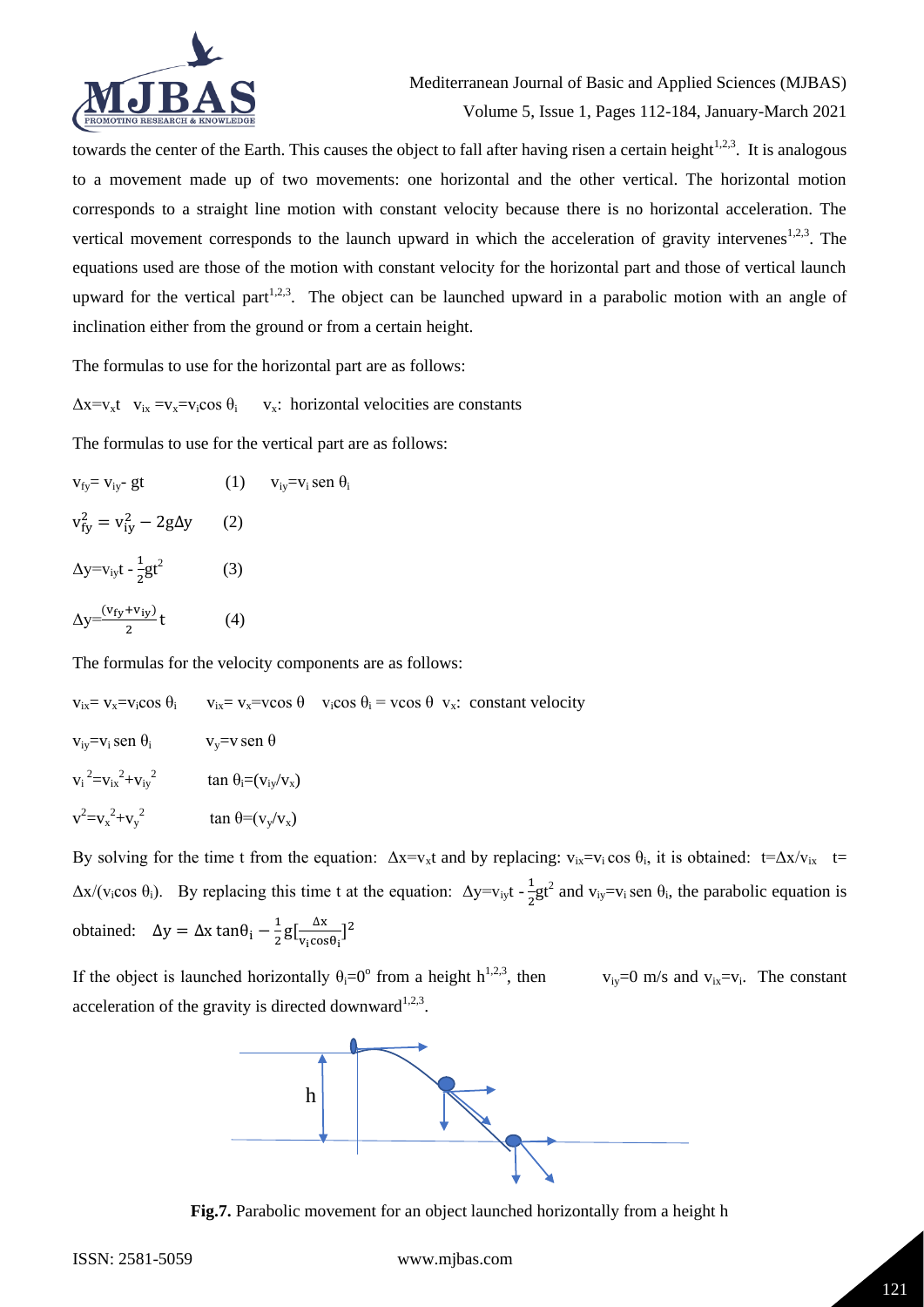towards the center of the Earth. This causes the object to fall after having risen a certain height[1,2,3]. It is analogous to a movement made up of two movements: one horizontal and the other vertical. The horizontal motion corresponds to a straight line motion with constant velocity because there is no horizontal acceleration. The vertical movement corresponds to the launch upward in which the acceleration of gravity intervenes[1,2,3]. The equations used are those of the motion with constant velocity for the horizontal part and those of vertical launch upward for the vertical part[1,2,3]. The object can be launched upward in a parabolic motion with an angle of inclination either from the ground or from a certain height.

The formulas to use for the horizontal part are as follows:

$\Delta x = v_x t$ $\quad v_{ix} = v_x = v_i \cos\theta_i$ $\quad v_x$: horizontal velocities are constants

The formulas to use for the vertical part are as follows:

$v_{fy} = v_{iy} - gt$ (1) $\quad v_{iy} = v_i \text{ sen } \theta_i$

$v_{fy}^2 = v_{iy}^2 - 2g\Delta y$ (2)

$\Delta y = v_{iy} t - \frac{1}{2} g t^2$ (3)

$\Delta y = \frac{(v_{fy} + v_{iy})}{2} t$ (4)

The formulas for the velocity components are as follows:

$v_{ix} = v_x = v_i \cos\theta_i$ $\quad v_{ix} = v_x = v \cos\theta$ $\quad v_i \cos\theta_i = v \cos\theta$ $\quad v_x$: constant velocity

$v_{iy} = v_i \text{ sen } \theta_i$ $\quad v_y = v \text{ sen } \theta$

$v_i^2 = v_{ix}^2 + v_{iy}^2$ $\quad \tan\theta_i = (v_{iy}/v_x)$

$v^2 = v_x^2 + v_y^2$ $\quad \tan\theta = (v_y/v_x)$

By solving for the time t from the equation: $\Delta x = v_x t$ and by replacing: $v_{ix} = v_i \cos\theta_i$, it is obtained: $t = \Delta x / v_{ix}$ $\quad t = \Delta x / (v_i \cos\theta_i)$. By replacing this time t at the equation: $\Delta y = v_{iy} t - \frac{1}{2} g t^2$ and $v_{iy} = v_i \text{ sen } \theta_i$, the parabolic equation is obtained: $\Delta y = \Delta x \tan\theta_i - \frac{1}{2} g [\frac{\Delta x}{v_i \cos\theta_i}]^2$

If the object is launched horizontally $\theta_i = 0^o$ from a height h[1,2,3], then $v_{iy} = 0$ m/s and $v_{ix} = v_i$. The constant acceleration of the gravity is directed downward[1,2,3].

**Fig.7.** Parabolic movement for an object launched horizontally from a height h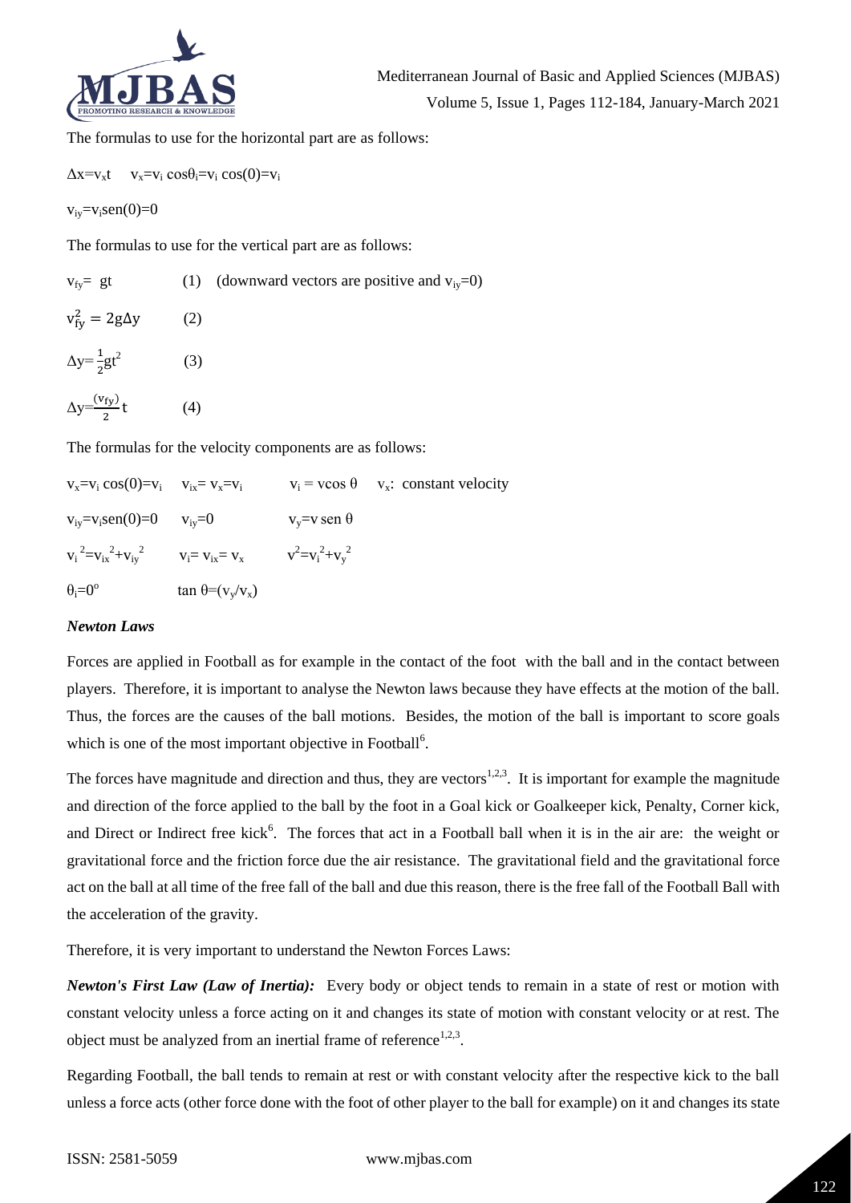The formulas to use for the horizontal part are as follows:

$\Delta x = v_x t \quad v_x = v_i \cos\theta_i = v_i \cos(0) = v_i$

$v_{iy} = v_i \text{sen}(0) = 0$

The formulas to use for the vertical part are as follows:

$v_{fy} = gt$ (1) (downward vectors are positive and $v_{iy}=0$)

$v_{fy}^2 = 2g\Delta y$ (2)

$\Delta y = \frac{1}{2}gt^2$ (3)

$\Delta y = \frac{(v_{fy})}{2}t$ (4)

The formulas for the velocity components are as follows:

| | | | |
|---|---|---|---|
| $v_x = v_i \cos(0) = v_i$ | $v_{ix} = v_x = v_i$ | $v_i = v\cos\theta$ | $v_x$: constant velocity |
| $v_{iy} = v_i \text{sen}(0) = 0$ | $v_{iy} = 0$ | $v_y = v \text{ sen } \theta$ | |
| $v_i^2 = v_{ix}^2 + v_{iy}^2$ | $v_i = v_{ix} = v_x$ | $v^2 = v_i^2 + v_y^2$ | |
| $\theta_i = 0^o$ | $\tan\theta = (v_y/v_x)$ | | |

### *Newton Laws*

Forces are applied in Football as for example in the contact of the foot with the ball and in the contact between players. Therefore, it is important to analyse the Newton laws because they have effects at the motion of the ball. Thus, the forces are the causes of the ball motions. Besides, the motion of the ball is important to score goals which is one of the most important objective in Football[6].

The forces have magnitude and direction and thus, they are vectors[1,2,3]. It is important for example the magnitude and direction of the force applied to the ball by the foot in a Goal kick or Goalkeeper kick, Penalty, Corner kick, and Direct or Indirect free kick[6]. The forces that act in a Football ball when it is in the air are: the weight or gravitational force and the friction force due the air resistance. The gravitational field and the gravitational force act on the ball at all time of the free fall of the ball and due this reason, there is the free fall of the Football Ball with the acceleration of the gravity.

Therefore, it is very important to understand the Newton Forces Laws:

***Newton's First Law (Law of Inertia):*** Every body or object tends to remain in a state of rest or motion with constant velocity unless a force acting on it and changes its state of motion with constant velocity or at rest. The object must be analyzed from an inertial frame of reference[1,2,3].

Regarding Football, the ball tends to remain at rest or with constant velocity after the respective kick to the ball unless a force acts (other force done with the foot of other player to the ball for example) on it and changes its state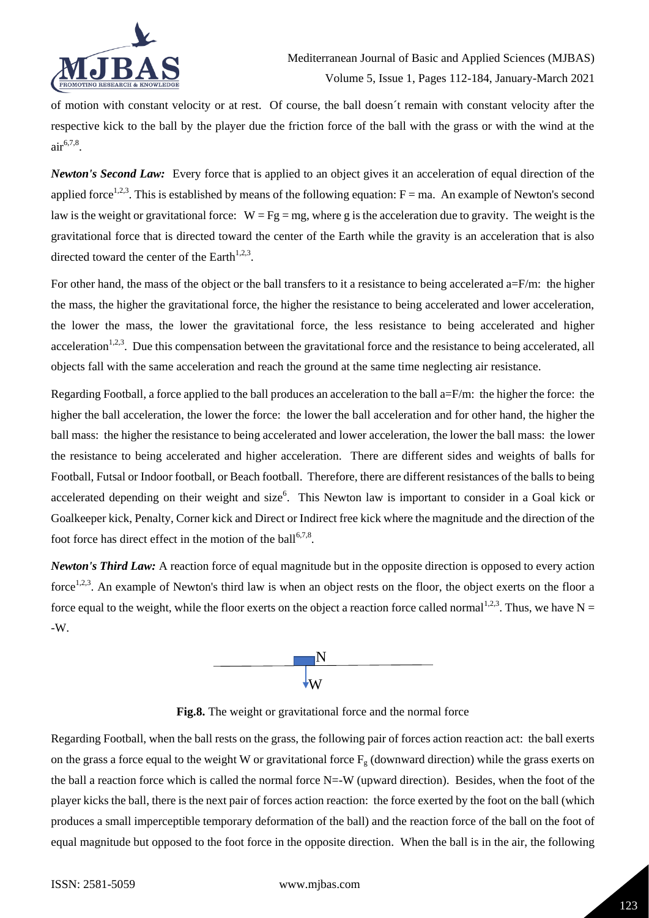of motion with constant velocity or at rest. Of course, the ball doesn´t remain with constant velocity after the respective kick to the ball by the player due the friction force of the ball with the grass or with the wind at the air[6,7,8].

***Newton's Second Law:*** Every force that is applied to an object gives it an acceleration of equal direction of the applied force[1,2,3]. This is established by means of the following equation: $F = ma$. An example of Newton's second law is the weight or gravitational force: $W = Fg = mg$, where g is the acceleration due to gravity. The weight is the gravitational force that is directed toward the center of the Earth while the gravity is an acceleration that is also directed toward the center of the Earth[1,2,3].

For other hand, the mass of the object or the ball transfers to it a resistance to being accelerated $a=F/m$: the higher the mass, the higher the gravitational force, the higher the resistance to being accelerated and lower acceleration, the lower the mass, the lower the gravitational force, the less resistance to being accelerated and higher acceleration[1,2,3]. Due this compensation between the gravitational force and the resistance to being accelerated, all objects fall with the same acceleration and reach the ground at the same time neglecting air resistance.

Regarding Football, a force applied to the ball produces an acceleration to the ball $a=F/m$: the higher the force: the higher the ball acceleration, the lower the force: the lower the ball acceleration and for other hand, the higher the ball mass: the higher the resistance to being accelerated and lower acceleration, the lower the ball mass: the lower the resistance to being accelerated and higher acceleration. There are different sides and weights of balls for Football, Futsal or Indoor football, or Beach football. Therefore, there are different resistances of the balls to being accelerated depending on their weight and size[6]. This Newton law is important to consider in a Goal kick or Goalkeeper kick, Penalty, Corner kick and Direct or Indirect free kick where the magnitude and the direction of the foot force has direct effect in the motion of the ball[6,7,8].

***Newton's Third Law:*** A reaction force of equal magnitude but in the opposite direction is opposed to every action force[1,2,3]. An example of Newton's third law is when an object rests on the floor, the object exerts on the floor a force equal to the weight, while the floor exerts on the object a reaction force called normal[1,2,3]. Thus, we have $N = -W$.

**Fig.8.** The weight or gravitational force and the normal force

Regarding Football, when the ball rests on the grass, the following pair of forces action reaction act: the ball exerts on the grass a force equal to the weight W or gravitational force $F_g$ (downward direction) while the grass exerts on the ball a reaction force which is called the normal force $N=-W$ (upward direction). Besides, when the foot of the player kicks the ball, there is the next pair of forces action reaction: the force exerted by the foot on the ball (which produces a small imperceptible temporary deformation of the ball) and the reaction force of the ball on the foot of equal magnitude but opposed to the foot force in the opposite direction. When the ball is in the air, the following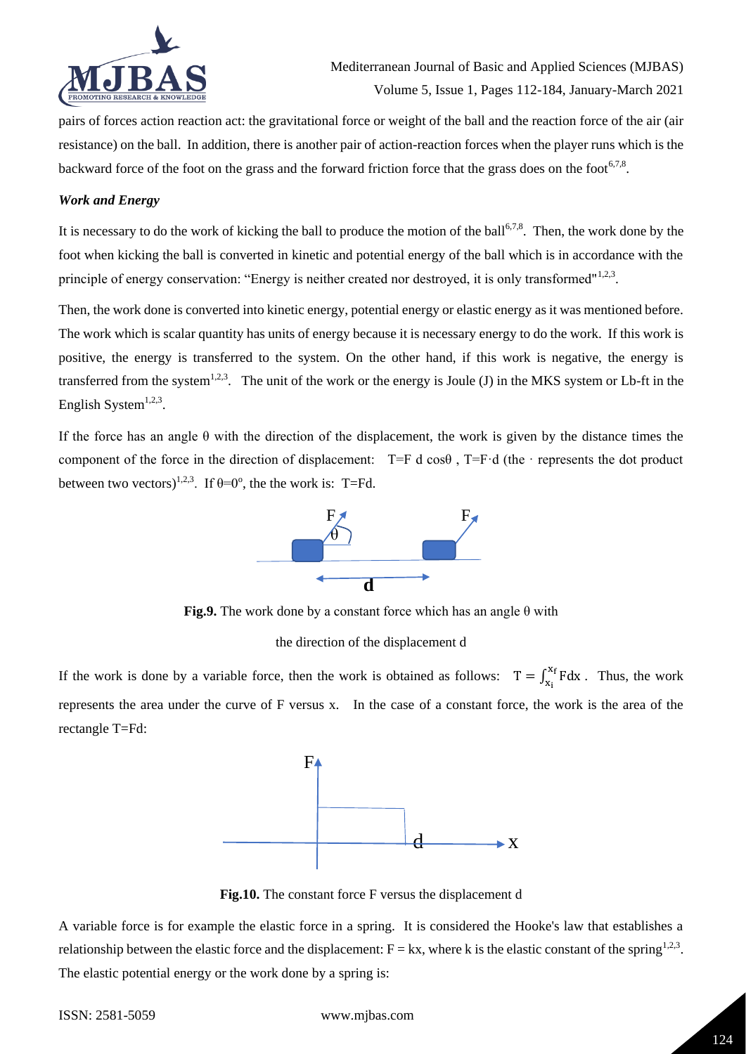pairs of forces action reaction act: the gravitational force or weight of the ball and the reaction force of the air (air resistance) on the ball. In addition, there is another pair of action-reaction forces when the player runs which is the backward force of the foot on the grass and the forward friction force that the grass does on the foot[6,7,8].

### *Work and Energy*

It is necessary to do the work of kicking the ball to produce the motion of the ball[6,7,8]. Then, the work done by the foot when kicking the ball is converted in kinetic and potential energy of the ball which is in accordance with the principle of energy conservation: "Energy is neither created nor destroyed, it is only transformed"[1,2,3].

Then, the work done is converted into kinetic energy, potential energy or elastic energy as it was mentioned before. The work which is scalar quantity has units of energy because it is necessary energy to do the work. If this work is positive, the energy is transferred to the system. On the other hand, if this work is negative, the energy is transferred from the system[1,2,3]. The unit of the work or the energy is Joule (J) in the MKS system or Lb-ft in the English System[1,2,3].

If the force has an angle $\theta$ with the direction of the displacement, the work is given by the distance times the component of the force in the direction of displacement: $T=F\, d \cos\theta$ , $T=F \cdot d$ (the $\cdot$ represents the dot product between two vectors)[1,2,3]. If $\theta=0^{o}$, the the work is: $T=Fd$.

**Fig.9.** The work done by a constant force which has an angle $\theta$ with the direction of the displacement d

If the work is done by a variable force, then the work is obtained as follows: $T = \int_{x_i}^{x_f} F dx$ . Thus, the work represents the area under the curve of F versus x. In the case of a constant force, the work is the area of the rectangle $T=Fd$:

**Fig.10.** The constant force F versus the displacement d

A variable force is for example the elastic force in a spring. It is considered the Hooke's law that establishes a relationship between the elastic force and the displacement: $F = kx$, where k is the elastic constant of the spring[1,2,3]. The elastic potential energy or the work done by a spring is: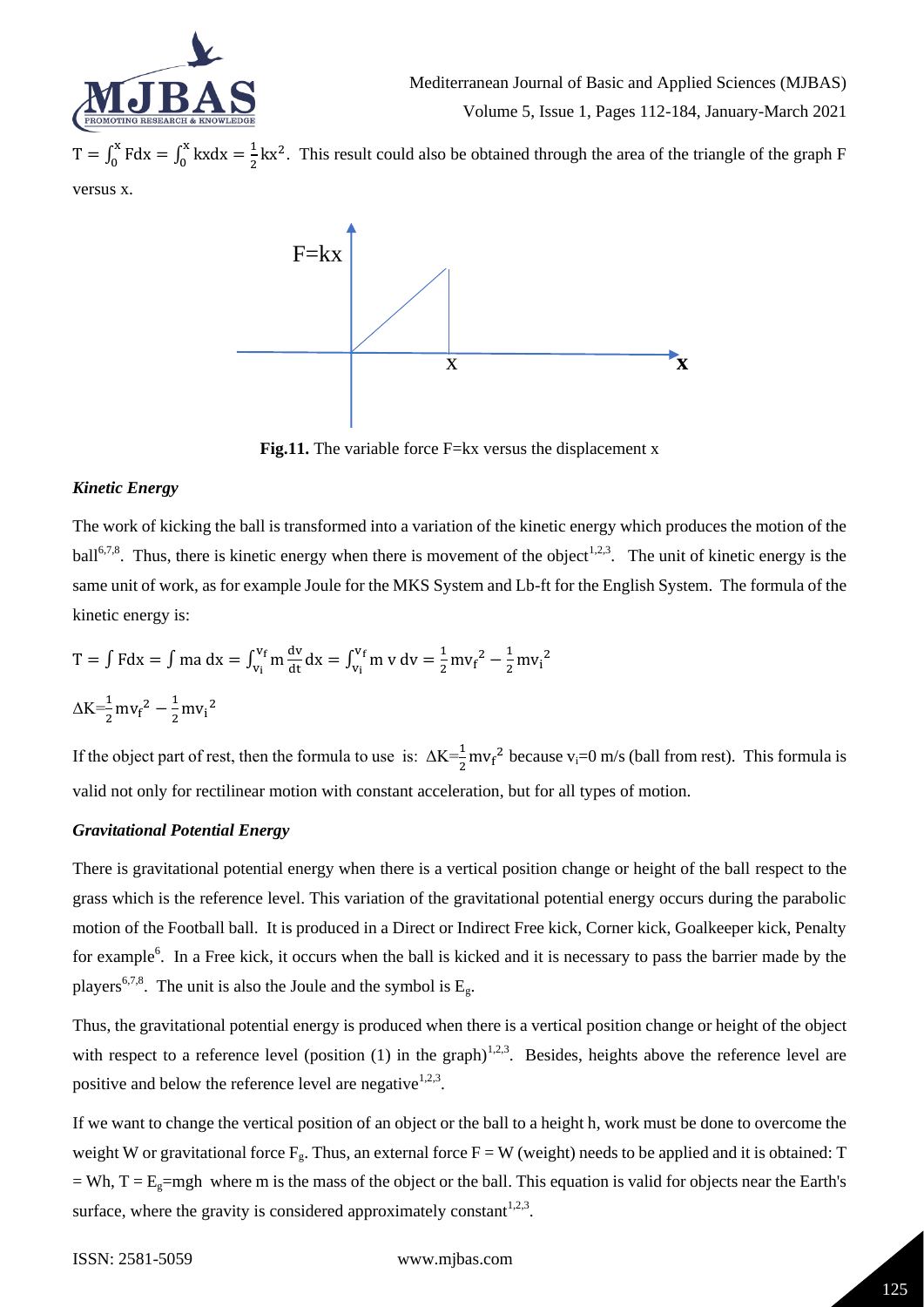$T = \int_0^x F dx = \int_0^x kx dx = \frac{1}{2}kx^2$. This result could also be obtained through the area of the triangle of the graph F versus x.

**Fig.11.** The variable force F=kx versus the displacement x

### *Kinetic Energy*

The work of kicking the ball is transformed into a variation of the kinetic energy which produces the motion of the ball[6,7,8]. Thus, there is kinetic energy when there is movement of the object[1,2,3]. The unit of kinetic energy is the same unit of work, as for example Joule for the MKS System and Lb-ft for the English System. The formula of the kinetic energy is:

$$T = \int F dx = \int ma\, dx = \int_{v_i}^{v_f} m \frac{dv}{dt} dx = \int_{v_i}^{v_f} m\, v\, dv = \frac{1}{2}m{v_f}^2 - \frac{1}{2}m{v_i}^2$$

$$\Delta K = \frac{1}{2}m{v_f}^2 - \frac{1}{2}m{v_i}^2$$

If the object part of rest, then the formula to use is: $\Delta K = \frac{1}{2}m{v_f}^2$ because $v_i$=0 m/s (ball from rest). This formula is valid not only for rectilinear motion with constant acceleration, but for all types of motion.

### *Gravitational Potential Energy*

There is gravitational potential energy when there is a vertical position change or height of the ball respect to the grass which is the reference level. This variation of the gravitational potential energy occurs during the parabolic motion of the Football ball. It is produced in a Direct or Indirect Free kick, Corner kick, Goalkeeper kick, Penalty for example[6]. In a Free kick, it occurs when the ball is kicked and it is necessary to pass the barrier made by the players[6,7,8]. The unit is also the Joule and the symbol is $E_g$.

Thus, the gravitational potential energy is produced when there is a vertical position change or height of the object with respect to a reference level (position (1) in the graph)[1,2,3]. Besides, heights above the reference level are positive and below the reference level are negative[1,2,3].

If we want to change the vertical position of an object or the ball to a height h, work must be done to overcome the weight W or gravitational force $F_g$. Thus, an external force F = W (weight) needs to be applied and it is obtained: T = Wh, T = $E_g$=mgh where m is the mass of the object or the ball. This equation is valid for objects near the Earth's surface, where the gravity is considered approximately constant[1,2,3].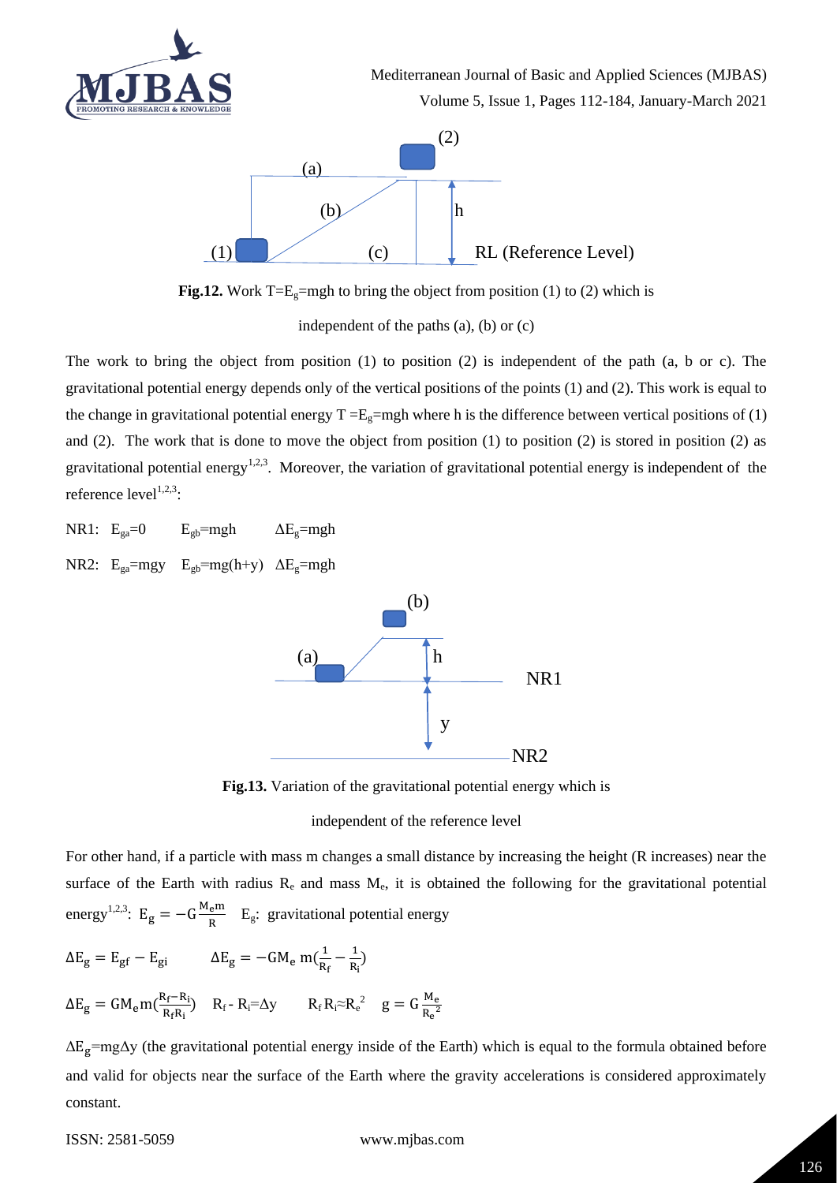**Fig.12.** Work $T=E_g=mgh$ to bring the object from position (1) to (2) which is independent of the paths (a), (b) or (c)

The work to bring the object from position (1) to position (2) is independent of the path (a, b or c). The gravitational potential energy depends only of the vertical positions of the points (1) and (2). This work is equal to the change in gravitational potential energy $T = E_g = mgh$ where h is the difference between vertical positions of (1) and (2). The work that is done to move the object from position (1) to position (2) is stored in position (2) as gravitational potential energy[1,2,3]. Moreover, the variation of gravitational potential energy is independent of the reference level[1,2,3]:

NR1: $E_{ga}=0 \quad E_{gb}=mgh \quad \Delta E_g=mgh$

NR2: $E_{ga}=mgy \quad E_{gb}=mg(h+y) \quad \Delta E_g=mgh$

**Fig.13.** Variation of the gravitational potential energy which is independent of the reference level

For other hand, if a particle with mass m changes a small distance by increasing the height (R increases) near the surface of the Earth with radius $R_e$ and mass $M_e$, it is obtained the following for the gravitational potential energy[1,2,3]: $E_g = -G\frac{M_e m}{R}$ $E_g$: gravitational potential energy

$$\Delta E_g = E_{gf} - E_{gi} \qquad \Delta E_g = -GM_e\, m\left(\frac{1}{R_f} - \frac{1}{R_i}\right)$$

$$\Delta E_g = GM_e m\left(\frac{R_f - R_i}{R_f R_i}\right) \quad R_f - R_i = \Delta y \qquad R_f R_i \approx R_e^2 \quad g = G\frac{M_e}{R_e^2}$$

$\Delta E_g = mg\Delta y$ (the gravitational potential energy inside of the Earth) which is equal to the formula obtained before and valid for objects near the surface of the Earth where the gravity accelerations is considered approximately constant.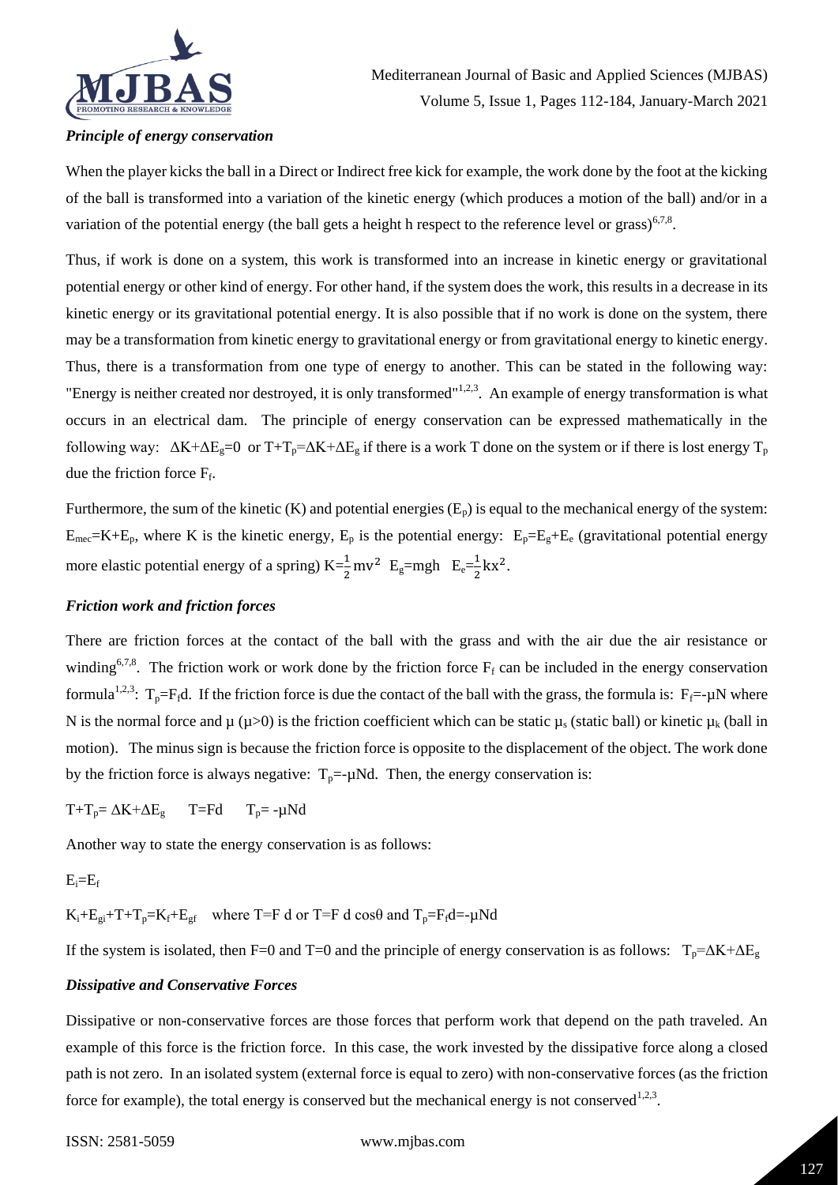### *Principle of energy conservation*

When the player kicks the ball in a Direct or Indirect free kick for example, the work done by the foot at the kicking of the ball is transformed into a variation of the kinetic energy (which produces a motion of the ball) and/or in a variation of the potential energy (the ball gets a height h respect to the reference level or grass)[6,7,8].

Thus, if work is done on a system, this work is transformed into an increase in kinetic energy or gravitational potential energy or other kind of energy. For other hand, if the system does the work, this results in a decrease in its kinetic energy or its gravitational potential energy. It is also possible that if no work is done on the system, there may be a transformation from kinetic energy to gravitational energy or from gravitational energy to kinetic energy. Thus, there is a transformation from one type of energy to another. This can be stated in the following way: "Energy is neither created nor destroyed, it is only transformed"[1,2,3]. An example of energy transformation is what occurs in an electrical dam. The principle of energy conservation can be expressed mathematically in the following way: $\Delta K+\Delta E_g=0$ or $T+T_p=\Delta K+\Delta E_g$ if there is a work T done on the system or if there is lost energy $T_p$ due the friction force $F_f$.

Furthermore, the sum of the kinetic (K) and potential energies ($E_p$) is equal to the mechanical energy of the system: $E_{mec}=K+E_p$, where K is the kinetic energy, $E_p$ is the potential energy: $E_p=E_g+E_e$ (gravitational potential energy more elastic potential energy of a spring) $K=\frac{1}{2}mv^2$ $E_g=mgh$ $E_e=\frac{1}{2}kx^2$.

### *Friction work and friction forces*

There are friction forces at the contact of the ball with the grass and with the air due the air resistance or winding[6,7,8]. The friction work or work done by the friction force $F_f$ can be included in the energy conservation formula[1,2,3]: $T_p=F_f d$. If the friction force is due the contact of the ball with the grass, the formula is: $F_f=-\mu N$ where N is the normal force and $\mu$ ($\mu>0$) is the friction coefficient which can be static $\mu_s$ (static ball) or kinetic $\mu_k$ (ball in motion). The minus sign is because the friction force is opposite to the displacement of the object. The work done by the friction force is always negative: $T_p=-\mu Nd$. Then, the energy conservation is:

$$T+T_p=\Delta K+\Delta E_g \qquad T=Fd \qquad T_p=-\mu Nd$$

Another way to state the energy conservation is as follows:

$$E_i=E_f$$

$K_i+E_{gi}+T+T_p=K_f+E_{gf}$ where $T=F\,d$ or $T=F\,d\cos\theta$ and $T_p=F_f d=-\mu Nd$

If the system is isolated, then F=0 and T=0 and the principle of energy conservation is as follows: $T_p=\Delta K+\Delta E_g$

### *Dissipative and Conservative Forces*

Dissipative or non-conservative forces are those forces that perform work that depend on the path traveled. An example of this force is the friction force. In this case, the work invested by the dissipative force along a closed path is not zero. In an isolated system (external force is equal to zero) with non-conservative forces (as the friction force for example), the total energy is conserved but the mechanical energy is not conserved[1,2,3].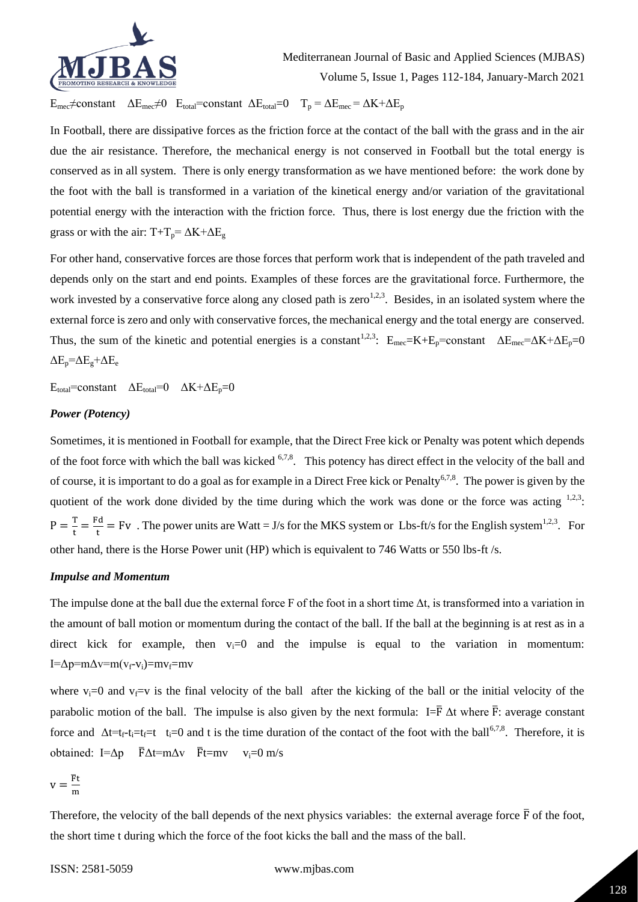$E_{mec}\neq$constant $\Delta E_{mec}\neq 0$ $E_{total}$=constant $\Delta E_{total}=0$ $T_p = \Delta E_{mec} = \Delta K+\Delta E_p$

In Football, there are dissipative forces as the friction force at the contact of the ball with the grass and in the air due the air resistance. Therefore, the mechanical energy is not conserved in Football but the total energy is conserved as in all system. There is only energy transformation as we have mentioned before: the work done by the foot with the ball is transformed in a variation of the kinetical energy and/or variation of the gravitational potential energy with the interaction with the friction force. Thus, there is lost energy due the friction with the grass or with the air: $T+T_p= \Delta K+\Delta E_g$

For other hand, conservative forces are those forces that perform work that is independent of the path traveled and depends only on the start and end points. Examples of these forces are the gravitational force. Furthermore, the work invested by a conservative force along any closed path is zero[1,2,3]. Besides, in an isolated system where the external force is zero and only with conservative forces, the mechanical energy and the total energy are conserved. Thus, the sum of the kinetic and potential energies is a constant[1,2,3]: $E_{mec}=K+E_p$=constant $\Delta E_{mec}=\Delta K+\Delta E_p=0$ $\Delta E_p=\Delta E_g+\Delta E_e$

$E_{total}$=constant $\Delta E_{total}=0$ $\Delta K+\Delta E_p=0$

### *Power (Potency)*

Sometimes, it is mentioned in Football for example, that the Direct Free kick or Penalty was potent which depends of the foot force with which the ball was kicked [6,7,8]. This potency has direct effect in the velocity of the ball and of course, it is important to do a goal as for example in a Direct Free kick or Penalty[6,7,8]. The power is given by the quotient of the work done divided by the time during which the work was done or the force was acting [1,2,3]: $P = \frac{T}{t} = \frac{Fd}{t} = Fv$ . The power units are Watt = J/s for the MKS system or Lbs-ft/s for the English system[1,2,3]. For other hand, there is the Horse Power unit (HP) which is equivalent to 746 Watts or 550 lbs-ft /s.

### *Impulse and Momentum*

The impulse done at the ball due the external force F of the foot in a short time $\Delta t$, is transformed into a variation in the amount of ball motion or momentum during the contact of the ball. If the ball at the beginning is at rest as in a direct kick for example, then $v_i=0$ and the impulse is equal to the variation in momentum: $I=\Delta p=m\Delta v=m(v_f-v_i)=mv_f=mv$

where $v_i=0$ and $v_f=v$ is the final velocity of the ball after the kicking of the ball or the initial velocity of the parabolic motion of the ball. The impulse is also given by the next formula: $I=\overline{F}\,\Delta t$ where $\overline{F}$: average constant force and $\Delta t=t_f-t_i=t_f=t$ $t_i=0$ and t is the time duration of the contact of the foot with the ball[6,7,8]. Therefore, it is obtained: $I=\Delta p$ $\overline{F}\Delta t=m\Delta v$ $\overline{F}t=mv$ $v_i=0$ m/s

$$v = \frac{\overline{F}t}{m}$$

Therefore, the velocity of the ball depends of the next physics variables: the external average force $\overline{F}$ of the foot, the short time t during which the force of the foot kicks the ball and the mass of the ball.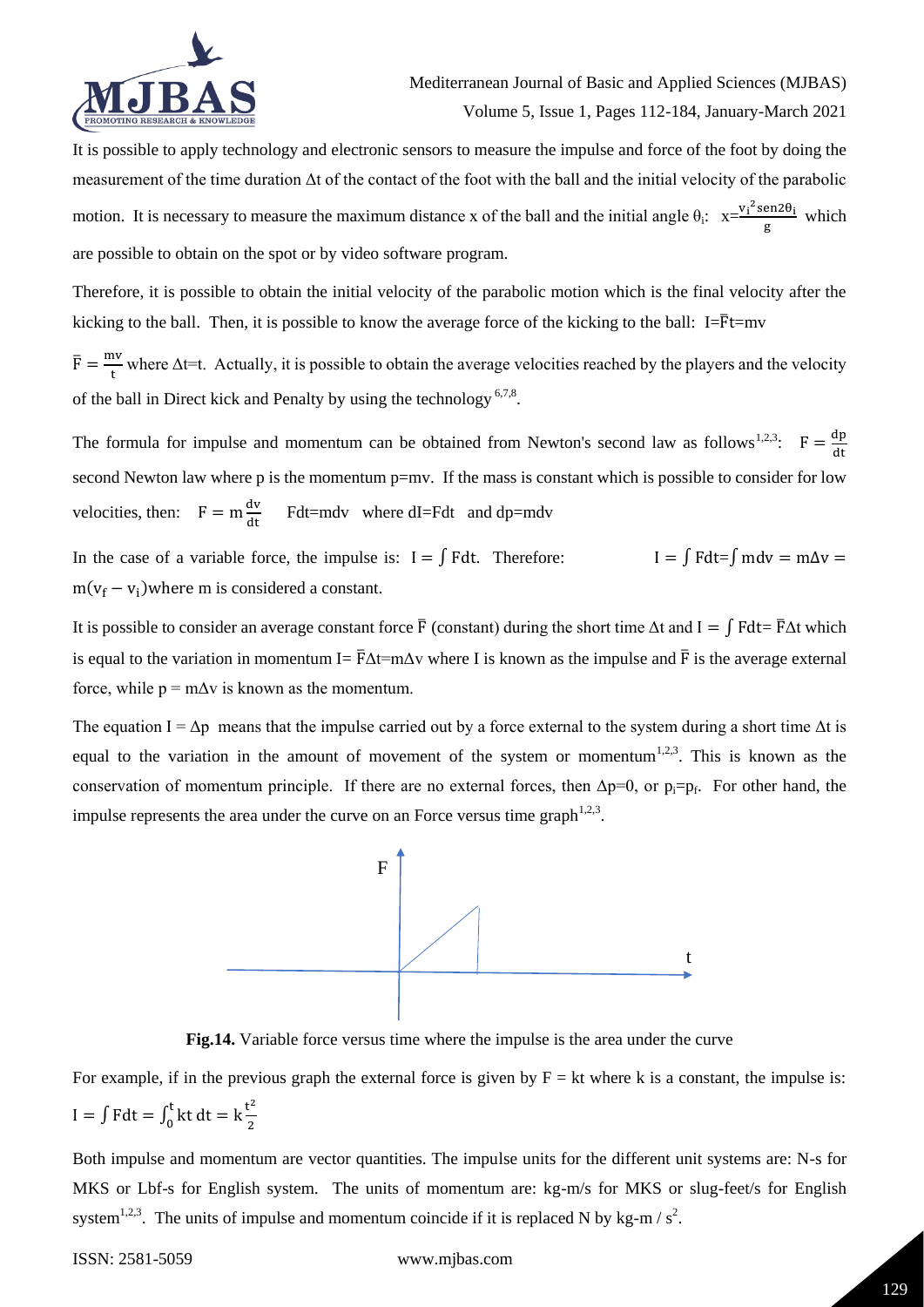It is possible to apply technology and electronic sensors to measure the impulse and force of the foot by doing the measurement of the time duration $\Delta t$ of the contact of the foot with the ball and the initial velocity of the parabolic motion. It is necessary to measure the maximum distance x of the ball and the initial angle $\theta_i$: $x=\frac{v_i^2 \operatorname{sen} 2\theta_i}{g}$ which are possible to obtain on the spot or by video software program.

Therefore, it is possible to obtain the initial velocity of the parabolic motion which is the final velocity after the kicking to the ball. Then, it is possible to know the average force of the kicking to the ball: $I=\bar{F}t=mv$

$\bar{F}=\frac{mv}{t}$ where $\Delta t=t$. Actually, it is possible to obtain the average velocities reached by the players and the velocity of the ball in Direct kick and Penalty by using the technology [6,7,8].

The formula for impulse and momentum can be obtained from Newton's second law as follows[1,2,3]: $F=\frac{dp}{dt}$ second Newton law where p is the momentum $p=mv$. If the mass is constant which is possible to consider for low velocities, then: $F=m\frac{dv}{dt}$ $\quad Fdt=mdv$ where $dI=Fdt$ and $dp=mdv$

In the case of a variable force, the impulse is: $I=\int Fdt$. Therefore: $I=\int Fdt=\int mdv=m\Delta v=m(v_f-v_i)$ where m is considered a constant.

It is possible to consider an average constant force $\bar{F}$ (constant) during the short time $\Delta t$ and $I=\int Fdt=\bar{F}\Delta t$ which is equal to the variation in momentum $I=\bar{F}\Delta t=m\Delta v$ where I is known as the impulse and $\bar{F}$ is the average external force, while $p=m\Delta v$ is known as the momentum.

The equation $I=\Delta p$ means that the impulse carried out by a force external to the system during a short time $\Delta t$ is equal to the variation in the amount of movement of the system or momentum[1,2,3]. This is known as the conservation of momentum principle. If there are no external forces, then $\Delta p=0$, or $p_i=p_f$. For other hand, the impulse represents the area under the curve on an Force versus time graph[1,2,3].

**Fig.14.** Variable force versus time where the impulse is the area under the curve

For example, if in the previous graph the external force is given by $F=kt$ where k is a constant, the impulse is: $I=\int Fdt=\int_0^t kt\,dt=k\frac{t^2}{2}$

Both impulse and momentum are vector quantities. The impulse units for the different unit systems are: N-s for MKS or Lbf-s for English system. The units of momentum are: kg-m/s for MKS or slug-feet/s for English system[1,2,3]. The units of impulse and momentum coincide if it is replaced N by kg-m / $s^2$.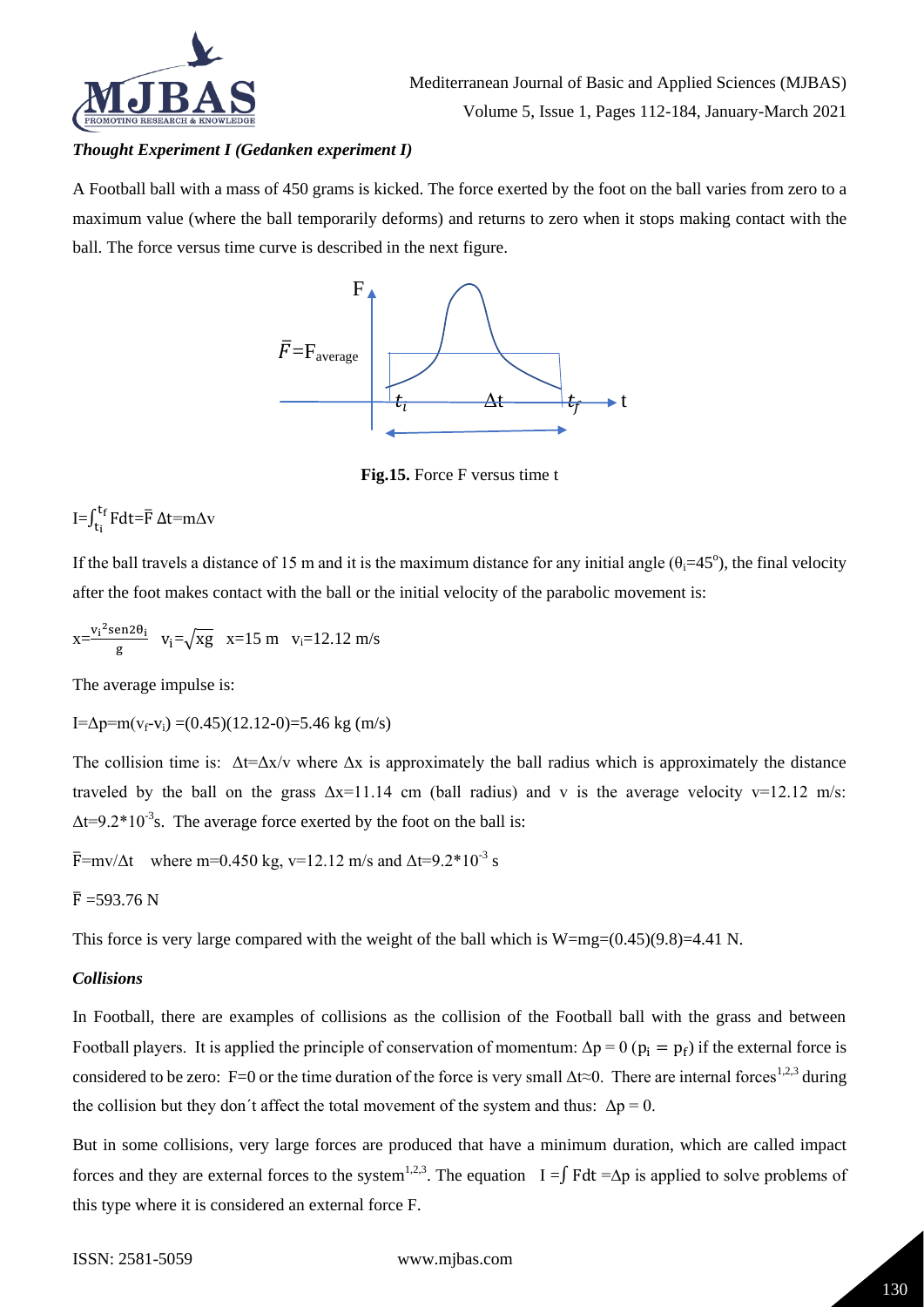### *Thought Experiment I (Gedanken experiment I)*

A Football ball with a mass of 450 grams is kicked. The force exerted by the foot on the ball varies from zero to a maximum value (where the ball temporarily deforms) and returns to zero when it stops making contact with the ball. The force versus time curve is described in the next figure.

**Fig.15.** Force F versus time t

$I=\int_{t_i}^{t_f} F dt=\bar{F}\,\Delta t=m\Delta v$

If the ball travels a distance of 15 m and it is the maximum distance for any initial angle ($\theta_i=45^o$), the final velocity after the foot makes contact with the ball or the initial velocity of the parabolic movement is:

$x=\frac{v_i^2 sen2\theta_i}{g}$ $v_i=\sqrt{xg}$ $x=15$ m $v_i=12.12$ m/s

The average impulse is:

$I=\Delta p=m(v_f-v_i)=(0.45)(12.12-0)=5.46$ kg (m/s)

The collision time is: $\Delta t=\Delta x/v$ where $\Delta x$ is approximately the ball radius which is approximately the distance traveled by the ball on the grass $\Delta x=11.14$ cm (ball radius) and v is the average velocity $v=12.12$ m/s: $\Delta t=9.2*10^{-3}$s. The average force exerted by the foot on the ball is:

$\bar{F}=mv/\Delta t$ where $m=0.450$ kg, $v=12.12$ m/s and $\Delta t=9.2*10^{-3}$ s

$\bar{F}=593.76$ N

This force is very large compared with the weight of the ball which is $W=mg=(0.45)(9.8)=4.41$ N.

### *Collisions*

In Football, there are examples of collisions as the collision of the Football ball with the grass and between Football players. It is applied the principle of conservation of momentum: $\Delta p = 0$ ($p_i = p_f$) if the external force is considered to be zero: $F=0$ or the time duration of the force is very small $\Delta t\approx 0$. There are internal forces[1,2,3] during the collision but they don´t affect the total movement of the system and thus: $\Delta p = 0$.

But in some collisions, very large forces are produced that have a minimum duration, which are called impact forces and they are external forces to the system[1,2,3]. The equation $I=\int F dt=\Delta p$ is applied to solve problems of this type where it is considered an external force F.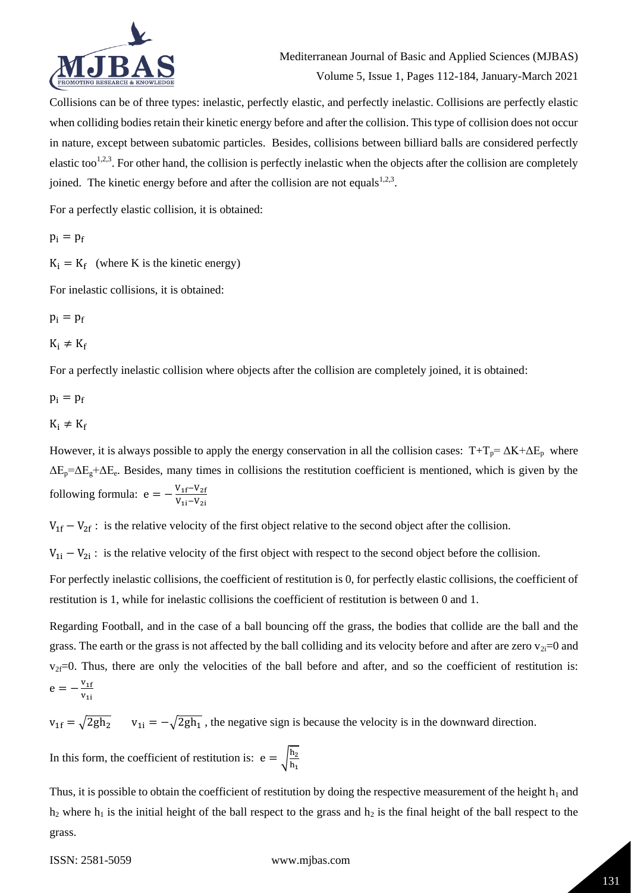Collisions can be of three types: inelastic, perfectly elastic, and perfectly inelastic. Collisions are perfectly elastic when colliding bodies retain their kinetic energy before and after the collision. This type of collision does not occur in nature, except between subatomic particles. Besides, collisions between billiard balls are considered perfectly elastic too[1,2,3]. For other hand, the collision is perfectly inelastic when the objects after the collision are completely joined. The kinetic energy before and after the collision are not equals[1,2,3].

For a perfectly elastic collision, it is obtained:

$p_i = p_f$

$K_i = K_f$ (where K is the kinetic energy)

For inelastic collisions, it is obtained:

$p_i = p_f$

$K_i \neq K_f$

For a perfectly inelastic collision where objects after the collision are completely joined, it is obtained:

$p_i = p_f$

$K_i \neq K_f$

However, it is always possible to apply the energy conservation in all the collision cases: $T+T_p= \Delta K+\Delta E_p$ where $\Delta E_p=\Delta E_g+\Delta E_e$. Besides, many times in collisions the restitution coefficient is mentioned, which is given by the following formula: $e = -\frac{V_{1f}-V_{2f}}{V_{1i}-V_{2i}}$

$V_{1f} - V_{2f}$ : is the relative velocity of the first object relative to the second object after the collision.

$V_{1i} - V_{2i}$ : is the relative velocity of the first object with respect to the second object before the collision.

For perfectly inelastic collisions, the coefficient of restitution is 0, for perfectly elastic collisions, the coefficient of restitution is 1, while for inelastic collisions the coefficient of restitution is between 0 and 1.

Regarding Football, and in the case of a ball bouncing off the grass, the bodies that collide are the ball and the grass. The earth or the grass is not affected by the ball colliding and its velocity before and after are zero $v_{2i}=0$ and $v_{2f}=0$. Thus, there are only the velocities of the ball before and after, and so the coefficient of restitution is: $e = -\frac{v_{1f}}{v_{1i}}$

$v_{1f} = \sqrt{2gh_2}$ $\quad v_{1i} = -\sqrt{2gh_1}$ , the negative sign is because the velocity is in the downward direction.

In this form, the coefficient of restitution is: $e = \sqrt{\frac{h_2}{h_1}}$

Thus, it is possible to obtain the coefficient of restitution by doing the respective measurement of the height $h_1$ and $h_2$ where $h_1$ is the initial height of the ball respect to the grass and $h_2$ is the final height of the ball respect to the grass.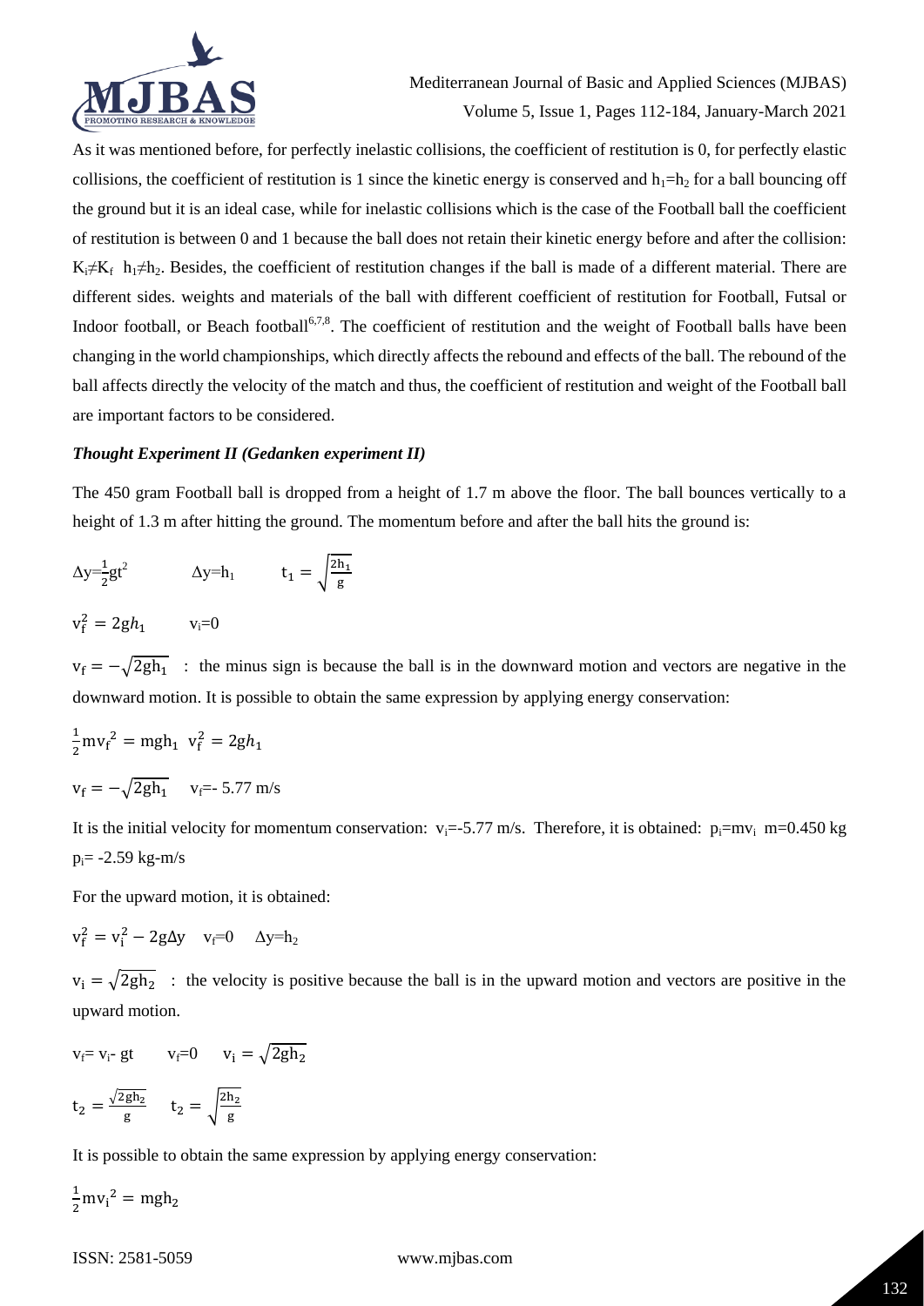As it was mentioned before, for perfectly inelastic collisions, the coefficient of restitution is 0, for perfectly elastic collisions, the coefficient of restitution is 1 since the kinetic energy is conserved and $h_1=h_2$ for a ball bouncing off the ground but it is an ideal case, while for inelastic collisions which is the case of the Football ball the coefficient of restitution is between 0 and 1 because the ball does not retain their kinetic energy before and after the collision: $K_i \neq K_f$ $h_1 \neq h_2$. Besides, the coefficient of restitution changes if the ball is made of a different material. There are different sides. weights and materials of the ball with different coefficient of restitution for Football, Futsal or Indoor football, or Beach football[6,7,8]. The coefficient of restitution and the weight of Football balls have been changing in the world championships, which directly affects the rebound and effects of the ball. The rebound of the ball affects directly the velocity of the match and thus, the coefficient of restitution and weight of the Football ball are important factors to be considered.

### *Thought Experiment II (Gedanken experiment II)*

The 450 gram Football ball is dropped from a height of 1.7 m above the floor. The ball bounces vertically to a height of 1.3 m after hitting the ground. The momentum before and after the ball hits the ground is:

$\Delta y=\frac{1}{2}gt^2$ $\quad \Delta y=h_1 \quad t_1=\sqrt{\frac{2h_1}{g}}$

$v_f^2=2gh_1 \quad v_i=0$

$v_f=-\sqrt{2gh_1}$ : the minus sign is because the ball is in the downward motion and vectors are negative in the downward motion. It is possible to obtain the same expression by applying energy conservation:

$\frac{1}{2}mv_f^2=mgh_1 \quad v_f^2=2gh_1$

$v_f=-\sqrt{2gh_1} \quad v_f=-5.77$ m/s

It is the initial velocity for momentum conservation: $v_i=-5.77$ m/s. Therefore, it is obtained: $p_i=mv_i$ $m=0.450$ kg $p_i=-2.59$ kg-m/s

For the upward motion, it is obtained:

$v_f^2=v_i^2-2g\Delta y \quad v_f=0 \quad \Delta y=h_2$

$v_i=\sqrt{2gh_2}$ : the velocity is positive because the ball is in the upward motion and vectors are positive in the upward motion.

$v_f=v_i-gt \quad v_f=0 \quad v_i=\sqrt{2gh_2}$

$t_2=\frac{\sqrt{2gh_2}}{g} \quad t_2=\sqrt{\frac{2h_2}{g}}$

It is possible to obtain the same expression by applying energy conservation:

$\frac{1}{2}mv_i^2=mgh_2$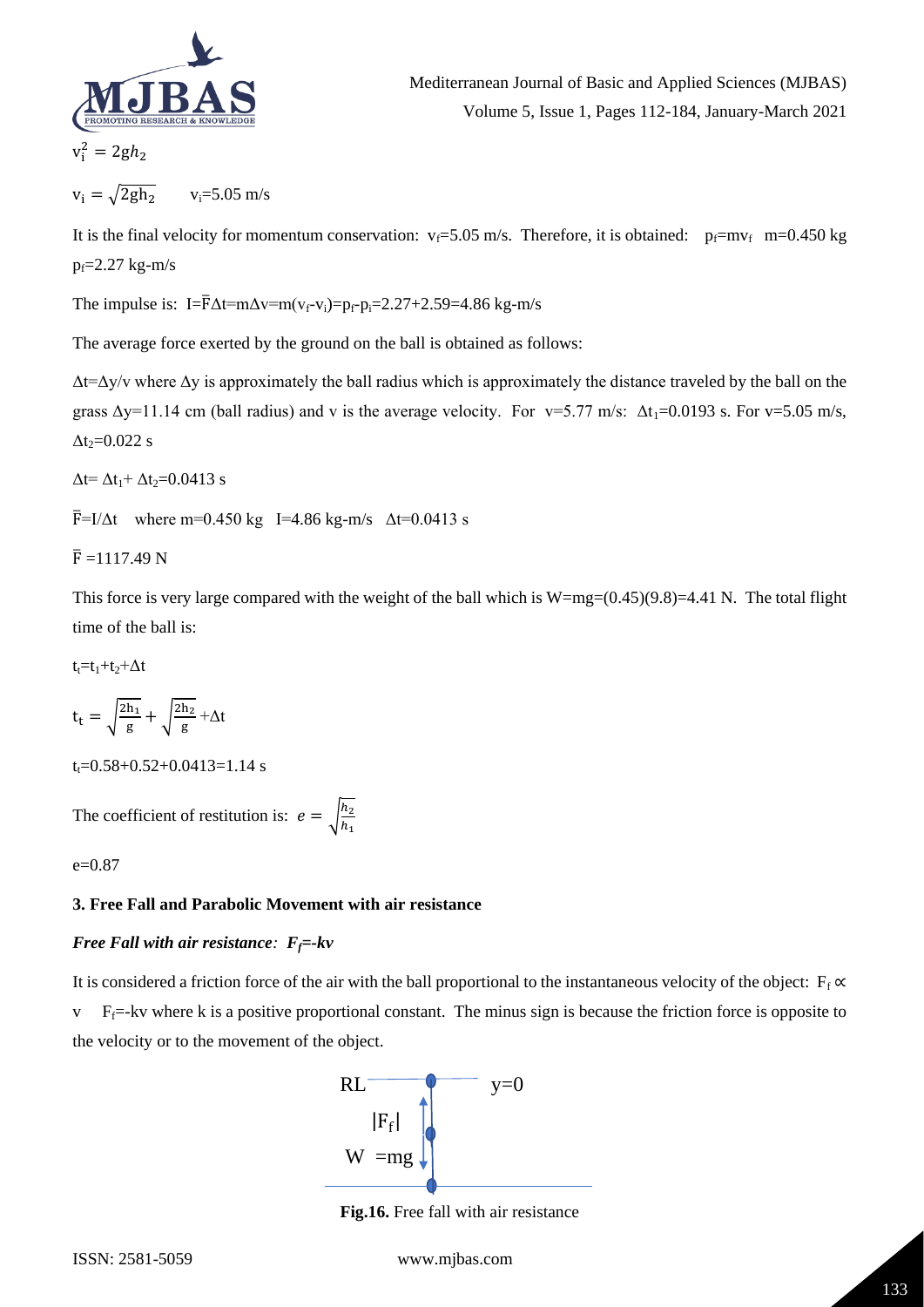$$v_i^2 = 2gh_2$$

$v_i = \sqrt{2gh_2}$  $v_i$=5.05 m/s

It is the final velocity for momentum conservation: $v_f$=5.05 m/s. Therefore, it is obtained: $p_f=mv_f$ m=0.450 kg $p_f$=2.27 kg-m/s

The impulse is: $I=\bar{F}\Delta t=m\Delta v=m(v_f-v_i)=p_f-p_i=2.27+2.59=4.86$ kg-m/s

The average force exerted by the ground on the ball is obtained as follows:

$\Delta t=\Delta y/v$ where $\Delta y$ is approximately the ball radius which is approximately the distance traveled by the ball on the grass $\Delta y$=11.14 cm (ball radius) and v is the average velocity. For v=5.77 m/s: $\Delta t_1$=0.0193 s. For v=5.05 m/s, $\Delta t_2$=0.022 s

$\Delta t= \Delta t_1+ \Delta t_2=0.0413$ s

$\bar{F}=I/\Delta t$ where m=0.450 kg I=4.86 kg-m/s $\Delta t$=0.0413 s

$\bar{F}$ =1117.49 N

This force is very large compared with the weight of the ball which is W=mg=(0.45)(9.8)=4.41 N. The total flight time of the ball is:

$t_t=t_1+t_2+\Delta t$

$$t_t = \sqrt{\frac{2h_1}{g}} + \sqrt{\frac{2h_2}{g}} + \Delta t$$

$t_t$=0.58+0.52+0.0413=1.14 s

The coefficient of restitution is: $e = \sqrt{\frac{h_2}{h_1}}$

e=0.87

### 3. Free Fall and Parabolic Movement with air resistance

#### *Free Fall with air resistance: $F_f$=-kv*

It is considered a friction force of the air with the ball proportional to the instantaneous velocity of the object: $F_f \propto v$ $F_f$=-kv where k is a positive proportional constant. The minus sign is because the friction force is opposite to the velocity or to the movement of the object.

**Fig.16.** Free fall with air resistance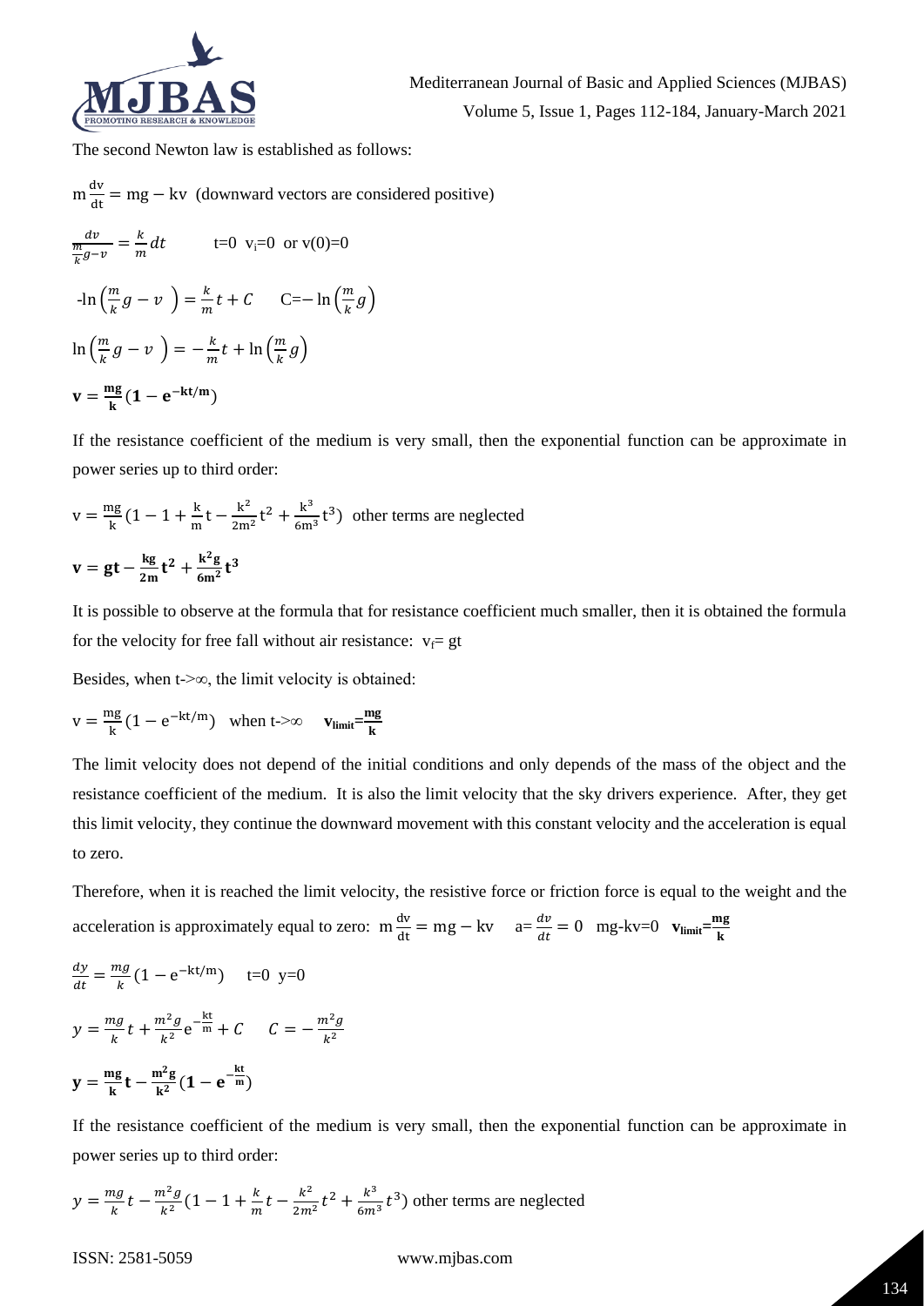The second Newton law is established as follows:

$m\frac{dv}{dt} = mg - kv$ (downward vectors are considered positive)

$\frac{dv}{\frac{m}{k}g - v} = \frac{k}{m}dt$ $\quad$ t=0 $v_i$=0 or v(0)=0

$-\ln\left(\frac{m}{k}g - v\right) = \frac{k}{m}t + C$ $\quad$ $C = -\ln\left(\frac{m}{k}g\right)$

$\ln\left(\frac{m}{k}g - v\right) = -\frac{k}{m}t + \ln\left(\frac{m}{k}g\right)$

$$\mathbf{v = \frac{mg}{k}(1 - e^{-kt/m})}$$

If the resistance coefficient of the medium is very small, then the exponential function can be approximate in power series up to third order:

$v = \frac{mg}{k}(1 - 1 + \frac{k}{m}t - \frac{k^2}{2m^2}t^2 + \frac{k^3}{6m^3}t^3)$ other terms are neglected

$$\mathbf{v = gt - \frac{kg}{2m}t^2 + \frac{k^2g}{6m^2}t^3}$$

It is possible to observe at the formula that for resistance coefficient much smaller, then it is obtained the formula for the velocity for free fall without air resistance: $v_f = gt$

Besides, when t->∞, the limit velocity is obtained:

$v = \frac{mg}{k}(1 - e^{-kt/m})$ when t->∞ $\quad \mathbf{v_{limit} = \frac{mg}{k}}$

The limit velocity does not depend of the initial conditions and only depends of the mass of the object and the resistance coefficient of the medium. It is also the limit velocity that the sky drivers experience. After, they get this limit velocity, they continue the downward movement with this constant velocity and the acceleration is equal to zero.

Therefore, when it is reached the limit velocity, the resistive force or friction force is equal to the weight and the acceleration is approximately equal to zero: $m\frac{dv}{dt} = mg - kv$ $\quad a = \frac{dv}{dt} = 0$ $\quad$ mg-kv=0 $\quad \mathbf{v_{limit} = \frac{mg}{k}}$

$\frac{dy}{dt} = \frac{mg}{k}(1 - e^{-kt/m})$ $\quad$ t=0 y=0

$y = \frac{mg}{k}t + \frac{m^2g}{k^2}e^{-\frac{kt}{m}} + C$ $\quad$ $C = -\frac{m^2g}{k^2}$

$$\mathbf{y = \frac{mg}{k}t - \frac{m^2g}{k^2}(1 - e^{-\frac{kt}{m}})}$$

If the resistance coefficient of the medium is very small, then the exponential function can be approximate in power series up to third order:

$y = \frac{mg}{k}t - \frac{m^2g}{k^2}(1 - 1 + \frac{k}{m}t - \frac{k^2}{2m^2}t^2 + \frac{k^3}{6m^3}t^3)$ other terms are neglected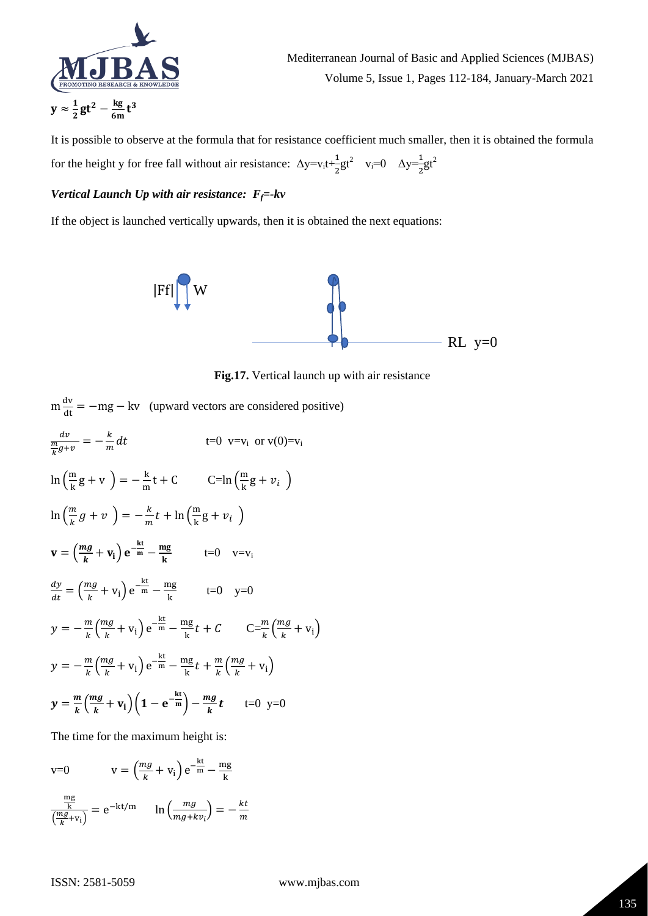$$\mathbf{y \approx \frac{1}{2}gt^2 - \frac{kg}{6m}t^3}$$

It is possible to observe at the formula that for resistance coefficient much smaller, then it is obtained the formula for the height y for free fall without air resistance: $\Delta y = v_i t + \frac{1}{2}gt^2 \quad v_i = 0 \quad \Delta y = \frac{1}{2}gt^2$

***Vertical Launch Up with air resistance: $F_f = -kv$***

If the object is launched vertically upwards, then it is obtained the next equations:

**Fig.17.** Vertical launch up with air resistance

$m\frac{dv}{dt} = -mg - kv$ (upward vectors are considered positive)

$$\frac{dv}{\frac{m}{k}g + v} = -\frac{k}{m}dt \qquad t=0 \ \ v=v_i \ \text{ or } v(0)=v_i$$

$$\ln\left(\frac{m}{k}g + v\right) = -\frac{k}{m}t + C \qquad C=\ln\left(\frac{m}{k}g + v_i\right)$$

$$\ln\left(\frac{m}{k}g + v\right) = -\frac{k}{m}t + \ln\left(\frac{m}{k}g + v_i\right)$$

$$\mathbf{v = \left(\frac{mg}{k} + v_i\right)e^{-\frac{kt}{m}} - \frac{mg}{k}} \qquad t=0 \quad v=v_i$$

$$\frac{dy}{dt} = \left(\frac{mg}{k} + v_i\right)e^{-\frac{kt}{m}} - \frac{mg}{k} \qquad t=0 \quad y=0$$

$$y = -\frac{m}{k}\left(\frac{mg}{k} + v_i\right)e^{-\frac{kt}{m}} - \frac{mg}{k}t + C \qquad C=\frac{m}{k}\left(\frac{mg}{k} + v_i\right)$$

$$y = -\frac{m}{k}\left(\frac{mg}{k} + v_i\right)e^{-\frac{kt}{m}} - \frac{mg}{k}t + \frac{m}{k}\left(\frac{mg}{k} + v_i\right)$$

$$\mathbf{y = \frac{m}{k}\left(\frac{mg}{k} + v_i\right)\left(1 - e^{-\frac{kt}{m}}\right) - \frac{mg}{k}t} \qquad t=0 \ \ y=0$$

The time for the maximum height is:

$$v=0 \qquad v = \left(\frac{mg}{k} + v_i\right)e^{-\frac{kt}{m}} - \frac{mg}{k}$$

$$\frac{\frac{mg}{k}}{\left(\frac{mg}{k} + v_i\right)} = e^{-kt/m} \qquad \ln\left(\frac{mg}{mg + kv_i}\right) = -\frac{kt}{m}$$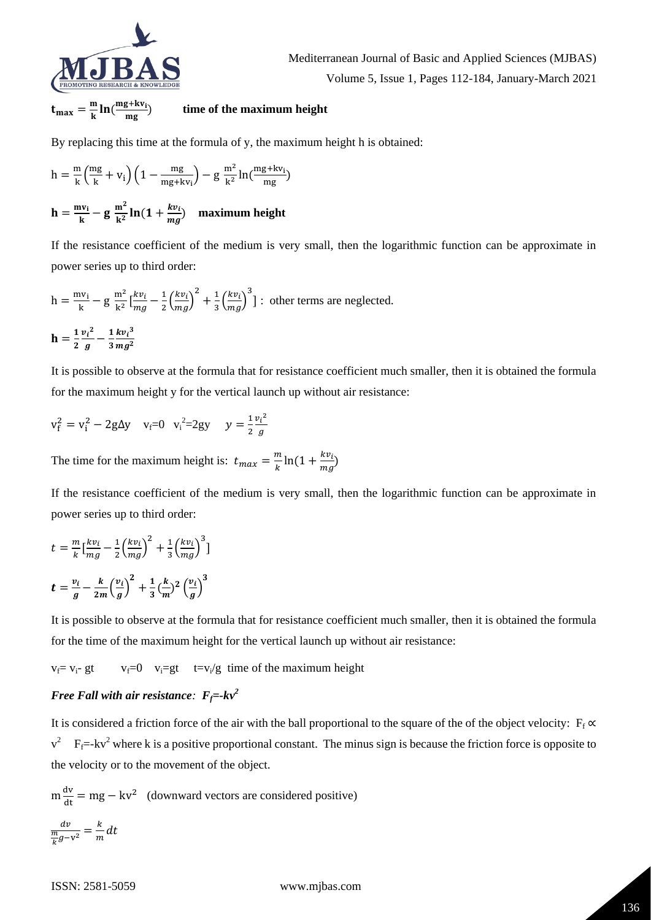$$\mathbf{t_{max} = \frac{m}{k} \ln(\frac{mg+kv_i}{mg})}$$ **time of the maximum height**

By replacing this time at the formula of y, the maximum height h is obtained:

$$\mathrm{h} = \frac{m}{k}\left(\frac{mg}{k} + v_i\right)\left(1 - \frac{mg}{mg+kv_i}\right) - g\,\frac{m^2}{k^2}\ln(\frac{mg+kv_i}{mg})$$

$$\mathbf{h = \frac{mv_i}{k} - g\,\frac{m^2}{k^2} \ln(1 + \frac{kv_i}{mg})}$$ **maximum height**

If the resistance coefficient of the medium is very small, then the logarithmic function can be approximate in power series up to third order:

$$\mathrm{h} = \frac{mv_i}{k} - g\,\frac{m^2}{k^2}\left[\frac{kv_i}{mg} - \frac{1}{2}\left(\frac{kv_i}{mg}\right)^2 + \frac{1}{3}\left(\frac{kv_i}{mg}\right)^3\right]$$ : other terms are neglected.

$$\mathbf{h = \frac{1}{2}\frac{v_i^{\,2}}{g} - \frac{1}{3}\frac{kv_i^{\,3}}{mg^2}}$$

It is possible to observe at the formula that for resistance coefficient much smaller, then it is obtained the formula for the maximum height y for the vertical launch up without air resistance:

$$v_f^2 = v_i^2 - 2g\Delta y \quad v_f=0 \quad v_i^2=2gy \quad y = \frac{1}{2}\frac{v_i^2}{g}$$

The time for the maximum height is: $t_{max} = \frac{m}{k}\ln(1 + \frac{kv_i}{mg})$

If the resistance coefficient of the medium is very small, then the logarithmic function can be approximate in power series up to third order:

$$t = \frac{m}{k}\left[\frac{kv_i}{mg} - \frac{1}{2}\left(\frac{kv_i}{mg}\right)^2 + \frac{1}{3}\left(\frac{kv_i}{mg}\right)^3\right]$$

$$\boldsymbol{t = \frac{v_i}{g} - \frac{k}{2m}\left(\frac{v_i}{g}\right)^2 + \frac{1}{3}\left(\frac{k}{m}\right)^2\left(\frac{v_i}{g}\right)^3}$$

It is possible to observe at the formula that for resistance coefficient much smaller, then it is obtained the formula for the time of the maximum height for the vertical launch up without air resistance:

$v_f= v_i- gt \quad v_f=0 \quad v_i=gt \quad t=v_i/g$ time of the maximum height

### *Free Fall with air resistance: $F_f=-kv^2$*

It is considered a friction force of the air with the ball proportional to the square of the of the object velocity: $F_f \propto v^2$ $F_f=-kv^2$ where k is a positive proportional constant. The minus sign is because the friction force is opposite to the velocity or to the movement of the object.

$$m\frac{dv}{dt} = mg - kv^2 \quad \text{(downward vectors are considered positive)}$$

$$\frac{dv}{\frac{m}{k}g - v^2} = \frac{k}{m}dt$$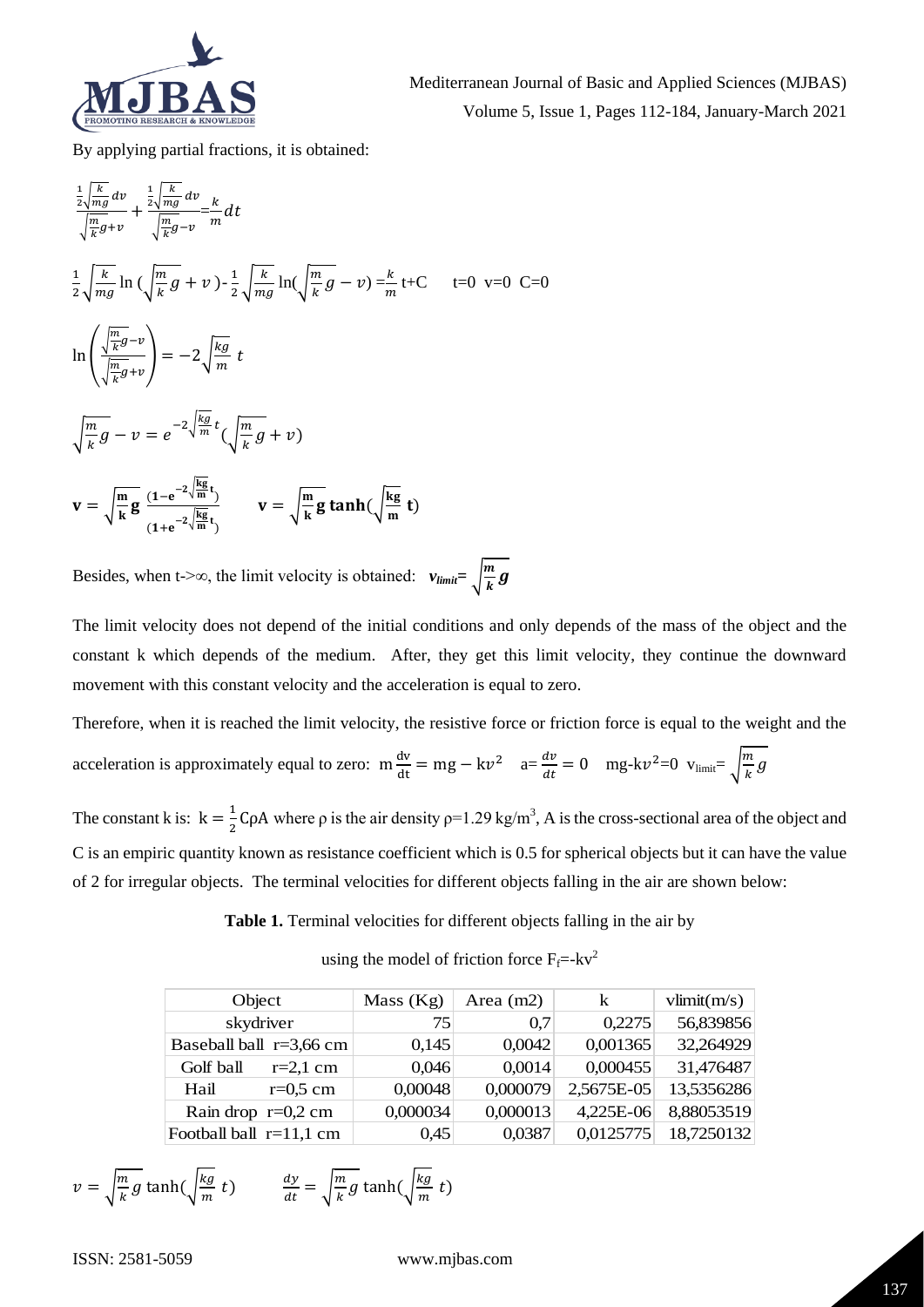By applying partial fractions, it is obtained:

$$\frac{\frac{1}{2}\sqrt{\frac{k}{mg}}\,dv}{\sqrt{\frac{m}{k}g}+v}+\frac{\frac{1}{2}\sqrt{\frac{k}{mg}}\,dv}{\sqrt{\frac{m}{k}g}-v}=\frac{k}{m}dt$$

$$\frac{1}{2}\sqrt{\frac{k}{mg}}\ln\left(\sqrt{\frac{m}{k}g}+v\right)-\frac{1}{2}\sqrt{\frac{k}{mg}}\ln\left(\sqrt{\frac{m}{k}g}-v\right)=\frac{k}{m}t+C \qquad t=0 \;\; v=0 \;\; C=0$$

$$\ln\left(\frac{\sqrt{\frac{m}{k}g}-v}{\sqrt{\frac{m}{k}g}+v}\right)=-2\sqrt{\frac{kg}{m}}\,t$$

$$\sqrt{\frac{m}{k}g}-v=e^{-2\sqrt{\frac{kg}{m}}t}\left(\sqrt{\frac{m}{k}g}+v\right)$$

$$\mathbf{v}=\sqrt{\frac{\mathbf{m}}{\mathbf{k}}\mathbf{g}}\;\frac{\left(1-e^{-2\sqrt{\frac{kg}{m}}t}\right)}{\left(1+e^{-2\sqrt{\frac{kg}{m}}t}\right)} \qquad \mathbf{v}=\sqrt{\frac{\mathbf{m}}{\mathbf{k}}\mathbf{g}}\tanh\left(\sqrt{\frac{\mathbf{kg}}{\mathbf{m}}}\,\mathbf{t}\right)$$

Besides, when t->∞, the limit velocity is obtained: $v_{limit}=\sqrt{\frac{m}{k}g}$

The limit velocity does not depend of the initial conditions and only depends of the mass of the object and the constant k which depends of the medium. After, they get this limit velocity, they continue the downward movement with this constant velocity and the acceleration is equal to zero.

Therefore, when it is reached the limit velocity, the resistive force or friction force is equal to the weight and the acceleration is approximately equal to zero: $m\frac{dv}{dt}=mg-kv^2 \quad a=\frac{dv}{dt}=0 \quad mg-kv^2=0 \;\; v_{limit}=\sqrt{\frac{m}{k}g}$

The constant k is: $k=\frac{1}{2}C\rho A$ where ρ is the air density $\rho=1.29\ kg/m^3$, A is the cross-sectional area of the object and C is an empiric quantity known as resistance coefficient which is 0.5 for spherical objects but it can have the value of 2 for irregular objects. The terminal velocities for different objects falling in the air are shown below:

**Table 1.** Terminal velocities for different objects falling in the air by using the model of friction force $F_f=-kv^2$

| Object | Mass (Kg) | Area (m2) | k | vlimit(m/s) |
|---|---|---|---|---|
| skydriver | 75 | 0,7 | 0,2275 | 56,839856 |
| Baseball ball r=3,66 cm | 0,145 | 0,0042 | 0,001365 | 32,264929 |
| Golf ball r=2,1 cm | 0,046 | 0,0014 | 0,000455 | 31,476487 |
| Hail r=0,5 cm | 0,00048 | 0,000079 | 2,5675E-05 | 13,5356286 |
| Rain drop r=0,2 cm | 0,000034 | 0,000013 | 4,225E-06 | 8,88053519 |
| Football ball r=11,1 cm | 0,45 | 0,0387 | 0,0125775 | 18,7250132 |

$$v=\sqrt{\frac{m}{k}g}\tanh\left(\sqrt{\frac{kg}{m}}\,t\right) \qquad \frac{dy}{dt}=\sqrt{\frac{m}{k}g}\tanh\left(\sqrt{\frac{kg}{m}}\,t\right)$$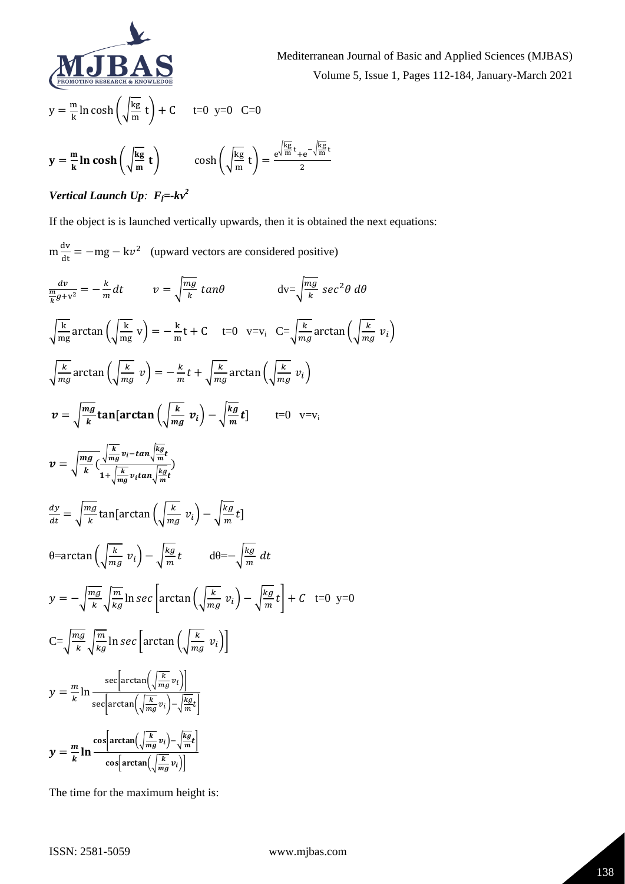$$y = \frac{m}{k}\ln \cosh\left(\sqrt{\frac{kg}{m}}\ t\right) + C \qquad t=0 \;\; y=0 \;\; C=0$$

$$\mathbf{y = \frac{m}{k}\ln \cosh\left(\sqrt{\frac{kg}{m}}\ t\right)} \qquad \cosh\left(\sqrt{\frac{kg}{m}}\ t\right) = \frac{e^{\sqrt{\frac{kg}{m}}t} + e^{-\sqrt{\frac{kg}{m}}t}}{2}$$

### *Vertical Launch Up: $F_f=-kv^2$*

If the object is is launched vertically upwards, then it is obtained the next equations:

$$m\frac{dv}{dt} = -mg - kv^2 \quad \text{(upward vectors are considered positive)}$$

$$\frac{dv}{\frac{m}{k}g + v^2} = -\frac{k}{m}dt \qquad v = \sqrt{\frac{mg}{k}}\ tan\theta \qquad dv=\sqrt{\frac{mg}{k}}\ sec^2\theta\ d\theta$$

$$\sqrt{\frac{k}{mg}}\arctan\left(\sqrt{\frac{k}{mg}}\ v\right) = -\frac{k}{m}t + C \quad t=0 \;\; v=v_i \;\; C=\sqrt{\frac{k}{mg}}\arctan\left(\sqrt{\frac{k}{mg}}\ v_i\right)$$

$$\sqrt{\frac{k}{mg}}\arctan\left(\sqrt{\frac{k}{mg}}\ v\right) = -\frac{k}{m}t + \sqrt{\frac{k}{mg}}\arctan\left(\sqrt{\frac{k}{mg}}\ v_i\right)$$

$$\boldsymbol{v = \sqrt{\frac{mg}{k}}\tan[\arctan\left(\sqrt{\frac{k}{mg}}\ v_i\right) - \sqrt{\frac{kg}{m}}t]} \qquad t=0 \;\; v=v_i$$

$$\boldsymbol{v = \sqrt{\frac{mg}{k}}\left(\frac{\sqrt{\frac{k}{mg}}v_i - tan\sqrt{\frac{kg}{m}}t}{1+\sqrt{\frac{k}{mg}}v_i tan\sqrt{\frac{kg}{m}}t}\right)}$$

$$\frac{dy}{dt} = \sqrt{\frac{mg}{k}}\tan[\arctan\left(\sqrt{\frac{k}{mg}}\ v_i\right) - \sqrt{\frac{kg}{m}}t]$$

$$\theta=\arctan\left(\sqrt{\frac{k}{mg}}\ v_i\right) - \sqrt{\frac{kg}{m}}t \qquad d\theta=-\sqrt{\frac{kg}{m}}\ dt$$

$$y = -\sqrt{\frac{mg}{k}}\sqrt{\frac{m}{kg}}\ln sec\left[\arctan\left(\sqrt{\frac{k}{mg}}\ v_i\right) - \sqrt{\frac{kg}{m}}t\right] + C \quad t=0 \;\; y=0$$

$$C=\sqrt{\frac{mg}{k}}\sqrt{\frac{m}{kg}}\ln sec\left[\arctan\left(\sqrt{\frac{k}{mg}}\ v_i\right)\right]$$

$$y = \frac{m}{k}\ln\frac{\sec\left[\arctan\left(\sqrt{\frac{k}{mg}}v_i\right)\right]}{\sec\left[\arctan\left(\sqrt{\frac{k}{mg}}v_i\right) - \sqrt{\frac{kg}{m}}t\right]}$$

$$\boldsymbol{y = \frac{m}{k}\ln\frac{\cos\left[\arctan\left(\sqrt{\frac{k}{mg}}v_i\right) - \sqrt{\frac{kg}{m}}t\right]}{\cos\left[\arctan\left(\sqrt{\frac{k}{mg}}v_i\right)\right]}}$$

The time for the maximum height is: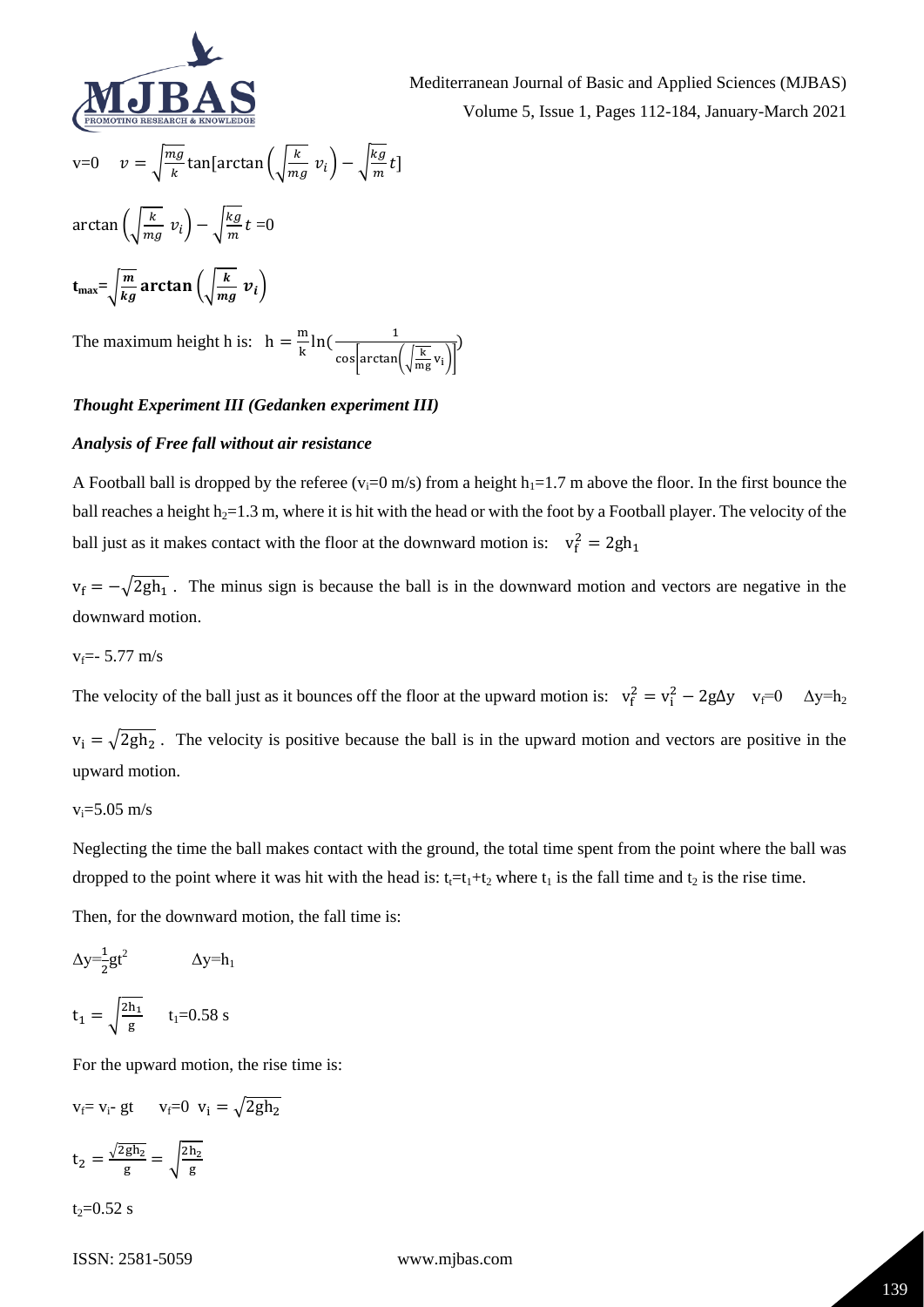v=0 $\quad v=\sqrt{\frac{mg}{k}}\tan[\arctan\left(\sqrt{\frac{k}{mg}}\ v_i\right)-\sqrt{\frac{kg}{m}}t]$

$\arctan\left(\sqrt{\frac{k}{mg}}\ v_i\right)-\sqrt{\frac{kg}{m}}t=0$

$$\mathbf{t_{max}}=\sqrt{\frac{m}{kg}}\,\mathbf{arctan}\left(\sqrt{\frac{k}{mg}}\ \boldsymbol{v_i}\right)$$

The maximum height h is: $h=\frac{m}{k}\ln\left(\frac{1}{\cos\left[\arctan\left(\sqrt{\frac{k}{mg}}\,v_i\right)\right]}\right)$

### *Thought Experiment III (Gedanken experiment III)*

### *Analysis of Free fall without air resistance*

A Football ball is dropped by the referee ($v_i$=0 m/s) from a height $h_1$=1.7 m above the floor. In the first bounce the ball reaches a height $h_2$=1.3 m, where it is hit with the head or with the foot by a Football player. The velocity of the ball just as it makes contact with the floor at the downward motion is: $\quad v_f^2=2gh_1$

$v_f=-\sqrt{2gh_1}$ . The minus sign is because the ball is in the downward motion and vectors are negative in the downward motion.

$v_f$=- 5.77 m/s

The velocity of the ball just as it bounces off the floor at the upward motion is: $\quad v_f^2=v_i^2-2g\Delta y \quad v_f=0 \quad \Delta y=h_2$

$v_i=\sqrt{2gh_2}$ . The velocity is positive because the ball is in the upward motion and vectors are positive in the upward motion.

$v_i$=5.05 m/s

Neglecting the time the ball makes contact with the ground, the total time spent from the point where the ball was dropped to the point where it was hit with the head is: $t_t=t_1+t_2$ where $t_1$ is the fall time and $t_2$ is the rise time.

Then, for the downward motion, the fall time is:

$\Delta y=\frac{1}{2}gt^2 \qquad \Delta y=h_1$

$t_1=\sqrt{\frac{2h_1}{g}} \qquad t_1$=0.58 s

For the upward motion, the rise time is:

$v_f=v_i-gt \qquad v_f=0 \quad v_i=\sqrt{2gh_2}$

$t_2=\frac{\sqrt{2gh_2}}{g}=\sqrt{\frac{2h_2}{g}}$

$t_2$=0.52 s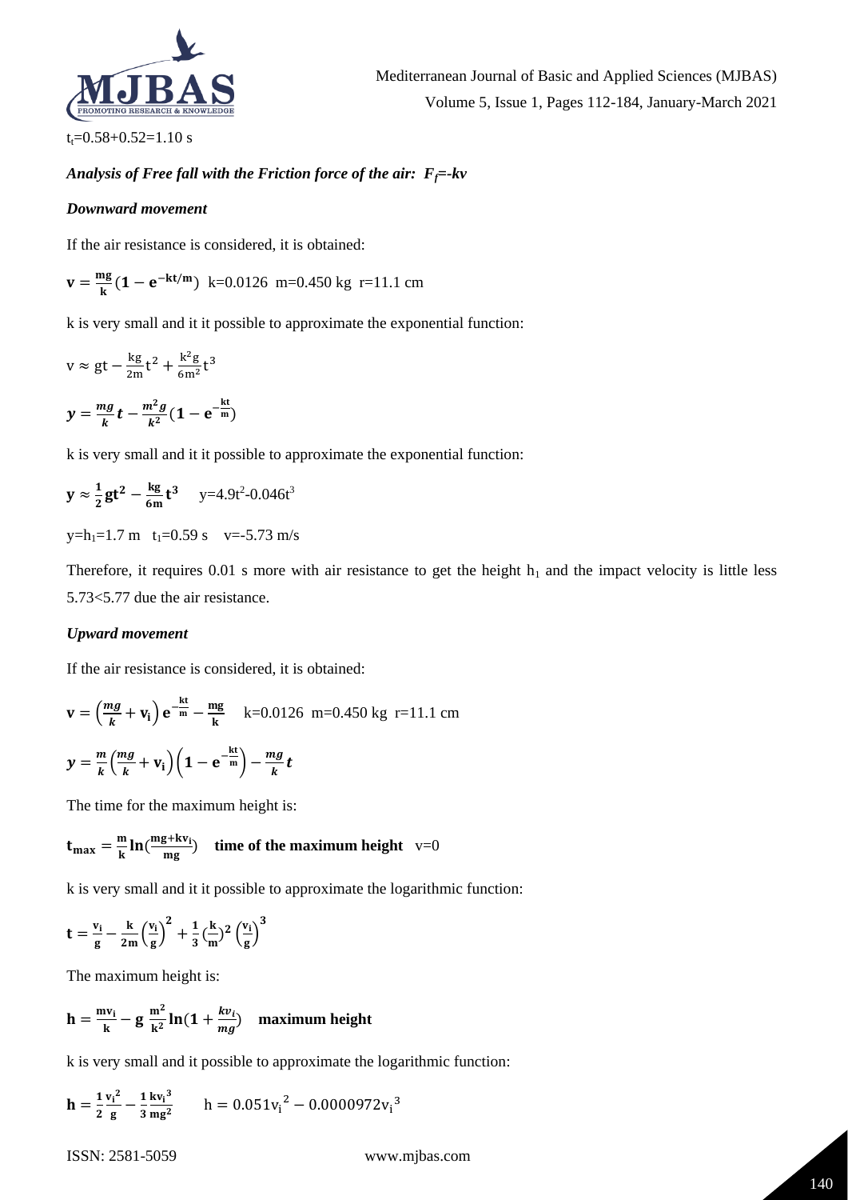$t_t$=0.58+0.52=1.10 s

### *Analysis of Free fall with the Friction force of the air: $F_f$=-kv*

#### *Downward movement*

If the air resistance is considered, it is obtained:

$$\mathbf{v} = \frac{\mathbf{mg}}{\mathbf{k}}\left(\mathbf{1} - \mathbf{e}^{-\mathbf{kt/m}}\right) \quad \text{k=0.0126 m=0.450 kg r=11.1 cm}$$

k is very small and it it possible to approximate the exponential function:

$$v \approx gt - \frac{kg}{2m}t^2 + \frac{k^2 g}{6m^2}t^3$$

$$y = \frac{mg}{k}t - \frac{m^2 g}{k^2}\left(1 - e^{-\frac{kt}{m}}\right)$$

k is very small and it it possible to approximate the exponential function:

$$\mathbf{y} \approx \frac{1}{2}\mathbf{g}\mathbf{t}^2 - \frac{\mathbf{kg}}{6\mathbf{m}}\mathbf{t}^3 \qquad y=4.9t^2-0.046t^3$$

$y=h_1=1.7$ m $\quad t_1=0.59$ s $\quad v=-5.73$ m/s

Therefore, it requires 0.01 s more with air resistance to get the height $h_1$ and the impact velocity is little less 5.73<5.77 due the air resistance.

#### *Upward movement*

If the air resistance is considered, it is obtained:

$$\mathbf{v} = \left(\frac{mg}{k} + \mathbf{v_i}\right)\mathbf{e}^{-\frac{\mathbf{kt}}{\mathbf{m}}} - \frac{\mathbf{mg}}{\mathbf{k}} \qquad \text{k=0.0126 m=0.450 kg r=11.1 cm}$$

$$y = \frac{m}{k}\left(\frac{mg}{k} + \mathbf{v_i}\right)\left(\mathbf{1} - \mathbf{e}^{-\frac{\mathbf{kt}}{\mathbf{m}}}\right) - \frac{mg}{k}t$$

The time for the maximum height is:

$$\mathbf{t_{max}} = \frac{\mathbf{m}}{\mathbf{k}}\ln\left(\frac{\mathbf{mg+kv_i}}{\mathbf{mg}}\right) \quad \textbf{time of the maximum height} \quad v=0$$

k is very small and it it possible to approximate the logarithmic function:

$$\mathbf{t} = \frac{\mathbf{v_i}}{\mathbf{g}} - \frac{\mathbf{k}}{\mathbf{2m}}\left(\frac{\mathbf{v_i}}{\mathbf{g}}\right)^2 + \frac{1}{3}\left(\frac{\mathbf{k}}{\mathbf{m}}\right)^2\left(\frac{\mathbf{v_i}}{\mathbf{g}}\right)^3$$

The maximum height is:

$$\mathbf{h} = \frac{\mathbf{mv_i}}{\mathbf{k}} - \mathbf{g}\,\frac{\mathbf{m^2}}{\mathbf{k^2}}\ln\left(\mathbf{1} + \frac{kv_i}{mg}\right) \quad \textbf{maximum height}$$

k is very small and it possible to approximate the logarithmic function:

$$\mathbf{h} = \frac{1}{2}\frac{\mathbf{v_i}^2}{\mathbf{g}} - \frac{1}{3}\frac{\mathbf{kv_i}^3}{\mathbf{mg^2}} \qquad h = 0.051{v_i}^2 - 0.0000972{v_i}^3$$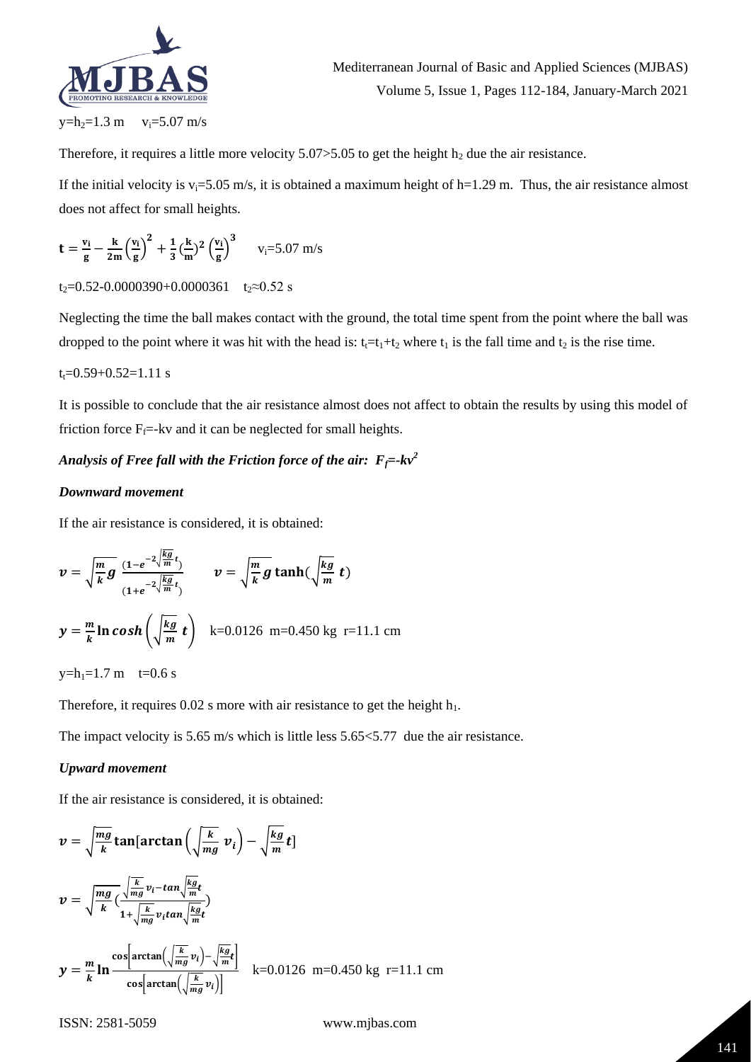$y=h_2=1.3$ m    $v_i=5.07$ m/s

Therefore, it requires a little more velocity 5.07>5.05 to get the height $h_2$ due the air resistance.

If the initial velocity is $v_i=5.05$ m/s, it is obtained a maximum height of h=1.29 m. Thus, the air resistance almost does not affect for small heights.

$$\mathbf{t} = \frac{\mathbf{v_i}}{\mathbf{g}} - \frac{\mathbf{k}}{\mathbf{2m}}\left(\frac{\mathbf{v_i}}{\mathbf{g}}\right)^{\mathbf{2}} + \frac{\mathbf{1}}{\mathbf{3}}\left(\frac{\mathbf{k}}{\mathbf{m}}\right)^{\mathbf{2}}\left(\frac{\mathbf{v_i}}{\mathbf{g}}\right)^{\mathbf{3}} \qquad v_i=5.07 \text{ m/s}$$

$t_2=0.52-0.0000390+0.0000361$    $t_2\approx 0.52$ s

Neglecting the time the ball makes contact with the ground, the total time spent from the point where the ball was dropped to the point where it was hit with the head is: $t_t=t_1+t_2$ where $t_1$ is the fall time and $t_2$ is the rise time.

$t_t=0.59+0.52=1.11$ s

It is possible to conclude that the air resistance almost does not affect to obtain the results by using this model of friction force $F_f=-kv$ and it can be neglected for small heights.

### *Analysis of Free fall with the Friction force of the air: $F_f=-kv^2$*

#### *Downward movement*

If the air resistance is considered, it is obtained:

$$v = \sqrt{\frac{m}{k}g}\,\frac{\left(1-e^{-2\sqrt{\frac{kg}{m}}t}\right)}{\left(1+e^{-2\sqrt{\frac{kg}{m}}t}\right)} \qquad v = \sqrt{\frac{m}{k}g}\tanh\left(\sqrt{\frac{kg}{m}}\,t\right)$$

$$y = \frac{m}{k}\ln cosh\left(\sqrt{\frac{kg}{m}}\,t\right) \quad k=0.0126 \;\; m=0.450 \text{ kg} \;\; r=11.1 \text{ cm}$$

$y=h_1=1.7$ m    $t=0.6$ s

Therefore, it requires 0.02 s more with air resistance to get the height $h_1$.

The impact velocity is 5.65 m/s which is little less 5.65<5.77 due the air resistance.

#### *Upward movement*

If the air resistance is considered, it is obtained:

$$v = \sqrt{\frac{mg}{k}}\tan\left[\arctan\left(\sqrt{\frac{k}{mg}}\,v_i\right) - \sqrt{\frac{kg}{m}}t\right]$$

$$v = \sqrt{\frac{mg}{k}}\left(\frac{\sqrt{\frac{k}{mg}}v_i - tan\sqrt{\frac{kg}{m}}t}{1+\sqrt{\frac{k}{mg}}v_i tan\sqrt{\frac{kg}{m}}t}\right)$$

$$y = \frac{m}{k}\ln\frac{\cos\left[\arctan\left(\sqrt{\frac{k}{mg}}v_i\right)-\sqrt{\frac{kg}{m}}t\right]}{\cos\left[\arctan\left(\sqrt{\frac{k}{mg}}v_i\right)\right]} \quad k=0.0126 \;\; m=0.450 \text{ kg} \;\; r=11.1 \text{ cm}$$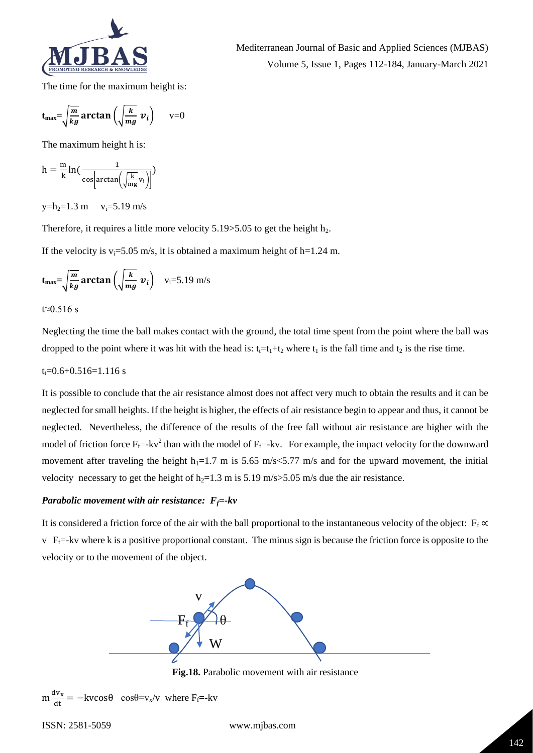The time for the maximum height is:

$$\mathbf{t_{max}}=\sqrt{\frac{m}{kg}}\,\mathbf{arctan}\left(\sqrt{\frac{k}{mg}}\,v_i\right) \qquad v=0$$

The maximum height h is:

$$h=\frac{m}{k}\ln\left(\frac{1}{\cos\left[\arctan\left(\sqrt{\frac{k}{mg}}v_i\right)\right]}\right)$$

$y=h_2=1.3$ m $\quad v_i=5.19$ m/s

Therefore, it requires a little more velocity 5.19>5.05 to get the height $h_2$.

If the velocity is $v_i=5.05$ m/s, it is obtained a maximum height of h=1.24 m.

$$\mathbf{t_{max}}=\sqrt{\frac{m}{kg}}\,\mathbf{arctan}\left(\sqrt{\frac{k}{mg}}\,v_i\right) \quad v_i=5.19 \text{ m/s}$$

$t\approx0.516$ s

Neglecting the time the ball makes contact with the ground, the total time spent from the point where the ball was dropped to the point where it was hit with the head is: $t_t=t_1+t_2$ where $t_1$ is the fall time and $t_2$ is the rise time.

$t_t=0.6+0.516=1.116$ s

It is possible to conclude that the air resistance almost does not affect very much to obtain the results and it can be neglected for small heights. If the height is higher, the effects of air resistance begin to appear and thus, it cannot be neglected. Nevertheless, the difference of the results of the free fall without air resistance are higher with the model of friction force $F_f=-kv^2$ than with the model of $F_f=-kv$. For example, the impact velocity for the downward movement after traveling the height $h_1=1.7$ m is 5.65 m/s<5.77 m/s and for the upward movement, the initial velocity necessary to get the height of $h_2=1.3$ m is 5.19 m/s>5.05 m/s due the air resistance.

### *Parabolic movement with air resistance: $F_f=-kv$*

It is considered a friction force of the air with the ball proportional to the instantaneous velocity of the object: $F_f \propto v$ $F_f=-kv$ where k is a positive proportional constant. The minus sign is because the friction force is opposite to the velocity or to the movement of the object.

**Fig.18.** Parabolic movement with air resistance

$$m\frac{dv_x}{dt}=-kv\cos\theta \quad \cos\theta=v_x/v \text{ where } F_f=-kv$$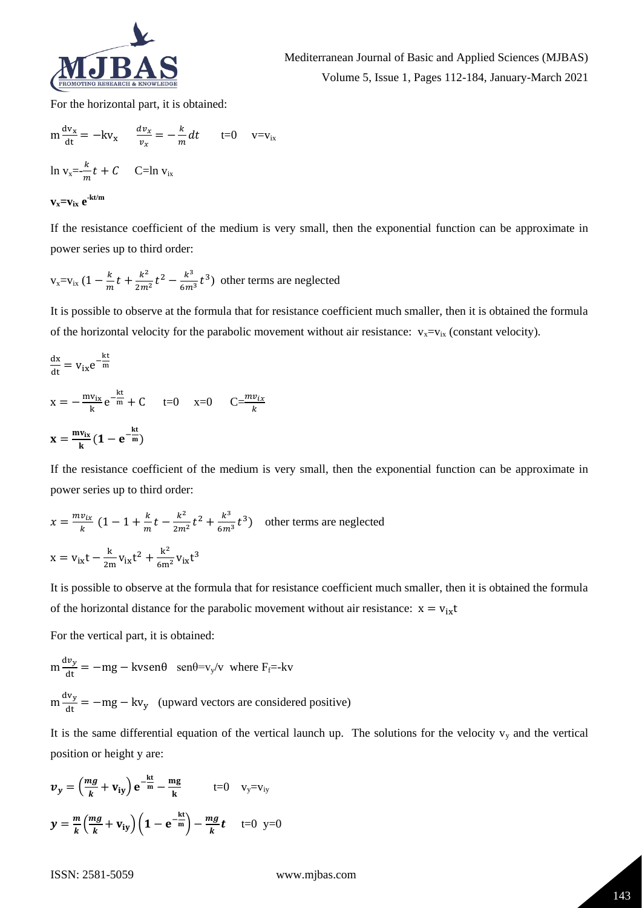For the horizontal part, it is obtained:

$$m\frac{dv_x}{dt} = -kv_x \qquad \frac{dv_x}{v_x} = -\frac{k}{m}dt \qquad t=0 \quad v=v_{ix}$$

$$\ln v_x = -\frac{k}{m}t + C \qquad C = \ln v_{ix}$$

$$\mathbf{v_x = v_{ix}\, e^{-kt/m}}$$

If the resistance coefficient of the medium is very small, then the exponential function can be approximate in power series up to third order:

$$v_x = v_{ix}\left(1 - \frac{k}{m}t + \frac{k^2}{2m^2}t^2 - \frac{k^3}{6m^3}t^3\right) \quad \text{other terms are neglected}$$

It is possible to observe at the formula that for resistance coefficient much smaller, then it is obtained the formula of the horizontal velocity for the parabolic movement without air resistance: $v_x = v_{ix}$ (constant velocity).

$$\frac{dx}{dt} = v_{ix}e^{-\frac{kt}{m}}$$

$$x = -\frac{mv_{ix}}{k}e^{-\frac{kt}{m}} + C \qquad t=0 \quad x=0 \qquad C = \frac{mv_{ix}}{k}$$

$$\mathbf{x = \frac{mv_{ix}}{k}\left(1 - e^{-\frac{kt}{m}}\right)}$$

If the resistance coefficient of the medium is very small, then the exponential function can be approximate in power series up to third order:

$$x = \frac{mv_{ix}}{k}\left(1 - 1 + \frac{k}{m}t - \frac{k^2}{2m^2}t^2 + \frac{k^3}{6m^3}t^3\right) \quad \text{other terms are neglected}$$

$$x = v_{ix}t - \frac{k}{2m}v_{ix}t^2 + \frac{k^2}{6m^2}v_{ix}t^3$$

It is possible to observe at the formula that for resistance coefficient much smaller, then it is obtained the formula of the horizontal distance for the parabolic movement without air resistance: $x = v_{ix}t$

For the vertical part, it is obtained:

$$m\frac{dv_y}{dt} = -mg - kv\,\mathrm{sen}\theta \quad \mathrm{sen}\theta = v_y/v \text{ where } F_f = -kv$$

$$m\frac{dv_y}{dt} = -mg - kv_y \quad \text{(upward vectors are considered positive)}$$

It is the same differential equation of the vertical launch up. The solutions for the velocity $v_y$ and the vertical position or height y are:

$$\boldsymbol{v_y = \left(\frac{mg}{k} + v_{iy}\right)e^{-\frac{kt}{m}} - \frac{mg}{k}} \qquad t=0 \quad v_y = v_{iy}$$

$$\boldsymbol{y = \frac{m}{k}\left(\frac{mg}{k} + v_{iy}\right)\left(1 - e^{-\frac{kt}{m}}\right) - \frac{mg}{k}t} \qquad t=0 \quad y=0$$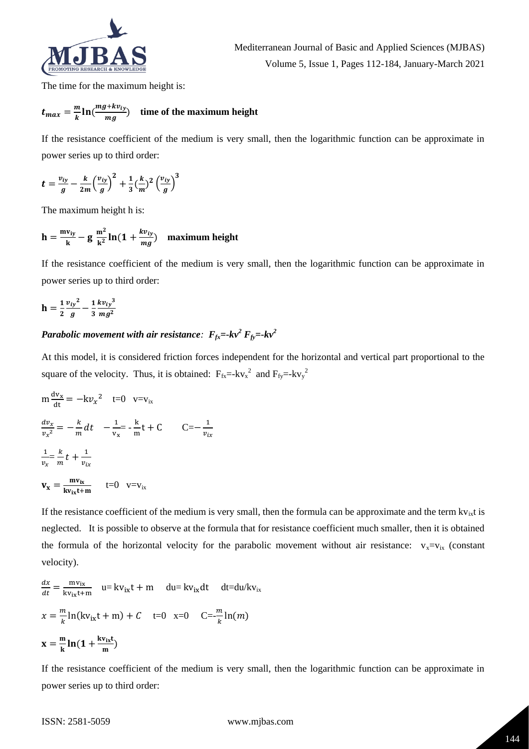The time for the maximum height is:

$$t_{max} = \frac{m}{k}\ln\left(\frac{mg+kv_{iy}}{mg}\right) \quad \textbf{time of the maximum height}$$

If the resistance coefficient of the medium is very small, then the logarithmic function can be approximate in power series up to third order:

$$t = \frac{v_{iy}}{g} - \frac{k}{2m}\left(\frac{v_{iy}}{g}\right)^2 + \frac{1}{3}\left(\frac{k}{m}\right)^2\left(\frac{v_{iy}}{g}\right)^3$$

The maximum height h is:

$$\mathbf{h} = \frac{\mathbf{mv_{iy}}}{\mathbf{k}} - \mathbf{g}\,\frac{\mathbf{m^2}}{\mathbf{k^2}}\ln\left(1 + \frac{kv_{iy}}{mg}\right) \quad \textbf{maximum height}$$

If the resistance coefficient of the medium is very small, then the logarithmic function can be approximate in power series up to third order:

$$\mathbf{h} = \frac{1}{2}\frac{v_{iy}{}^2}{g} - \frac{1}{3}\frac{kv_{iy}{}^3}{mg^2}$$

***Parabolic movement with air resistance: $F_{fx}=-kv^2$ $F_{fy}=-kv^2$***

At this model, it is considered friction forces independent for the horizontal and vertical part proportional to the square of the velocity. Thus, it is obtained: $F_{fx}=-kv_x^2$ and $F_{fy}=-kv_y^2$

$$m\frac{dv_x}{dt} = -kv_x{}^2 \quad t=0 \quad v=v_{ix}$$

$$\frac{dv_x}{v_x{}^2} = -\frac{k}{m}dt \quad -\frac{1}{v_x} = -\frac{k}{m}t + C \qquad C=-\frac{1}{v_{ix}}$$

$$\frac{1}{v_x} = \frac{k}{m}t + \frac{1}{v_{ix}}$$

$$\mathbf{v_x} = \frac{\mathbf{mv_{ix}}}{\mathbf{kv_{ix}t+m}} \qquad t=0 \quad v=v_{ix}$$

If the resistance coefficient of the medium is very small, then the formula can be approximate and the term $kv_{ix}t$ is neglected. It is possible to observe at the formula that for resistance coefficient much smaller, then it is obtained the formula of the horizontal velocity for the parabolic movement without air resistance: $v_x=v_{ix}$ (constant velocity).

$$\frac{dx}{dt} = \frac{mv_{ix}}{kv_{ix}t+m} \quad u= kv_{ix}t + m \quad du= kv_{ix}dt \quad dt=du/kv_{ix}$$

$$x = \frac{m}{k}\ln(kv_{ix}t + m) + C \quad t=0 \quad x=0 \quad C=-\frac{m}{k}\ln(m)$$

$$\mathbf{x} = \frac{\mathbf{m}}{\mathbf{k}}\ln\left(1 + \frac{\mathbf{kv_{ix}t}}{\mathbf{m}}\right)$$

If the resistance coefficient of the medium is very small, then the logarithmic function can be approximate in power series up to third order: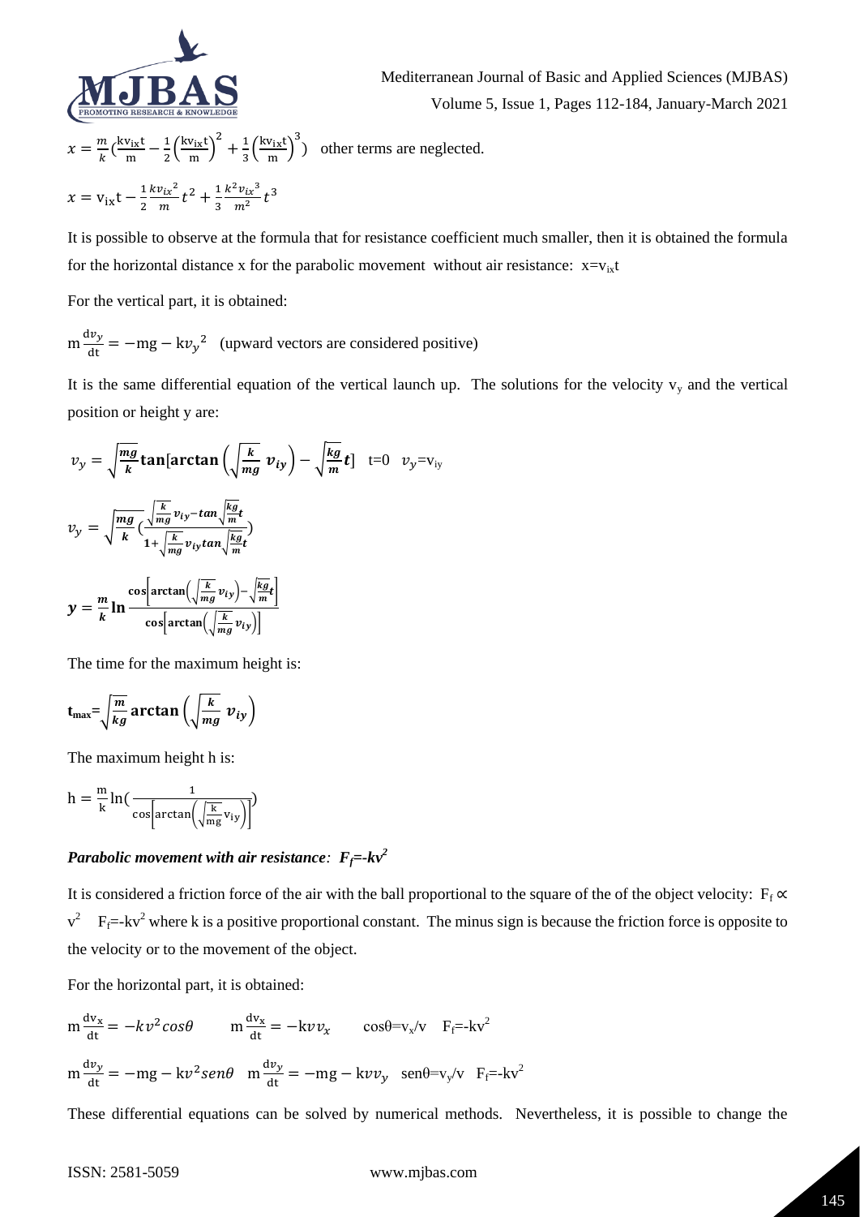$x = \frac{m}{k}(\frac{kv_{ix}t}{m} - \frac{1}{2}\left(\frac{kv_{ix}t}{m}\right)^2 + \frac{1}{3}\left(\frac{kv_{ix}t}{m}\right)^3)$ other terms are neglected.

$x = v_{ix}t - \frac{1}{2}\frac{kv_{ix}^2}{m}t^2 + \frac{1}{3}\frac{k^2v_{ix}^3}{m^2}t^3$

It is possible to observe at the formula that for resistance coefficient much smaller, then it is obtained the formula for the horizontal distance x for the parabolic movement without air resistance: $x=v_{ix}t$

For the vertical part, it is obtained:

$m\frac{dv_y}{dt} = -mg - kv_y^2$ (upward vectors are considered positive)

It is the same differential equation of the vertical launch up. The solutions for the velocity $v_y$ and the vertical position or height y are:

$$v_y = \sqrt{\frac{mg}{k}}\tan[\arctan\left(\sqrt{\frac{k}{mg}}\, v_{iy}\right) - \sqrt{\frac{kg}{m}}t] \quad t=0 \quad v_y=v_{iy}$$

$$v_y = \sqrt{\frac{mg}{k}}\left(\frac{\sqrt{\frac{k}{mg}}v_{iy} - \tan\sqrt{\frac{kg}{m}}t}{1 + \sqrt{\frac{k}{mg}}v_{iy}\tan\sqrt{\frac{kg}{m}}t}\right)$$

$$y = \frac{m}{k}\ln\frac{\cos\left[\arctan\left(\sqrt{\frac{k}{mg}}\,v_{iy}\right) - \sqrt{\frac{kg}{m}}t\right]}{\cos\left[\arctan\left(\sqrt{\frac{k}{mg}}\,v_{iy}\right)\right]}$$

The time for the maximum height is:

$$t_{max} = \sqrt{\frac{m}{kg}}\arctan\left(\sqrt{\frac{k}{mg}}\, v_{iy}\right)$$

The maximum height h is:

$$h = \frac{m}{k}\ln\left(\frac{1}{\cos\left[\arctan\left(\sqrt{\frac{k}{mg}}v_{iy}\right)\right]}\right)$$

### *Parabolic movement with air resistance: $F_f=-kv^2$*

It is considered a friction force of the air with the ball proportional to the square of the of the object velocity: $F_f \propto v^2$ $F_f=-kv^2$ where k is a positive proportional constant. The minus sign is because the friction force is opposite to the velocity or to the movement of the object.

For the horizontal part, it is obtained:

$m\frac{dv_x}{dt} = -kv^2\cos\theta \qquad m\frac{dv_x}{dt} = -kvv_x \qquad \cos\theta=v_x/v \quad F_f=-kv^2$

$m\frac{dv_y}{dt} = -mg - kv^2 sen\theta \quad m\frac{dv_y}{dt} = -mg - kvv_y \quad sen\theta=v_y/v \quad F_f=-kv^2$

These differential equations can be solved by numerical methods. Nevertheless, it is possible to change the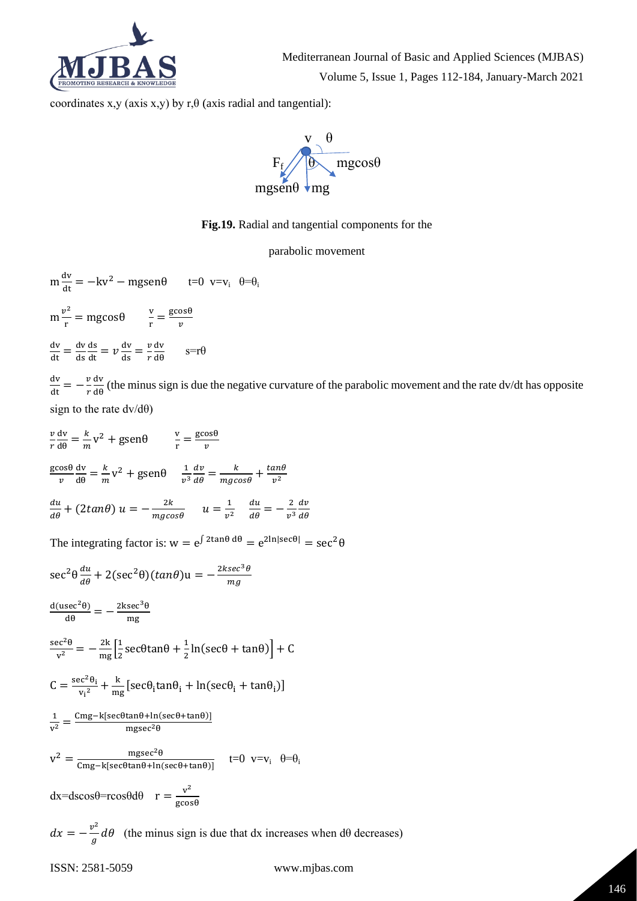coordinates x,y (axis x,y) by r,θ (axis radial and tangential):

**Fig.19.** Radial and tangential components for the parabolic movement

$$m\frac{dv}{dt} = -kv^2 - mgsen\theta \qquad t=0 \;\; v=v_i \;\; \theta=\theta_i$$

$$m\frac{v^2}{r} = mgcos\theta \qquad \frac{v}{r} = \frac{gcos\theta}{v}$$

$$\frac{dv}{dt} = \frac{dv}{ds}\frac{ds}{dt} = v\frac{dv}{ds} = \frac{v}{r}\frac{dv}{d\theta} \qquad s=r\theta$$

$\frac{dv}{dt} = -\frac{v}{r}\frac{dv}{d\theta}$ (the minus sign is due the negative curvature of the parabolic movement and the rate dv/dt has opposite sign to the rate dv/dθ)

$$\frac{v}{r}\frac{dv}{d\theta} = \frac{k}{m}v^2 + gsen\theta \qquad \frac{v}{r} = \frac{gcos\theta}{v}$$

$$\frac{gcos\theta}{v}\frac{dv}{d\theta} = \frac{k}{m}v^2 + gsen\theta \qquad \frac{1}{v^3}\frac{dv}{d\theta} = \frac{k}{mgcos\theta} + \frac{tan\theta}{v^2}$$

$$\frac{du}{d\theta} + (2tan\theta)\,u = -\frac{2k}{mgcos\theta} \qquad u = \frac{1}{v^2} \qquad \frac{du}{d\theta} = -\frac{2}{v^3}\frac{dv}{d\theta}$$

The integrating factor is: $w = e^{\int 2\tan\theta\, d\theta} = e^{2\ln|\sec\theta|} = \sec^2\theta$

$$\sec^2\theta\frac{du}{d\theta} + 2(\sec^2\theta)(tan\theta)u = -\frac{2ksec^3\theta}{mg}$$

$$\frac{d(u\sec^2\theta)}{d\theta} = -\frac{2k\sec^3\theta}{mg}$$

$$\frac{\sec^2\theta}{v^2} = -\frac{2k}{mg}\left[\frac{1}{2}\sec\theta\tan\theta + \frac{1}{2}\ln(\sec\theta + \tan\theta)\right] + C$$

$$C = \frac{\sec^2\theta_i}{{v_i}^2} + \frac{k}{mg}\left[\sec\theta_i\tan\theta_i + \ln(\sec\theta_i + \tan\theta_i)\right]$$

$$\frac{1}{v^2} = \frac{Cmg - k[\sec\theta\tan\theta + \ln(\sec\theta + \tan\theta)]}{mg\sec^2\theta}$$

$$v^2 = \frac{mg\sec^2\theta}{Cmg - k[\sec\theta\tan\theta + \ln(\sec\theta + \tan\theta)]} \qquad t=0 \;\; v=v_i \;\; \theta=\theta_i$$

$$dx = ds\cos\theta = r\cos\theta d\theta \qquad r = \frac{v^2}{g\cos\theta}$$

$dx = -\frac{v^2}{g}d\theta$ (the minus sign is due that dx increases when dθ decreases)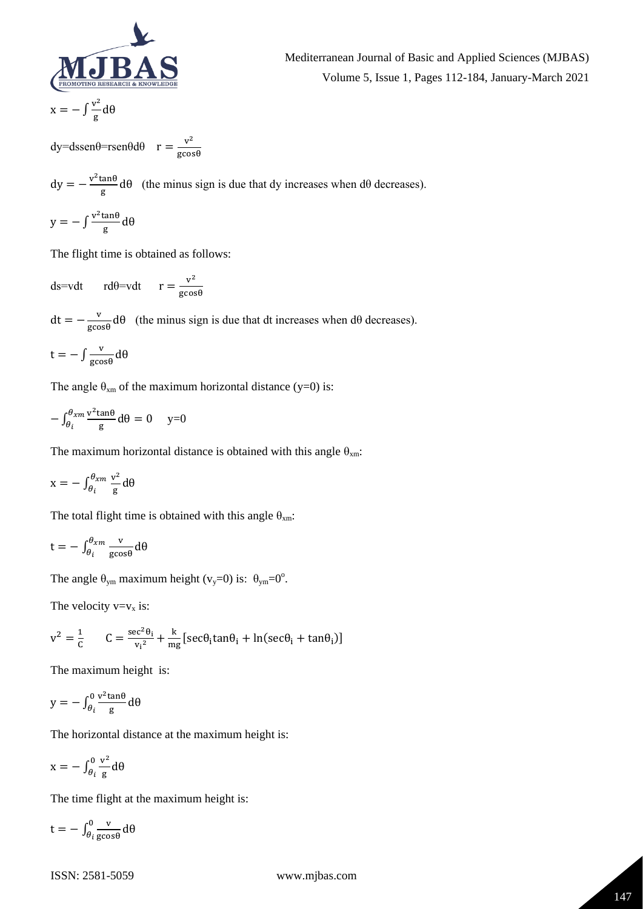$$x = -\int \frac{v^2}{g} d\theta$$

$$dy = ds sen\theta = r sen\theta d\theta \quad r = \frac{v^2}{g\cos\theta}$$

$$dy = -\frac{v^2 \tan\theta}{g} d\theta$$ (the minus sign is due that dy increases when dθ decreases).

$$y = -\int \frac{v^2 \tan\theta}{g} d\theta$$

The flight time is obtained as follows:

$$ds = vdt \qquad rd\theta = vdt \qquad r = \frac{v^2}{g\cos\theta}$$

$$dt = -\frac{v}{g\cos\theta} d\theta$$ (the minus sign is due that dt increases when dθ decreases).

$$t = -\int \frac{v}{g\cos\theta} d\theta$$

The angle $\theta_{xm}$ of the maximum horizontal distance (y=0) is:

$$-\int_{\theta_i}^{\theta_{xm}} \frac{v^2 \tan\theta}{g} d\theta = 0 \quad y=0$$

The maximum horizontal distance is obtained with this angle $\theta_{xm}$:

$$x = -\int_{\theta_i}^{\theta_{xm}} \frac{v^2}{g} d\theta$$

The total flight time is obtained with this angle $\theta_{xm}$:

$$t = -\int_{\theta_i}^{\theta_{xm}} \frac{v}{g\cos\theta} d\theta$$

The angle $\theta_{ym}$ maximum height ($v_y=0$) is: $\theta_{ym}=0^o$.

The velocity $v=v_x$ is:

$$v^2 = \frac{1}{C} \qquad C = \frac{\sec^2\theta_i}{{v_i}^2} + \frac{k}{mg}[\sec\theta_i \tan\theta_i + \ln(\sec\theta_i + \tan\theta_i)]$$

The maximum height is:

$$y = -\int_{\theta_i}^{0} \frac{v^2 \tan\theta}{g} d\theta$$

The horizontal distance at the maximum height is:

$$x = -\int_{\theta_i}^{0} \frac{v^2}{g} d\theta$$

The time flight at the maximum height is:

$$t = -\int_{\theta_i}^{0} \frac{v}{g\cos\theta} d\theta$$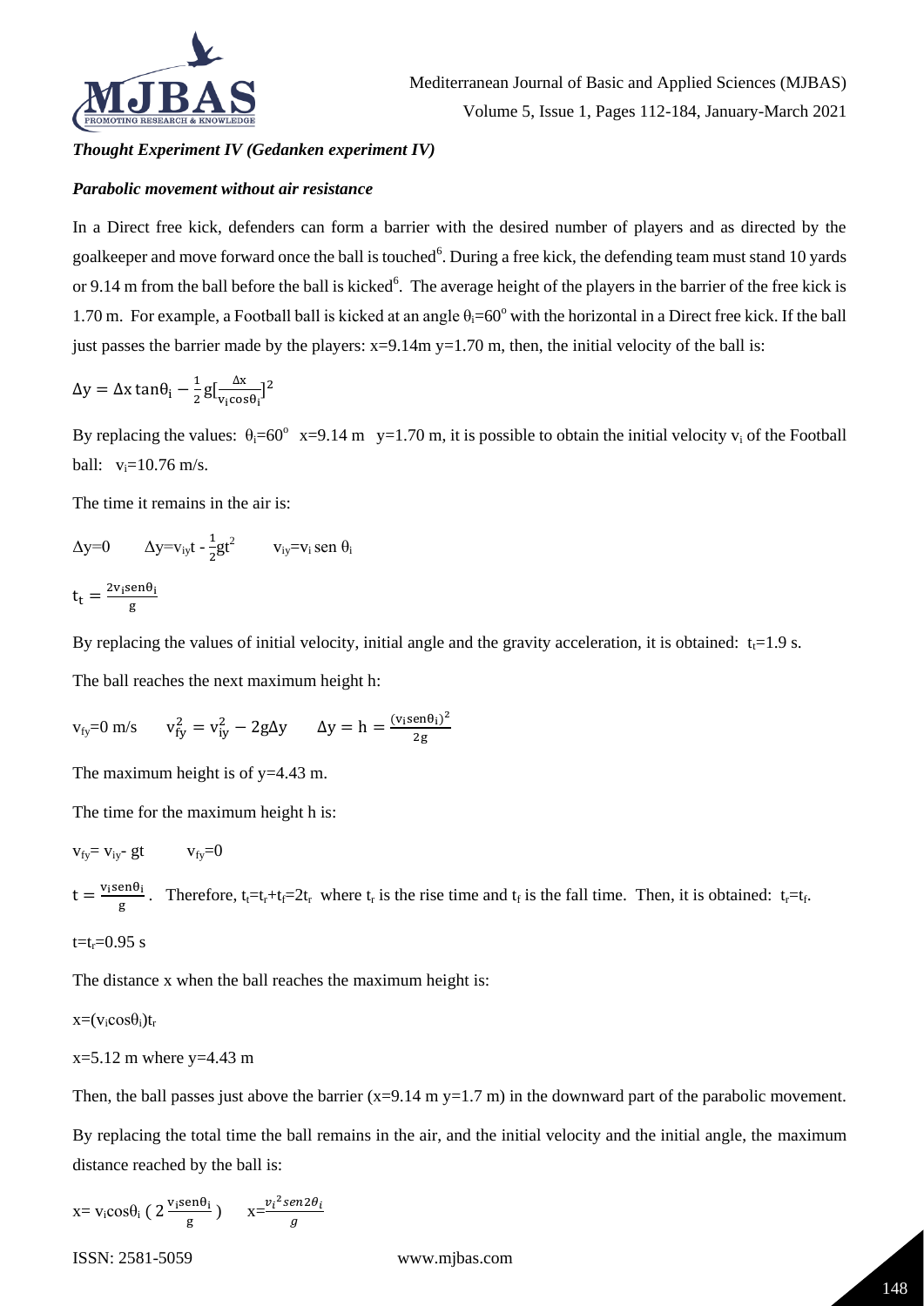***Thought Experiment IV (Gedanken experiment IV)***

***Parabolic movement without air resistance***

In a Direct free kick, defenders can form a barrier with the desired number of players and as directed by the goalkeeper and move forward once the ball is touched[6]. During a free kick, the defending team must stand 10 yards or 9.14 m from the ball before the ball is kicked[6]. The average height of the players in the barrier of the free kick is 1.70 m. For example, a Football ball is kicked at an angle $\theta_i=60^o$ with the horizontal in a Direct free kick. If the ball just passes the barrier made by the players: x=9.14m y=1.70 m, then, the initial velocity of the ball is:

$$\Delta y = \Delta x \tan\theta_i - \frac{1}{2}g[\frac{\Delta x}{v_i \cos\theta_i}]^2$$

By replacing the values: $\theta_i=60^o$ x=9.14 m y=1.70 m, it is possible to obtain the initial velocity $v_i$ of the Football ball: $v_i$=10.76 m/s.

The time it remains in the air is:

$$\Delta y=0 \qquad \Delta y=v_{iy}t - \frac{1}{2}gt^2 \qquad v_{iy}=v_i \text{ sen } \theta_i$$

$$t_t = \frac{2v_i \text{sen}\theta_i}{g}$$

By replacing the values of initial velocity, initial angle and the gravity acceleration, it is obtained: $t_t$=1.9 s.

The ball reaches the next maximum height h:

$$v_{fy}=0 \text{ m/s} \qquad v_{fy}^2 = v_{iy}^2 - 2g\Delta y \qquad \Delta y = h = \frac{(v_i \text{sen}\theta_i)^2}{2g}$$

The maximum height is of y=4.43 m.

The time for the maximum height h is:

$$v_{fy}= v_{iy}- gt \qquad v_{fy}=0$$

$t = \frac{v_i \text{sen}\theta_i}{g}$. Therefore, $t_t=t_r+t_f=2t_r$ where $t_r$ is the rise time and $t_f$ is the fall time. Then, it is obtained: $t_r=t_f$.

$t=t_r$=0.95 s

The distance x when the ball reaches the maximum height is:

$x=(v_i\cos\theta_i)t_r$

x=5.12 m where y=4.43 m

Then, the ball passes just above the barrier (x=9.14 m y=1.7 m) in the downward part of the parabolic movement.

By replacing the total time the ball remains in the air, and the initial velocity and the initial angle, the maximum distance reached by the ball is:

$$x= v_i\cos\theta_i \left( 2\frac{v_i \text{sen}\theta_i}{g} \right) \qquad x=\frac{v_i{}^2 sen2\theta_i}{g}$$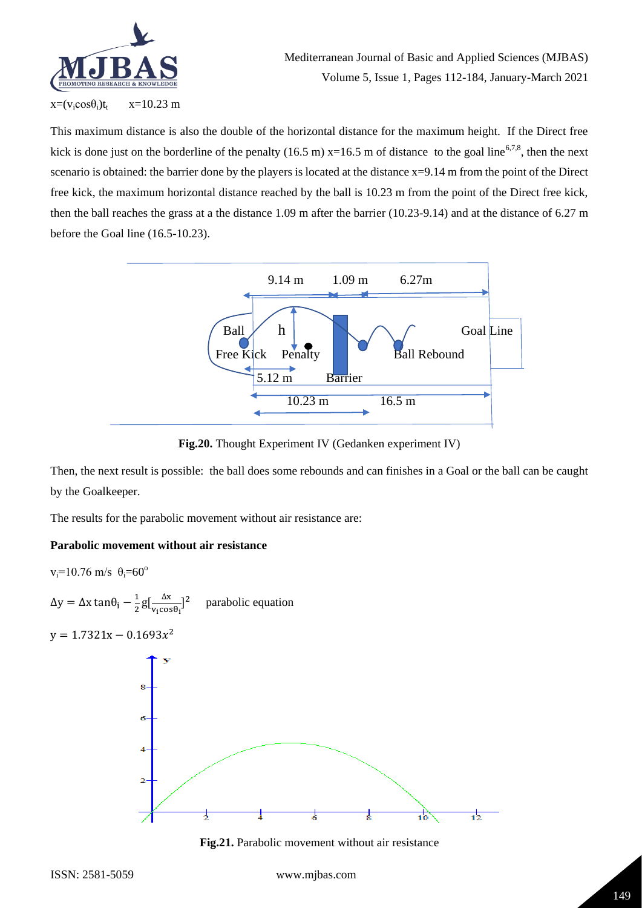$x = (v_i \cos\theta_i)t_t \qquad x = 10.23 \text{ m}$

This maximum distance is also the double of the horizontal distance for the maximum height. If the Direct free kick is done just on the borderline of the penalty (16.5 m) x=16.5 m of distance to the goal line[6,7,8], then the next scenario is obtained: the barrier done by the players is located at the distance x=9.14 m from the point of the Direct free kick, the maximum horizontal distance reached by the ball is 10.23 m from the point of the Direct free kick, then the ball reaches the grass at a the distance 1.09 m after the barrier (10.23-9.14) and at the distance of 6.27 m before the Goal line (16.5-10.23).

**Fig.20.** Thought Experiment IV (Gedanken experiment IV)

Then, the next result is possible: the ball does some rebounds and can finishes in a Goal or the ball can be caught by the Goalkeeper.

The results for the parabolic movement without air resistance are:

**Parabolic movement without air resistance**

$v_i = 10.76$ m/s $\theta_i = 60^o$

$\Delta y = \Delta x \tan\theta_i - \frac{1}{2} g [\frac{\Delta x}{v_i \cos\theta_i}]^2$ parabolic equation

$y = 1.7321x - 0.1693x^2$

**Fig.21.** Parabolic movement without air resistance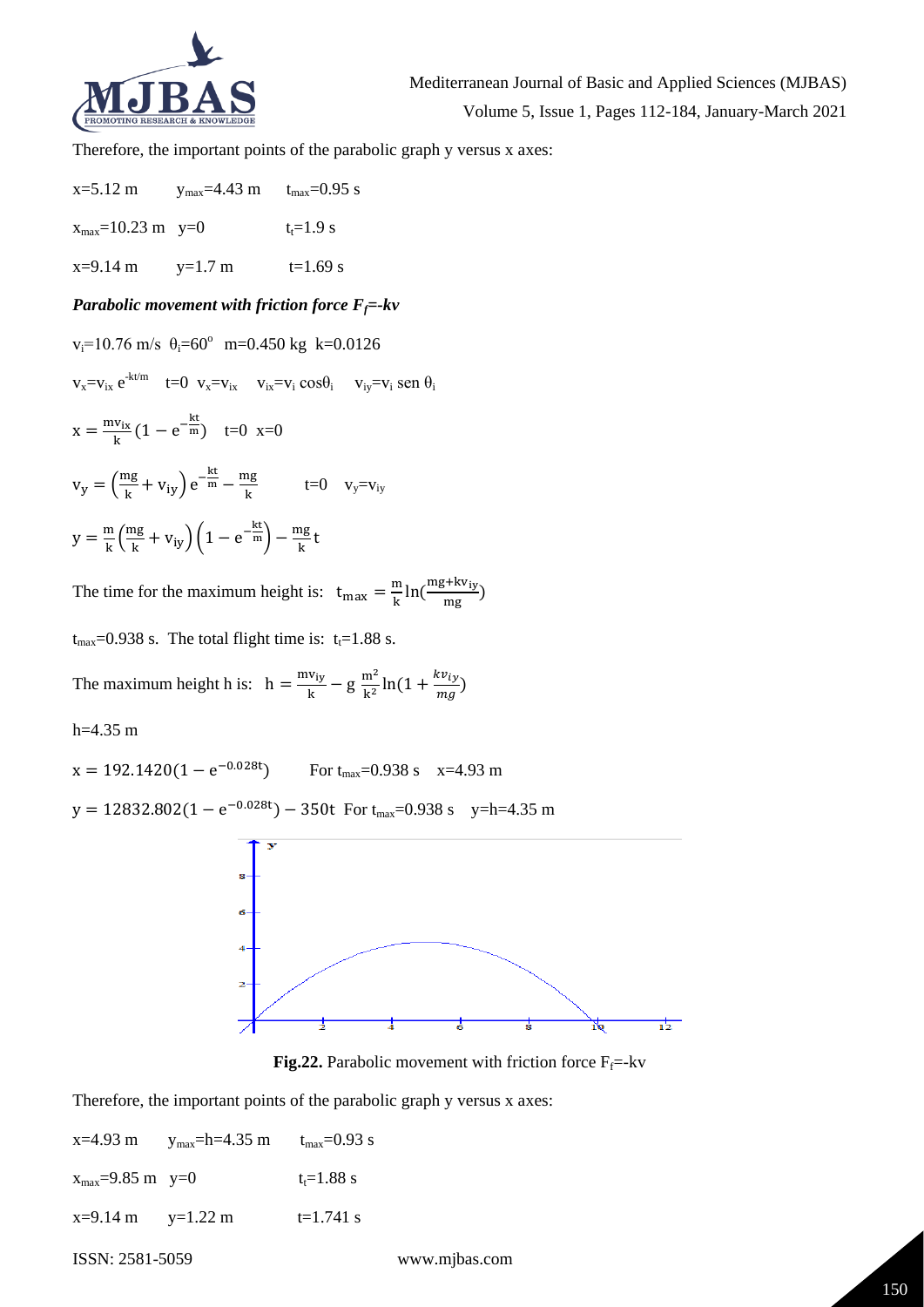Therefore, the important points of the parabolic graph y versus x axes:

$x=5.12$ m $\quad y_{max}=4.43$ m $\quad t_{max}=0.95$ s

$x_{max}=10.23$ m $\quad y=0 \quad t_t=1.9$ s

$x=9.14$ m $\quad y=1.7$ m $\quad t=1.69$ s

### *Parabolic movement with friction force $F_f$=-kv*

$v_i=10.76$ m/s $\theta_i=60^o$ $m=0.450$ kg $k=0.0126$

$v_x=v_{ix}\, e^{-kt/m} \quad t=0 \;\; v_x=v_{ix} \quad v_{ix}=v_i \cos\theta_i \quad v_{iy}=v_i \text{ sen } \theta_i$

$$x = \frac{mv_{ix}}{k}\left(1 - e^{-\frac{kt}{m}}\right) \quad t=0 \;\; x=0$$

$$v_y = \left(\frac{mg}{k} + v_{iy}\right)e^{-\frac{kt}{m}} - \frac{mg}{k} \qquad t=0 \quad v_y=v_{iy}$$

$$y = \frac{m}{k}\left(\frac{mg}{k} + v_{iy}\right)\left(1 - e^{-\frac{kt}{m}}\right) - \frac{mg}{k}t$$

The time for the maximum height is: $t_{max} = \frac{m}{k}\ln\left(\frac{mg+kv_{iy}}{mg}\right)$

$t_{max}=0.938$ s. The total flight time is: $t_t=1.88$ s.

The maximum height h is: $h = \frac{mv_{iy}}{k} - g\,\frac{m^2}{k^2}\ln\left(1 + \frac{kv_{iy}}{mg}\right)$

$h=4.35$ m

$x = 192.1420(1 - e^{-0.028t})$ $\qquad$ For $t_{max}=0.938$ s $\quad x=4.93$ m

$y = 12832.802(1 - e^{-0.028t}) - 350t$ For $t_{max}=0.938$ s $\quad y=h=4.35$ m

**Fig.22.** Parabolic movement with friction force $F_f$=-kv

Therefore, the important points of the parabolic graph y versus x axes:

$x=4.93$ m $\quad y_{max}=h=4.35$ m $\quad t_{max}=0.93$ s

$x_{max}=9.85$ m $\quad y=0 \quad t_t=1.88$ s

$x=9.14$ m $\quad y=1.22$ m $\quad t=1.741$ s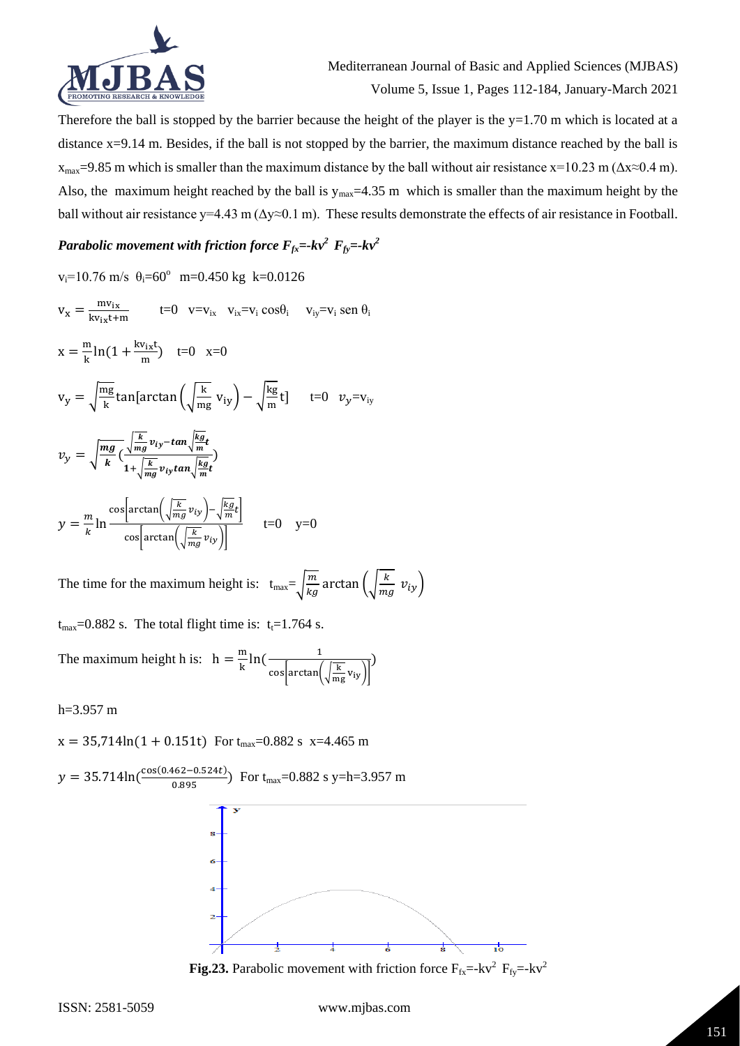Therefore the ball is stopped by the barrier because the height of the player is the y=1.70 m which is located at a distance x=9.14 m. Besides, if the ball is not stopped by the barrier, the maximum distance reached by the ball is $x_{max}$=9.85 m which is smaller than the maximum distance by the ball without air resistance x=10.23 m ($\Delta x \approx 0.4$ m). Also, the maximum height reached by the ball is $y_{max}$=4.35 m which is smaller than the maximum height by the ball without air resistance y=4.43 m ($\Delta y \approx 0.1$ m). These results demonstrate the effects of air resistance in Football.

### *Parabolic movement with friction force $F_{fx}=-kv^2$ $F_{fy}=-kv^2$*

$v_i$=10.76 m/s $\theta_i=60^o$ m=0.450 kg k=0.0126

$$v_x = \frac{mv_{ix}}{kv_{ix}t+m} \quad t=0 \quad v=v_{ix} \quad v_{ix}=v_i \cos\theta_i \quad v_{iy}=v_i \text{ sen } \theta_i$$

$$x = \frac{m}{k}\ln(1+\frac{kv_{ix}t}{m}) \quad t=0 \quad x=0$$

$$v_y = \sqrt{\frac{mg}{k}}\tan[\arctan\left(\sqrt{\frac{k}{mg}}\, v_{iy}\right) - \sqrt{\frac{kg}{m}}t] \quad t=0 \quad v_y=v_{iy}$$

$$v_y = \sqrt{\frac{mg}{k}}\left(\frac{\sqrt{\frac{k}{mg}}v_{iy} - \tan\sqrt{\frac{kg}{m}}t}{1+\sqrt{\frac{k}{mg}}v_{iy}\tan\sqrt{\frac{kg}{m}}t}\right)$$

$$y = \frac{m}{k}\ln\frac{\cos\left[\arctan\left(\sqrt{\frac{k}{mg}}v_{iy}\right) - \sqrt{\frac{kg}{m}}t\right]}{\cos\left[\arctan\left(\sqrt{\frac{k}{mg}}v_{iy}\right)\right]} \quad t=0 \quad y=0$$

The time for the maximum height is: $t_{max}=\sqrt{\frac{m}{kg}}\arctan\left(\sqrt{\frac{k}{mg}}\, v_{iy}\right)$

$t_{max}$=0.882 s. The total flight time is: $t_t$=1.764 s.

The maximum height h is: $h = \frac{m}{k}\ln\left(\frac{1}{\cos\left[\arctan\left(\sqrt{\frac{k}{mg}}v_{iy}\right)\right]}\right)$

h=3.957 m

$x = 35{,}714\ln(1+0.151t)$ For $t_{max}$=0.882 s x=4.465 m

$y = 35.714\ln\left(\frac{\cos(0.462-0.524t)}{0.895}\right)$ For $t_{max}$=0.882 s y=h=3.957 m

**Fig.23.** Parabolic movement with friction force $F_{fx}=-kv^2$ $F_{fy}=-kv^2$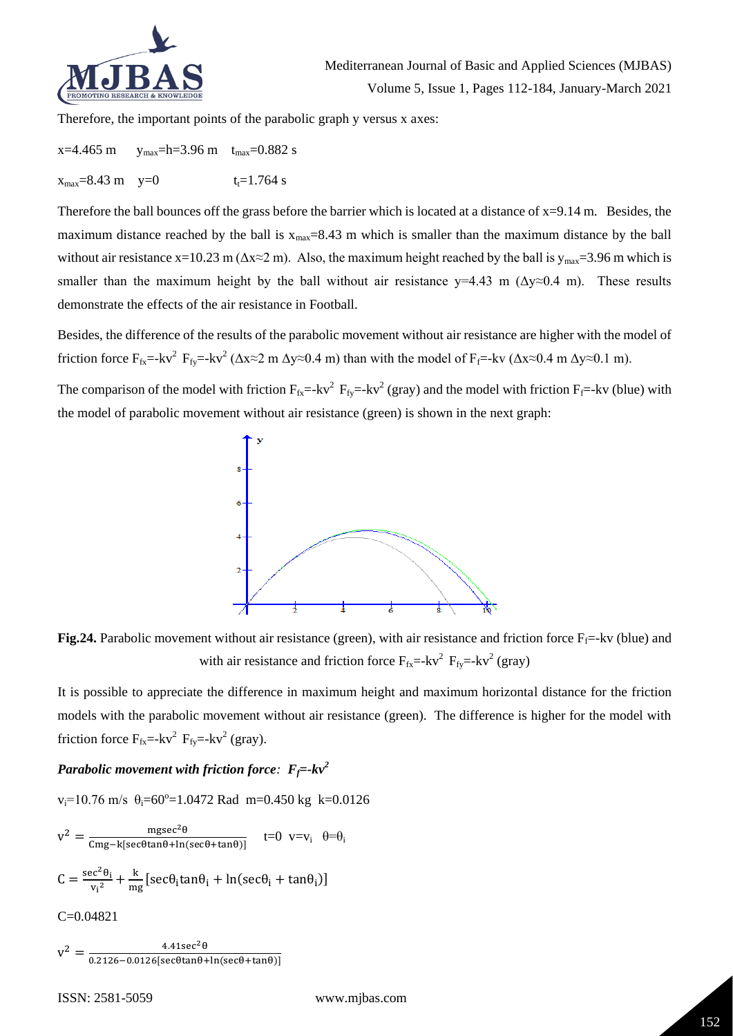Therefore, the important points of the parabolic graph y versus x axes:

$x=4.465$ m $\quad y_{max}=h=3.96$ m $\quad t_{max}=0.882$ s

$x_{max}=8.43$ m $\quad y=0 \quad t_t=1.764$ s

Therefore the ball bounces off the grass before the barrier which is located at a distance of x=9.14 m. Besides, the maximum distance reached by the ball is $x_{max}=8.43$ m which is smaller than the maximum distance by the ball without air resistance x=10.23 m ($\Delta x\approx 2$ m). Also, the maximum height reached by the ball is $y_{max}=3.96$ m which is smaller than the maximum height by the ball without air resistance y=4.43 m ($\Delta y\approx 0.4$ m). These results demonstrate the effects of the air resistance in Football.

Besides, the difference of the results of the parabolic movement without air resistance are higher with the model of friction force $F_{fx}=-kv^2$ $F_{fy}=-kv^2$ ($\Delta x\approx 2$ m $\Delta y\approx 0.4$ m) than with the model of $F_f=-kv$ ($\Delta x\approx 0.4$ m $\Delta y\approx 0.1$ m).

The comparison of the model with friction $F_{fx}=-kv^2$ $F_{fy}=-kv^2$ (gray) and the model with friction $F_f=-kv$ (blue) with the model of parabolic movement without air resistance (green) is shown in the next graph:

**Fig.24.** Parabolic movement without air resistance (green), with air resistance and friction force $F_f=-kv$ (blue) and with air resistance and friction force $F_{fx}=-kv^2$ $F_{fy}=-kv^2$ (gray)

It is possible to appreciate the difference in maximum height and maximum horizontal distance for the friction models with the parabolic movement without air resistance (green). The difference is higher for the model with friction force $F_{fx}=-kv^2$ $F_{fy}=-kv^2$ (gray).

### *Parabolic movement with friction force: $F_f=-kv^2$*

$v_i=10.76$ m/s $\quad \theta_i=60^o=1.0472$ Rad $\quad m=0.450$ kg $\quad k=0.0126$

$$v^2=\frac{mg\sec^2\theta}{Cmg-k[\sec\theta\tan\theta+\ln(\sec\theta+\tan\theta)]} \quad t=0 \;\; v=v_i \;\; \theta=\theta_i$$

$$C=\frac{\sec^2\theta_i}{{v_i}^2}+\frac{k}{mg}[\sec\theta_i\tan\theta_i+\ln(\sec\theta_i+\tan\theta_i)]$$

C=0.04821

$$v^2=\frac{4.41\sec^2\theta}{0.2126-0.0126[\sec\theta\tan\theta+\ln(\sec\theta+\tan\theta)]}$$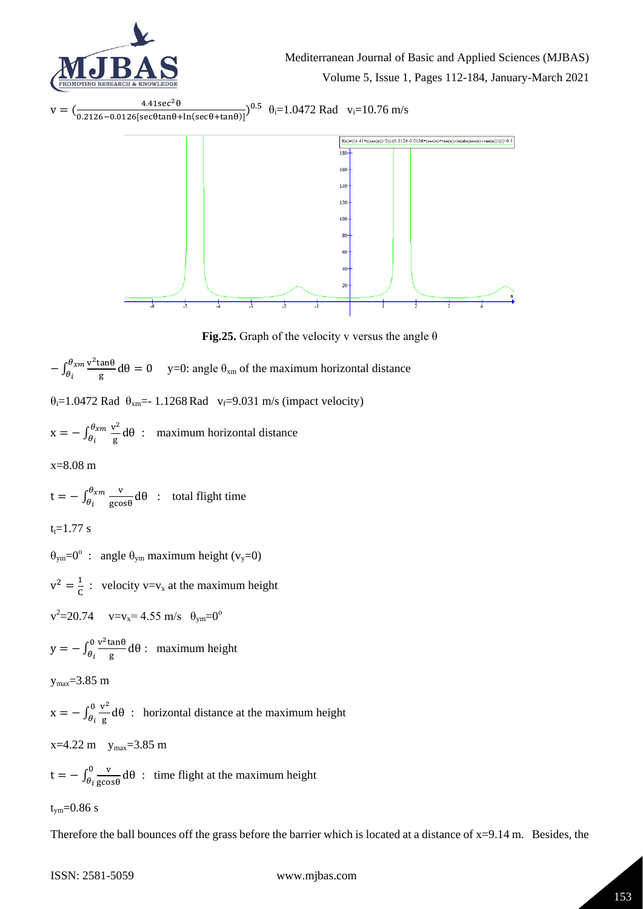$$v = \left(\frac{4.41\sec^2\theta}{0.2126 - 0.0126[\sec\theta\tan\theta + \ln(\sec\theta + \tan\theta)]}\right)^{0.5} \quad \theta_i = 1.0472 \text{ Rad} \quad v_i = 10.76 \text{ m/s}$$

**Fig.25.** Graph of the velocity v versus the angle θ

$$-\int_{\theta_i}^{\theta_{xm}} \frac{v^2 \tan\theta}{g} d\theta = 0 \quad y=0\text{: angle } \theta_{xm} \text{ of the maximum horizontal distance}$$

$\theta_i$=1.0472 Rad $\theta_{xm}$=- 1.1268 Rad $v_f$=9.031 m/s (impact velocity)

$$x = -\int_{\theta_i}^{\theta_{xm}} \frac{v^2}{g} d\theta \quad : \quad \text{maximum horizontal distance}$$

x=8.08 m

$$t = -\int_{\theta_i}^{\theta_{xm}} \frac{v}{g\cos\theta} d\theta \quad : \quad \text{total flight time}$$

$t_t$=1.77 s

$\theta_{ym}=0^{o}$ : angle $\theta_{ym}$ maximum height ($v_y$=0)

$$v^2 = \frac{1}{C} \quad : \quad \text{velocity } v=v_x \text{ at the maximum height}$$

$v^2$=20.74 $v=v_x$= 4.55 m/s $\theta_{ym}=0^{o}$

$$y = -\int_{\theta_i}^{0} \frac{v^2 \tan\theta}{g} d\theta \quad : \quad \text{maximum height}$$

$y_{max}$=3.85 m

$$x = -\int_{\theta_i}^{0} \frac{v^2}{g} d\theta \quad : \quad \text{horizontal distance at the maximum height}$$

x=4.22 m $y_{max}$=3.85 m

$$t = -\int_{\theta_i}^{0} \frac{v}{g\cos\theta} d\theta \quad : \quad \text{time flight at the maximum height}$$

$t_{ym}$=0.86 s

Therefore the ball bounces off the grass before the barrier which is located at a distance of x=9.14 m. Besides, the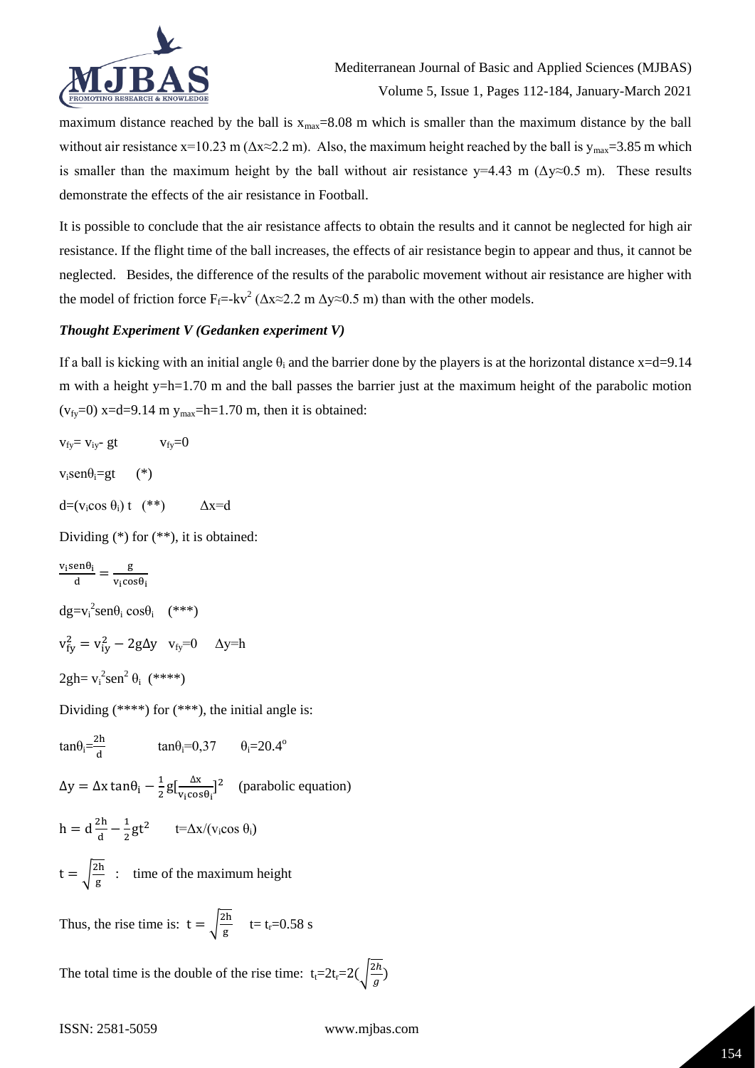maximum distance reached by the ball is $x_{max}$=8.08 m which is smaller than the maximum distance by the ball without air resistance x=10.23 m ($\Delta x \approx 2.2$ m). Also, the maximum height reached by the ball is $y_{max}$=3.85 m which is smaller than the maximum height by the ball without air resistance y=4.43 m ($\Delta y \approx 0.5$ m). These results demonstrate the effects of the air resistance in Football.

It is possible to conclude that the air resistance affects to obtain the results and it cannot be neglected for high air resistance. If the flight time of the ball increases, the effects of air resistance begin to appear and thus, it cannot be neglected. Besides, the difference of the results of the parabolic movement without air resistance are higher with the model of friction force $F_f=-kv^2$ ($\Delta x \approx 2.2$ m $\Delta y \approx 0.5$ m) than with the other models.

***Thought Experiment V (Gedanken experiment V)***

If a ball is kicking with an initial angle $\theta_i$ and the barrier done by the players is at the horizontal distance x=d=9.14 m with a height y=h=1.70 m and the ball passes the barrier just at the maximum height of the parabolic motion ($v_{fy}=0$) x=d=9.14 m $y_{max}$=h=1.70 m, then it is obtained:

$v_{fy}= v_{iy}- gt \qquad v_{fy}=0$

$v_i sen\theta_i=gt \qquad (*)$

$d=(v_i cos\,\theta_i)\,t \quad (**) \qquad \Delta x=d$

Dividing (*) for (**), it is obtained:

$$\frac{v_i sen\theta_i}{d} = \frac{g}{v_i cos\theta_i}$$

$dg=v_i^2 sen\theta_i\, cos\theta_i \quad (***)$

$v_{fy}^2 = v_{iy}^2 - 2g\Delta y \quad v_{fy}=0 \quad \Delta y=h$

$2gh= v_i^2 sen^2\,\theta_i \quad (****)$

Dividing (****) for (***), the initial angle is:

$tan\theta_i=\frac{2h}{d} \qquad tan\theta_i=0{,}37 \qquad \theta_i=20.4^o$

$$\Delta y = \Delta x\,tan\theta_i - \frac{1}{2}g[\frac{\Delta x}{v_i cos\theta_i}]^2 \quad \text{(parabolic equation)}$$

$h = d\,\frac{2h}{d} - \frac{1}{2}gt^2 \qquad t=\Delta x/(v_i cos\,\theta_i)$

$t = \sqrt{\frac{2h}{g}}$ : time of the maximum height

Thus, the rise time is: $t = \sqrt{\frac{2h}{g}} \quad t= t_r=0.58$ s

The total time is the double of the rise time: $t_t=2t_r=2(\sqrt{\frac{2h}{g}})$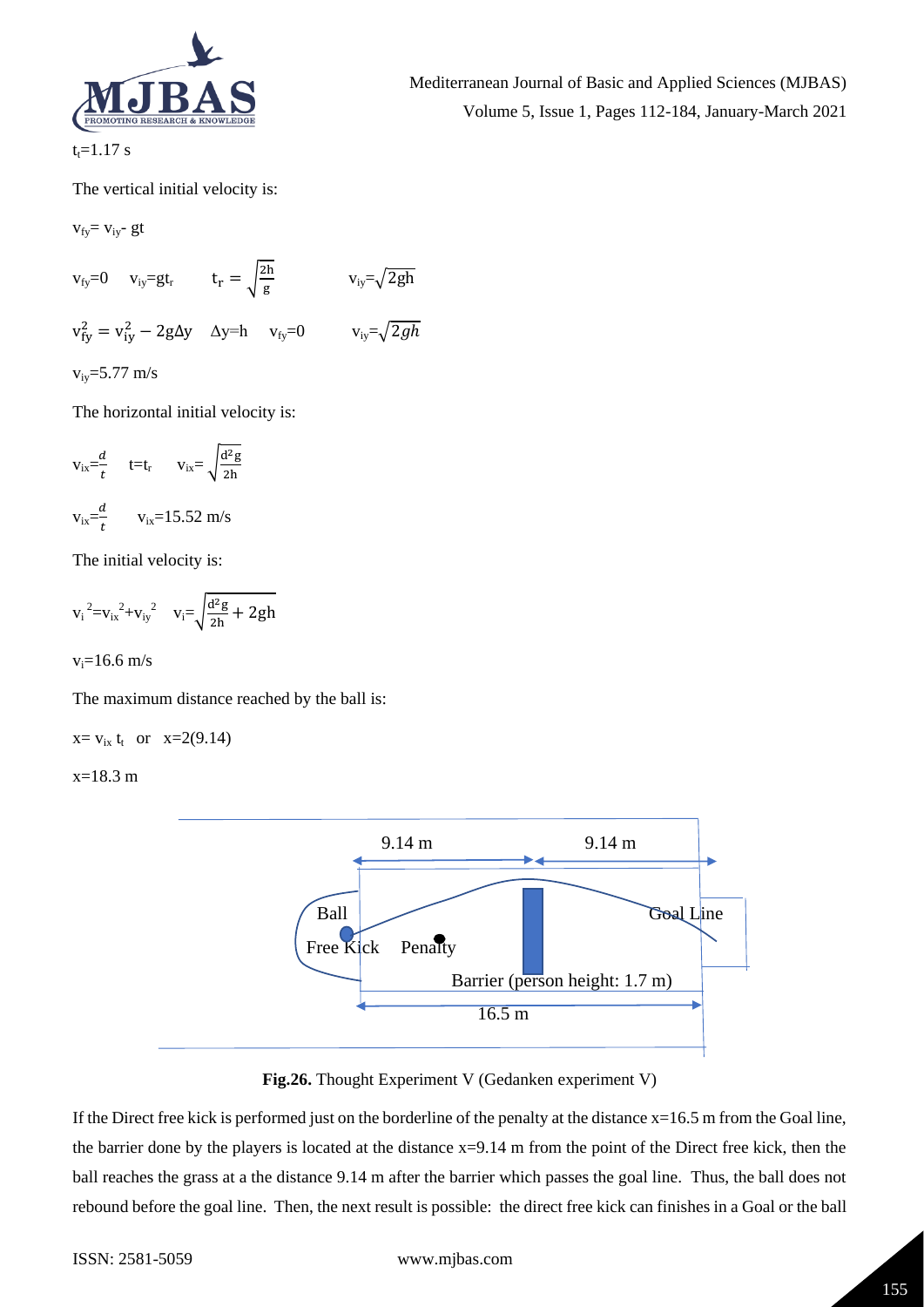$t_t$=1.17 s

The vertical initial velocity is:

$v_{fy}= v_{iy}- gt$

$v_{fy}=0 \quad v_{iy}=gt_r \qquad t_r = \sqrt{\frac{2h}{g}} \qquad v_{iy}=\sqrt{2gh}$

$v_{fy}^2 = v_{iy}^2 - 2g\Delta y \quad \Delta y=h \quad v_{fy}=0 \qquad v_{iy}=\sqrt{2gh}$

$v_{iy}$=5.77 m/s

The horizontal initial velocity is:

$v_{ix}=\frac{d}{t} \quad t=t_r \quad v_{ix}=\sqrt{\frac{d^2 g}{2h}}$

$v_{ix}=\frac{d}{t} \qquad v_{ix}$=15.52 m/s

The initial velocity is:

$v_i^{\,2}=v_{ix}^{\,2}+v_{iy}^{\,2} \quad v_i=\sqrt{\frac{d^2 g}{2h}+2gh}$

$v_i$=16.6 m/s

The maximum distance reached by the ball is:

$x= v_{ix}\, t_t$ or $x=2(9.14)$

x=18.3 m

Fig.26. Thought Experiment V (Gedanken experiment V)

If the Direct free kick is performed just on the borderline of the penalty at the distance x=16.5 m from the Goal line, the barrier done by the players is located at the distance x=9.14 m from the point of the Direct free kick, then the ball reaches the grass at a the distance 9.14 m after the barrier which passes the goal line. Thus, the ball does not rebound before the goal line. Then, the next result is possible: the direct free kick can finishes in a Goal or the ball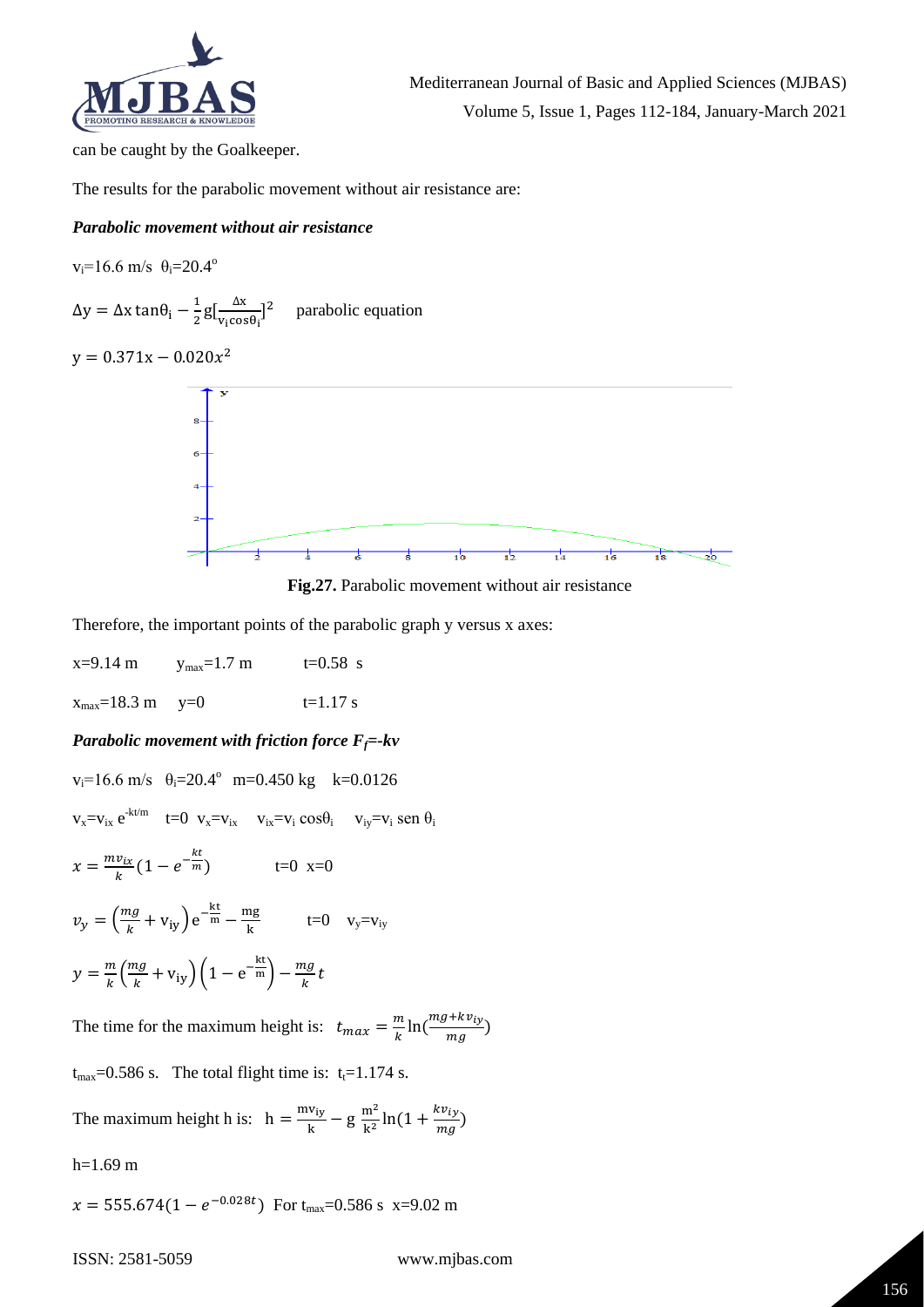can be caught by the Goalkeeper.

The results for the parabolic movement without air resistance are:

***Parabolic movement without air resistance***

$v_i$=16.6 m/s  $\theta_i$=20.4°

$\Delta y = \Delta x \tan\theta_i - \frac{1}{2} g[\frac{\Delta x}{v_i \cos\theta_i}]^2$     parabolic equation

$y = 0.371x - 0.020x^2$

**Fig.27.** Parabolic movement without air resistance

Therefore, the important points of the parabolic graph y versus x axes:

x=9.14 m    $y_{max}$=1.7 m    t=0.58 s

$x_{max}$=18.3 m    y=0    t=1.17 s

***Parabolic movement with friction force $F_f$=-kv***

$v_i$=16.6 m/s  $\theta_i$=20.4°  m=0.450 kg  k=0.0126

$v_x = v_{ix} e^{-kt/m}$    t=0  $v_x = v_{ix}$    $v_{ix} = v_i \cos\theta_i$    $v_{iy} = v_i \text{ sen } \theta_i$

$x = \frac{mv_{ix}}{k}(1 - e^{-\frac{kt}{m}})$    t=0  x=0

$v_y = \left(\frac{mg}{k} + v_{iy}\right) e^{-\frac{kt}{m}} - \frac{mg}{k}$    t=0  $v_y = v_{iy}$

$y = \frac{m}{k}\left(\frac{mg}{k} + v_{iy}\right)\left(1 - e^{-\frac{kt}{m}}\right) - \frac{mg}{k} t$

The time for the maximum height is: $t_{max} = \frac{m}{k} \ln(\frac{mg + kv_{iy}}{mg})$

$t_{max}$=0.586 s.  The total flight time is: $t_t$=1.174 s.

The maximum height h is: $h = \frac{mv_{iy}}{k} - g\,\frac{m^2}{k^2} \ln(1 + \frac{kv_{iy}}{mg})$

h=1.69 m

$x = 555.674(1 - e^{-0.028t})$  For $t_{max}$=0.586 s  x=9.02 m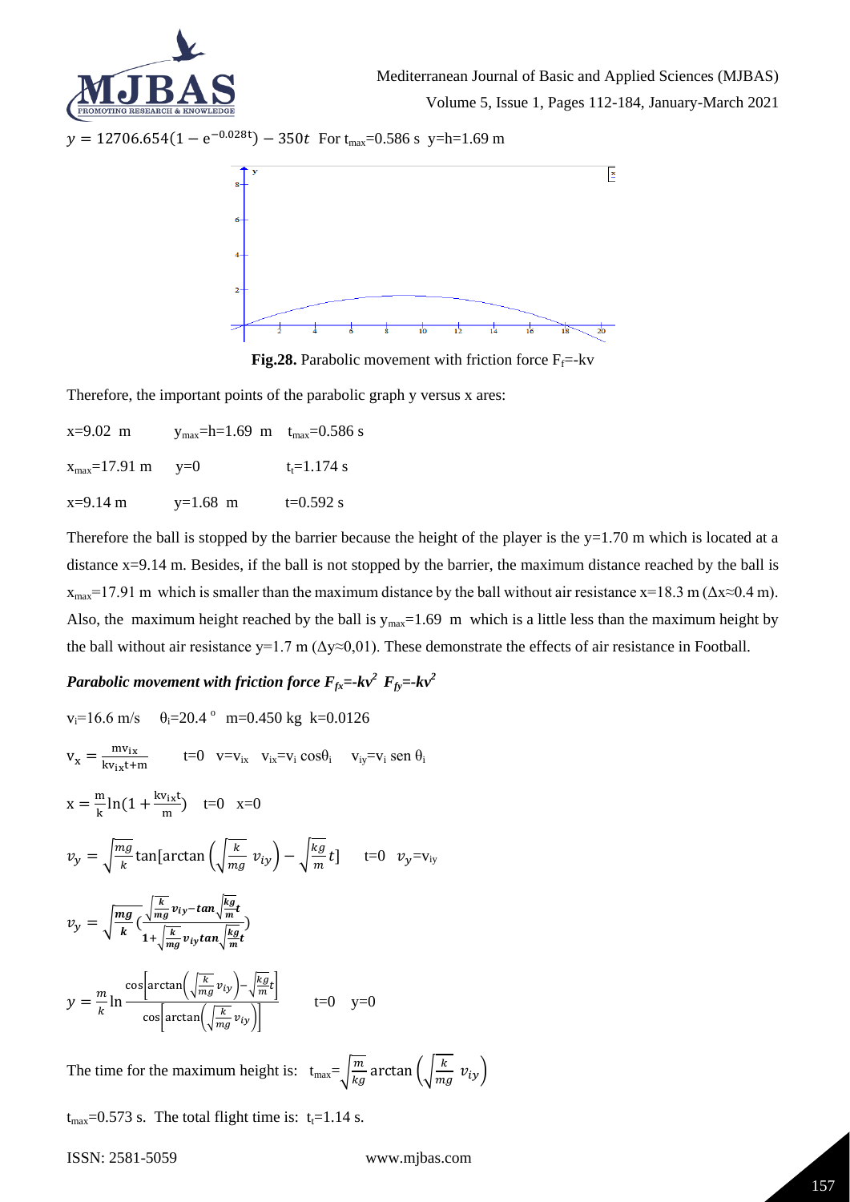$y = 12706.654(1 - e^{-0.028t}) - 350t$ For $t_{max}$=0.586 s y=h=1.69 m

**Fig.28.** Parabolic movement with friction force $F_f$=-kv

Therefore, the important points of the parabolic graph y versus x ares:

x=9.02 m $\quad$ $y_{max}$=h=1.69 m $\quad$ $t_{max}$=0.586 s

$x_{max}$=17.91 m $\quad$ y=0 $\quad$ $t_t$=1.174 s

x=9.14 m $\quad$ y=1.68 m $\quad$ t=0.592 s

Therefore the ball is stopped by the barrier because the height of the player is the y=1.70 m which is located at a distance x=9.14 m. Besides, if the ball is not stopped by the barrier, the maximum distance reached by the ball is $x_{max}$=17.91 m which is smaller than the maximum distance by the ball without air resistance x=18.3 m (Δx≈0.4 m). Also, the maximum height reached by the ball is $y_{max}$=1.69 m which is a little less than the maximum height by the ball without air resistance y=1.7 m (Δy≈0,01). These demonstrate the effects of air resistance in Football.

### *Parabolic movement with friction force $F_{fx}=-kv^2$ $F_{fy}=-kv^2$*

$v_i$=16.6 m/s $\quad$ $\theta_i$=20.4 ° $\quad$ m=0.450 kg $\quad$ k=0.0126

$$v_x = \frac{mv_{ix}}{kv_{ix}t + m} \qquad t=0 \quad v=v_{ix} \quad v_{ix}=v_i \cos\theta_i \quad v_{iy}=v_i \text{ sen } \theta_i$$

$$x = \frac{m}{k}\ln\left(1 + \frac{kv_{ix}t}{m}\right) \quad t=0 \quad x=0$$

$$v_y = \sqrt{\frac{mg}{k}}\tan\left[\arctan\left(\sqrt{\frac{k}{mg}}\, v_{iy}\right) - \sqrt{\frac{kg}{m}}t\right] \qquad t=0 \quad v_y=v_{iy}$$

$$v_y = \sqrt{\frac{mg}{k}}\left(\frac{\sqrt{\frac{k}{mg}}v_{iy} - \tan\sqrt{\frac{kg}{m}}t}{1 + \sqrt{\frac{k}{mg}}v_{iy}\tan\sqrt{\frac{kg}{m}}t}\right)$$

$$y = \frac{m}{k}\ln\frac{\cos\left[\arctan\left(\sqrt{\frac{k}{mg}}v_{iy}\right) - \sqrt{\frac{kg}{m}}t\right]}{\cos\left[\arctan\left(\sqrt{\frac{k}{mg}}v_{iy}\right)\right]} \qquad t=0 \quad y=0$$

The time for the maximum height is: $t_{max}=\sqrt{\frac{m}{kg}}\arctan\left(\sqrt{\frac{k}{mg}}\ v_{iy}\right)$

$t_{max}$=0.573 s. The total flight time is: $t_t$=1.14 s.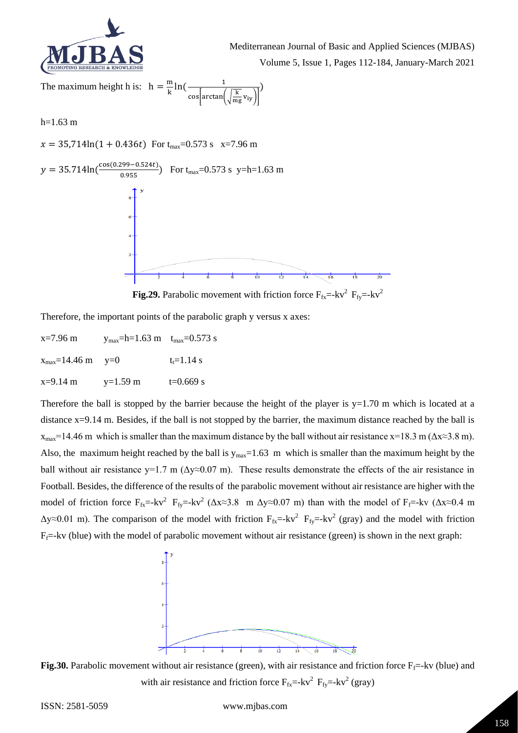The maximum height h is: $h = \frac{m}{k}\ln\left(\frac{1}{\cos\left[\arctan\left(\sqrt{\frac{k}{mg}}v_{iy}\right)\right]}\right)$

h=1.63 m

$x = 35{,}714\ln(1 + 0.436t)$ For $t_{max}$=0.573 s x=7.96 m

$y = 35.714\ln\left(\frac{\cos(0.299-0.524t)}{0.955}\right)$ For $t_{max}$=0.573 s y=h=1.63 m

**Fig.29.** Parabolic movement with friction force $F_{fx}=-kv^2$ $F_{fy}=-kv^2$

Therefore, the important points of the parabolic graph y versus x axes:

| | | |
|---|---|---|
| x=7.96 m | $y_{max}$=h=1.63 m | $t_{max}$=0.573 s |
| $x_{max}$=14.46 m | y=0 | $t_t$=1.14 s |
| x=9.14 m | y=1.59 m | t=0.669 s |

Therefore the ball is stopped by the barrier because the height of the player is y=1.70 m which is located at a distance x=9.14 m. Besides, if the ball is not stopped by the barrier, the maximum distance reached by the ball is $x_{max}$=14.46 m which is smaller than the maximum distance by the ball without air resistance x=18.3 m (Δx≈3.8 m). Also, the maximum height reached by the ball is $y_{max}$=1.63 m which is smaller than the maximum height by the ball without air resistance y=1.7 m (Δy≈0.07 m). These results demonstrate the effects of the air resistance in Football. Besides, the difference of the results of the parabolic movement without air resistance are higher with the model of friction force $F_{fx}=-kv^2$ $F_{fy}=-kv^2$ (Δx≈3.8 m Δy≈0.07 m) than with the model of $F_f$=-kv (Δx≈0.4 m Δy≈0.01 m). The comparison of the model with friction $F_{fx}=-kv^2$ $F_{fy}=-kv^2$ (gray) and the model with friction $F_f$=-kv (blue) with the model of parabolic movement without air resistance (green) is shown in the next graph:

**Fig.30.** Parabolic movement without air resistance (green), with air resistance and friction force $F_f$=-kv (blue) and with air resistance and friction force $F_{fx}=-kv^2$ $F_{fy}=-kv^2$ (gray)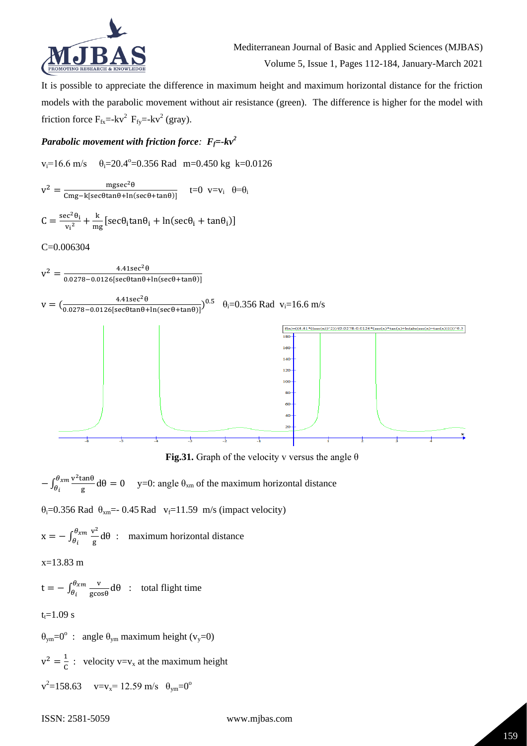It is possible to appreciate the difference in maximum height and maximum horizontal distance for the friction models with the parabolic movement without air resistance (green). The difference is higher for the model with friction force $F_{fx}=-kv^2$ $F_{fy}=-kv^2$ (gray).

### *Parabolic movement with friction force: $F_f=-kv^2$*

$v_i=16.6$ m/s $\theta_i=20.4^o=0.356$ Rad m=0.450 kg k=0.0126

$$v^2=\frac{mg\sec^2\theta}{Cmg-k[\sec\theta\tan\theta+\ln(\sec\theta+\tan\theta)]} \quad t=0 \;\; v=v_i \;\; \theta=\theta_i$$

$$C=\frac{\sec^2\theta_i}{{v_i}^2}+\frac{k}{mg}[\sec\theta_i\tan\theta_i+\ln(\sec\theta_i+\tan\theta_i)]$$

C=0.006304

$$v^2=\frac{4.41\sec^2\theta}{0.0278-0.0126[\sec\theta\tan\theta+\ln(\sec\theta+\tan\theta)]}$$

$$v=\left(\frac{4.41\sec^2\theta}{0.0278-0.0126[\sec\theta\tan\theta+\ln(\sec\theta+\tan\theta)]}\right)^{0.5} \quad \theta_i=0.356 \text{ Rad} \;\; v_i=16.6 \text{ m/s}$$

**Fig.31.** Graph of the velocity v versus the angle θ

$$-\int_{\theta_i}^{\theta_{xm}}\frac{v^2\tan\theta}{g}d\theta=0 \quad \text{y=0: angle } \theta_{xm} \text{ of the maximum horizontal distance}$$

$\theta_i=0.356$ Rad $\theta_{xm}=-0.45$ Rad $v_f=11.59$ m/s (impact velocity)

$$x=-\int_{\theta_i}^{\theta_{xm}}\frac{v^2}{g}d\theta \;:\; \text{maximum horizontal distance}$$

x=13.83 m

$$t=-\int_{\theta_i}^{\theta_{xm}}\frac{v}{g\cos\theta}d\theta \;:\; \text{total flight time}$$

$t_t=1.09$ s

$\theta_{ym}=0^o$ : angle $\theta_{ym}$ maximum height ($v_y=0$)

$v^2=\frac{1}{C}$ : velocity $v=v_x$ at the maximum height

$v^2=158.63$ $v=v_x=12.59$ m/s $\theta_{ym}=0^o$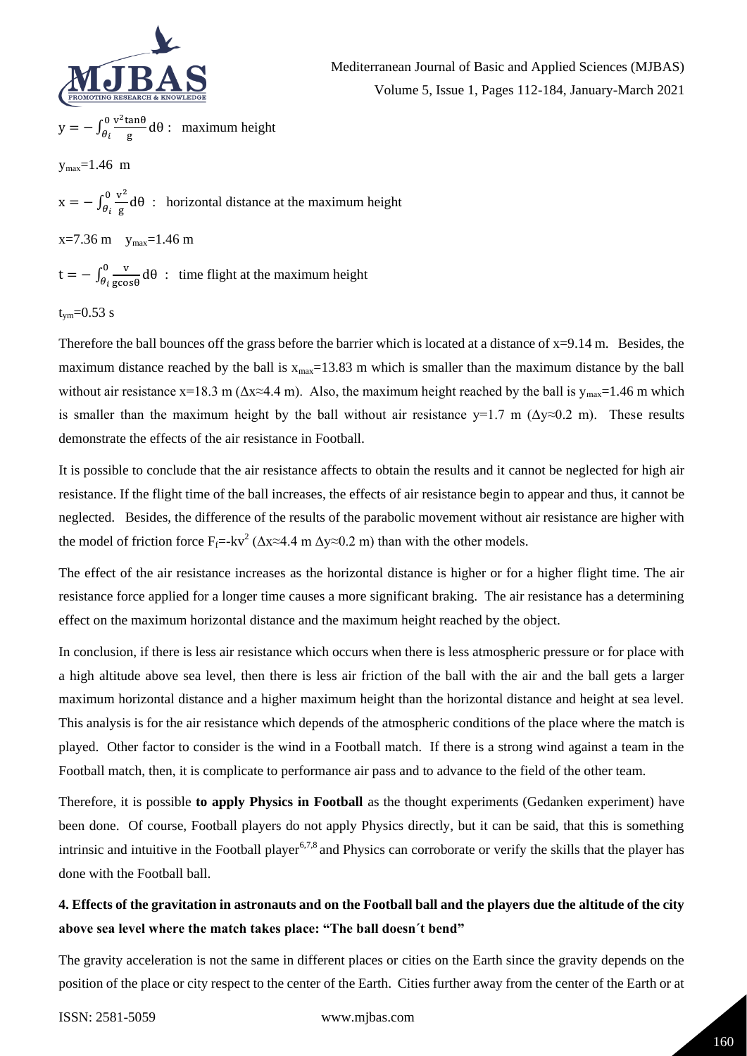$y = -\int_{\theta_i}^{0} \frac{v^2 \tan\theta}{g} d\theta$ : maximum height

$y_{max}$=1.46 m

$x = -\int_{\theta_i}^{0} \frac{v^2}{g} d\theta$ : horizontal distance at the maximum height

x=7.36 m $y_{max}$=1.46 m

$t = -\int_{\theta_i}^{0} \frac{v}{g\cos\theta} d\theta$ : time flight at the maximum height

$t_{ym}$=0.53 s

Therefore the ball bounces off the grass before the barrier which is located at a distance of x=9.14 m. Besides, the maximum distance reached by the ball is $x_{max}$=13.83 m which is smaller than the maximum distance by the ball without air resistance x=18.3 m ($\Delta x \approx 4.4$ m). Also, the maximum height reached by the ball is $y_{max}$=1.46 m which is smaller than the maximum height by the ball without air resistance y=1.7 m ($\Delta y \approx 0.2$ m). These results demonstrate the effects of the air resistance in Football.

It is possible to conclude that the air resistance affects to obtain the results and it cannot be neglected for high air resistance. If the flight time of the ball increases, the effects of air resistance begin to appear and thus, it cannot be neglected. Besides, the difference of the results of the parabolic movement without air resistance are higher with the model of friction force $F_f = -kv^2$ ($\Delta x \approx 4.4$ m $\Delta y \approx 0.2$ m) than with the other models.

The effect of the air resistance increases as the horizontal distance is higher or for a higher flight time. The air resistance force applied for a longer time causes a more significant braking. The air resistance has a determining effect on the maximum horizontal distance and the maximum height reached by the object.

In conclusion, if there is less air resistance which occurs when there is less atmospheric pressure or for place with a high altitude above sea level, then there is less air friction of the ball with the air and the ball gets a larger maximum horizontal distance and a higher maximum height than the horizontal distance and height at sea level. This analysis is for the air resistance which depends of the atmospheric conditions of the place where the match is played. Other factor to consider is the wind in a Football match. If there is a strong wind against a team in the Football match, then, it is complicate to performance air pass and to advance to the field of the other team.

Therefore, it is possible **to apply Physics in Football** as the thought experiments (Gedanken experiment) have been done. Of course, Football players do not apply Physics directly, but it can be said, that this is something intrinsic and intuitive in the Football player[6,7,8] and Physics can corroborate or verify the skills that the player has done with the Football ball.

## 4. Effects of the gravitation in astronauts and on the Football ball and the players due the altitude of the city above sea level where the match takes place: "The ball doesn´t bend"

The gravity acceleration is not the same in different places or cities on the Earth since the gravity depends on the position of the place or city respect to the center of the Earth. Cities further away from the center of the Earth or at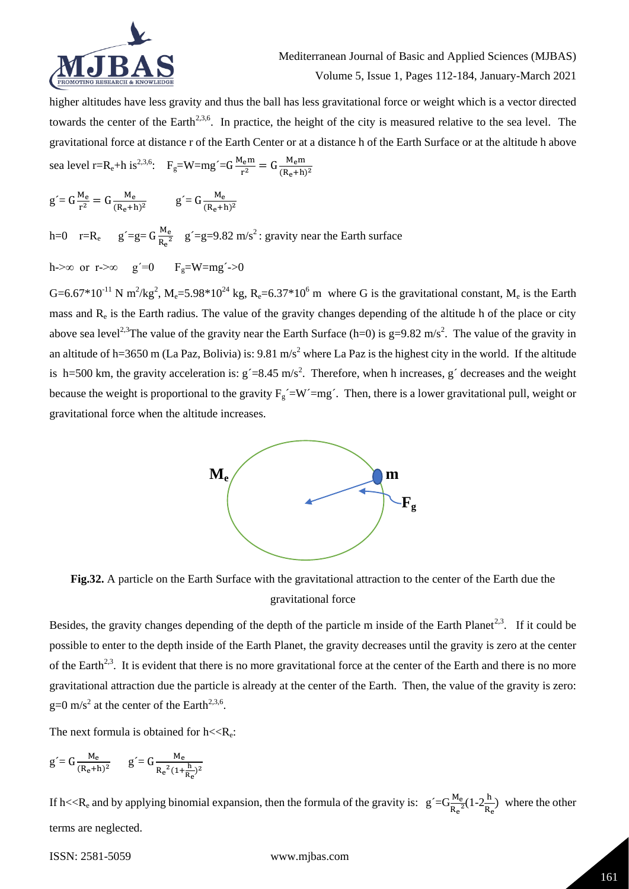higher altitudes have less gravity and thus the ball has less gravitational force or weight which is a vector directed towards the center of the Earth[2,3,6]. In practice, the height of the city is measured relative to the sea level. The gravitational force at distance r of the Earth Center or at a distance h of the Earth Surface or at the altitude h above sea level $r=R_e+h$ is[2,3,6]: $F_g=W=mg'=G\frac{M_e m}{r^2}=G\frac{M_e m}{(R_e+h)^2}$

$$g'=G\frac{M_e}{r^2}=G\frac{M_e}{(R_e+h)^2} \qquad g'=G\frac{M_e}{(R_e+h)^2}$$

$h=0 \quad r=R_e \quad g'=g=G\frac{M_e}{R_e^2} \quad g'=g=9.82\ m/s^2$: gravity near the Earth surface

$h\text{->}\infty$ or $r\text{->}\infty \quad g'=0 \quad F_g=W=mg'\text{->}0$

$G=6.67*10^{-11}\ N\ m^2/kg^2$, $M_e=5.98*10^{24}$ kg, $R_e=6.37*10^6$ m where G is the gravitational constant, $M_e$ is the Earth mass and $R_e$ is the Earth radius. The value of the gravity changes depending of the altitude h of the place or city above sea level[2,3]The value of the gravity near the Earth Surface (h=0) is $g=9.82\ m/s^2$. The value of the gravity in an altitude of h=3650 m (La Paz, Bolivia) is: $9.81\ m/s^2$ where La Paz is the highest city in the world. If the altitude is h=500 km, the gravity acceleration is: $g'=8.45\ m/s^2$. Therefore, when h increases, g´ decreases and the weight because the weight is proportional to the gravity $F_g'=W'=mg'$. Then, there is a lower gravitational pull, weight or gravitational force when the altitude increases.

**Fig.32.** A particle on the Earth Surface with the gravitational attraction to the center of the Earth due the gravitational force

Besides, the gravity changes depending of the depth of the particle m inside of the Earth Planet[2,3]. If it could be possible to enter to the depth inside of the Earth Planet, the gravity decreases until the gravity is zero at the center of the Earth[2,3]. It is evident that there is no more gravitational force at the center of the Earth and there is no more gravitational attraction due the particle is already at the center of the Earth. Then, the value of the gravity is zero: $g=0\ m/s^2$ at the center of the Earth[2,3,6].

The next formula is obtained for $h<<R_e$:

$$g'=G\frac{M_e}{(R_e+h)^2} \qquad g'=G\frac{M_e}{R_e^2(1+\frac{h}{R_e})^2}$$

If $h<<R_e$ and by applying binomial expansion, then the formula of the gravity is: $g'=G\frac{M_e}{R_e^2}(1-2\frac{h}{R_e})$ where the other terms are neglected.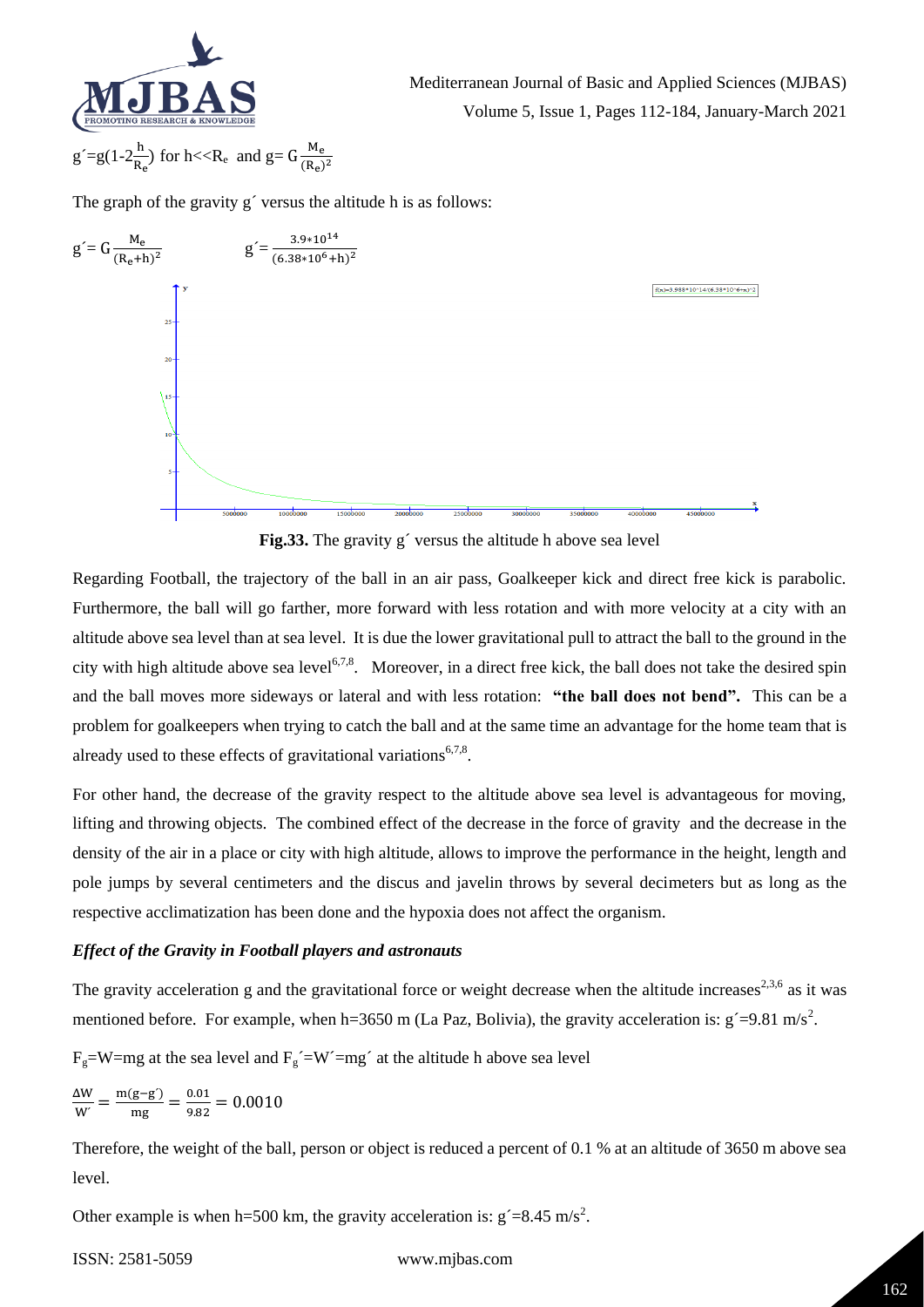$g' = g(1 - 2\frac{h}{R_e})$ for $h << R_e$ and $g = G\frac{M_e}{(R_e)^2}$

The graph of the gravity g´ versus the altitude h is as follows:

$g' = G\frac{M_e}{(R_e + h)^2}$ $\quad\quad$ $g' = \frac{3.9*10^{14}}{(6.38*10^6 + h)^2}$

**Fig.33.** The gravity g´ versus the altitude h above sea level

Regarding Football, the trajectory of the ball in an air pass, Goalkeeper kick and direct free kick is parabolic. Furthermore, the ball will go farther, more forward with less rotation and with more velocity at a city with an altitude above sea level than at sea level. It is due the lower gravitational pull to attract the ball to the ground in the city with high altitude above sea level[6,7,8]. Moreover, in a direct free kick, the ball does not take the desired spin and the ball moves more sideways or lateral and with less rotation: **"the ball does not bend".** This can be a problem for goalkeepers when trying to catch the ball and at the same time an advantage for the home team that is already used to these effects of gravitational variations[6,7,8].

For other hand, the decrease of the gravity respect to the altitude above sea level is advantageous for moving, lifting and throwing objects. The combined effect of the decrease in the force of gravity and the decrease in the density of the air in a place or city with high altitude, allows to improve the performance in the height, length and pole jumps by several centimeters and the discus and javelin throws by several decimeters but as long as the respective acclimatization has been done and the hypoxia does not affect the organism.

### *Effect of the Gravity in Football players and astronauts*

The gravity acceleration g and the gravitational force or weight decrease when the altitude increases[2,3,6] as it was mentioned before. For example, when h=3650 m (La Paz, Bolivia), the gravity acceleration is: $g' = 9.81$ m/s$^2$.

$F_g = W = mg$ at the sea level and $F_g' = W' = mg'$ at the altitude h above sea level

$$\frac{\Delta W}{W'} = \frac{m(g - g')}{mg} = \frac{0.01}{9.82} = 0.0010$$

Therefore, the weight of the ball, person or object is reduced a percent of 0.1 % at an altitude of 3650 m above sea level.

Other example is when h=500 km, the gravity acceleration is: $g' = 8.45$ m/s$^2$.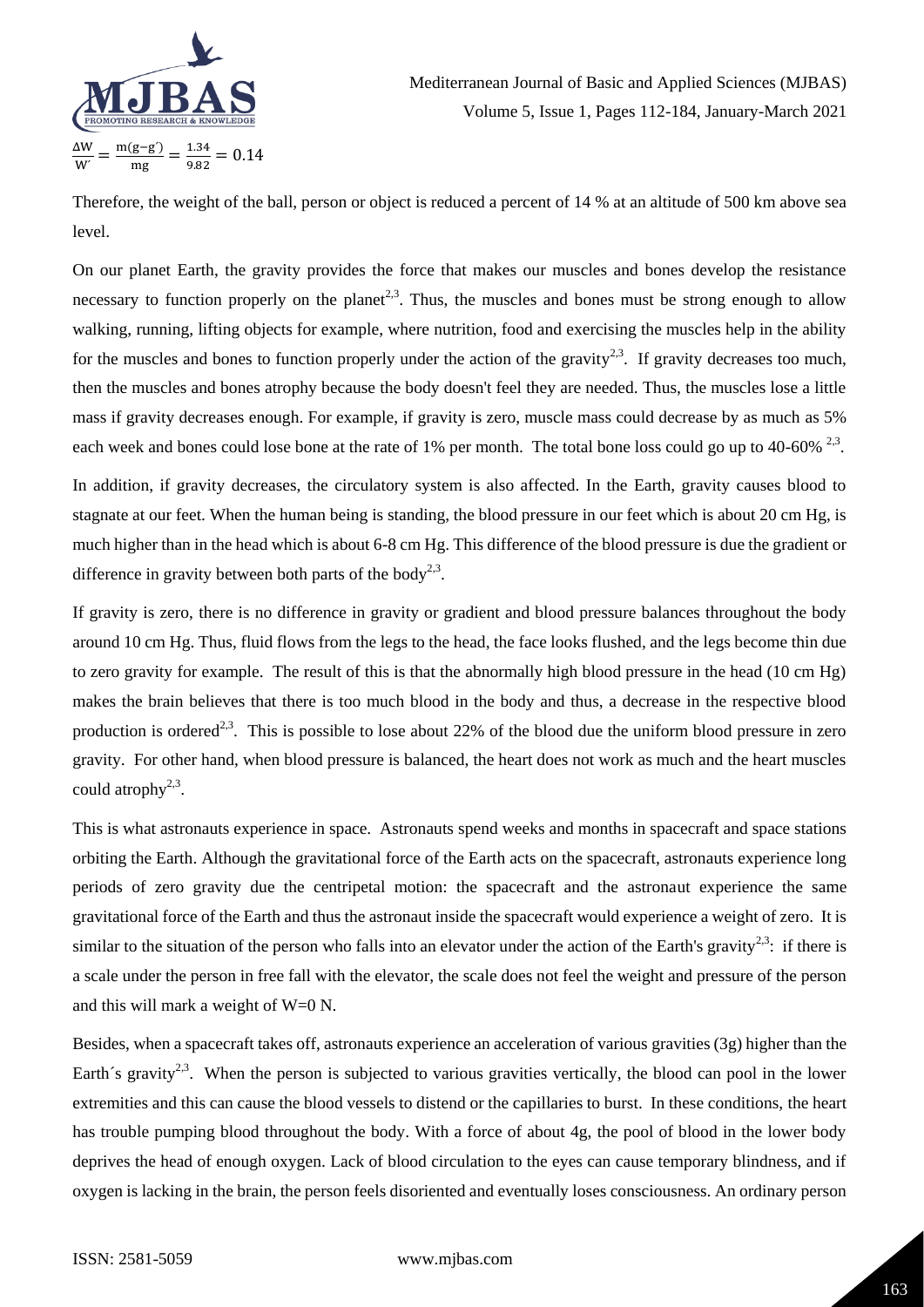$$\frac{\Delta W}{W'} = \frac{m(g-g')}{mg} = \frac{1.34}{9.82} = 0.14$$

Therefore, the weight of the ball, person or object is reduced a percent of 14 % at an altitude of 500 km above sea level.

On our planet Earth, the gravity provides the force that makes our muscles and bones develop the resistance necessary to function properly on the planet[2,3]. Thus, the muscles and bones must be strong enough to allow walking, running, lifting objects for example, where nutrition, food and exercising the muscles help in the ability for the muscles and bones to function properly under the action of the gravity[2,3]. If gravity decreases too much, then the muscles and bones atrophy because the body doesn't feel they are needed. Thus, the muscles lose a little mass if gravity decreases enough. For example, if gravity is zero, muscle mass could decrease by as much as 5% each week and bones could lose bone at the rate of 1% per month. The total bone loss could go up to 40-60% [2,3].

In addition, if gravity decreases, the circulatory system is also affected. In the Earth, gravity causes blood to stagnate at our feet. When the human being is standing, the blood pressure in our feet which is about 20 cm Hg, is much higher than in the head which is about 6-8 cm Hg. This difference of the blood pressure is due the gradient or difference in gravity between both parts of the body[2,3].

If gravity is zero, there is no difference in gravity or gradient and blood pressure balances throughout the body around 10 cm Hg. Thus, fluid flows from the legs to the head, the face looks flushed, and the legs become thin due to zero gravity for example. The result of this is that the abnormally high blood pressure in the head (10 cm Hg) makes the brain believes that there is too much blood in the body and thus, a decrease in the respective blood production is ordered[2,3]. This is possible to lose about 22% of the blood due the uniform blood pressure in zero gravity. For other hand, when blood pressure is balanced, the heart does not work as much and the heart muscles could atrophy[2,3].

This is what astronauts experience in space. Astronauts spend weeks and months in spacecraft and space stations orbiting the Earth. Although the gravitational force of the Earth acts on the spacecraft, astronauts experience long periods of zero gravity due the centripetal motion: the spacecraft and the astronaut experience the same gravitational force of the Earth and thus the astronaut inside the spacecraft would experience a weight of zero. It is similar to the situation of the person who falls into an elevator under the action of the Earth's gravity[2,3]: if there is a scale under the person in free fall with the elevator, the scale does not feel the weight and pressure of the person and this will mark a weight of W=0 N.

Besides, when a spacecraft takes off, astronauts experience an acceleration of various gravities (3g) higher than the Earth´s gravity[2,3]. When the person is subjected to various gravities vertically, the blood can pool in the lower extremities and this can cause the blood vessels to distend or the capillaries to burst. In these conditions, the heart has trouble pumping blood throughout the body. With a force of about 4g, the pool of blood in the lower body deprives the head of enough oxygen. Lack of blood circulation to the eyes can cause temporary blindness, and if oxygen is lacking in the brain, the person feels disoriented and eventually loses consciousness. An ordinary person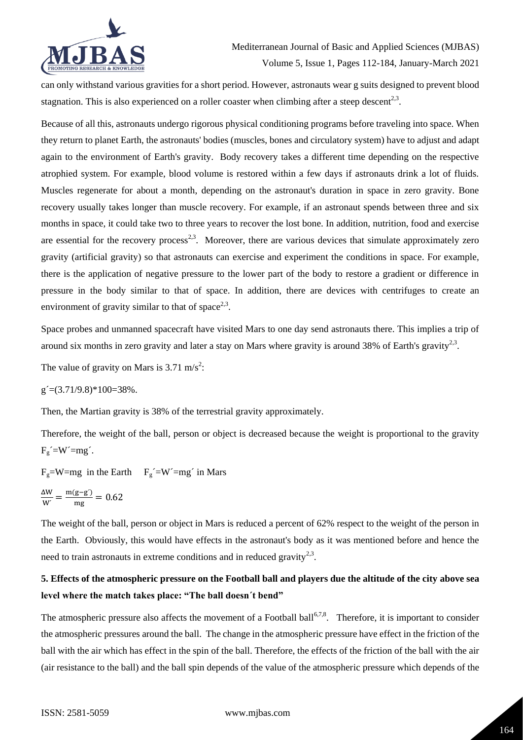can only withstand various gravities for a short period. However, astronauts wear g suits designed to prevent blood stagnation. This is also experienced on a roller coaster when climbing after a steep descent[2,3].

Because of all this, astronauts undergo rigorous physical conditioning programs before traveling into space. When they return to planet Earth, the astronauts' bodies (muscles, bones and circulatory system) have to adjust and adapt again to the environment of Earth's gravity. Body recovery takes a different time depending on the respective atrophied system. For example, blood volume is restored within a few days if astronauts drink a lot of fluids. Muscles regenerate for about a month, depending on the astronaut's duration in space in zero gravity. Bone recovery usually takes longer than muscle recovery. For example, if an astronaut spends between three and six months in space, it could take two to three years to recover the lost bone. In addition, nutrition, food and exercise are essential for the recovery process[2,3]. Moreover, there are various devices that simulate approximately zero gravity (artificial gravity) so that astronauts can exercise and experiment the conditions in space. For example, there is the application of negative pressure to the lower part of the body to restore a gradient or difference in pressure in the body similar to that of space. In addition, there are devices with centrifuges to create an environment of gravity similar to that of space[2,3].

Space probes and unmanned spacecraft have visited Mars to one day send astronauts there. This implies a trip of around six months in zero gravity and later a stay on Mars where gravity is around 38% of Earth's gravity[2,3].

The value of gravity on Mars is 3.71 $m/s^2$:

$g' = (3.71/9.8)*100 = 38\%$.

Then, the Martian gravity is 38% of the terrestrial gravity approximately.

Therefore, the weight of the ball, person or object is decreased because the weight is proportional to the gravity $F_g' = W' = mg'$.

$F_g = W = mg$ in the Earth $\quad F_g' = W' = mg'$ in Mars

$$\frac{\Delta W}{W'} = \frac{m(g - g')}{mg} = 0.62$$

The weight of the ball, person or object in Mars is reduced a percent of 62% respect to the weight of the person in the Earth. Obviously, this would have effects in the astronaut's body as it was mentioned before and hence the need to train astronauts in extreme conditions and in reduced gravity[2,3].

## 5. Effects of the atmospheric pressure on the Football ball and players due the altitude of the city above sea level where the match takes place: "The ball doesn´t bend"

The atmospheric pressure also affects the movement of a Football ball[6,7,8]. Therefore, it is important to consider the atmospheric pressures around the ball. The change in the atmospheric pressure have effect in the friction of the ball with the air which has effect in the spin of the ball. Therefore, the effects of the friction of the ball with the air (air resistance to the ball) and the ball spin depends of the value of the atmospheric pressure which depends of the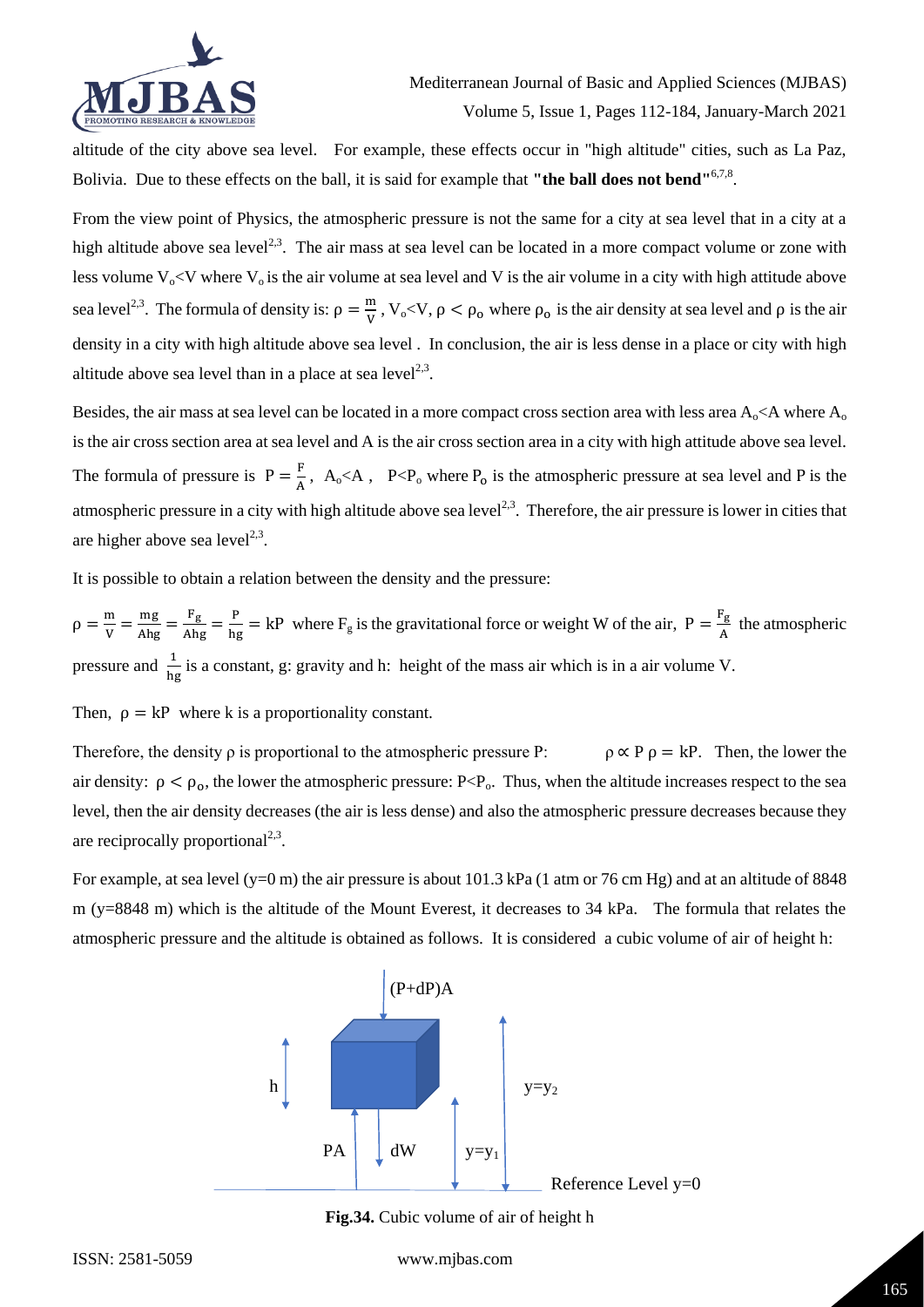altitude of the city above sea level. For example, these effects occur in "high altitude" cities, such as La Paz, Bolivia. Due to these effects on the ball, it is said for example that **"the ball does not bend"**[6,7,8].

From the view point of Physics, the atmospheric pressure is not the same for a city at sea level that in a city at a high altitude above sea level[2,3]. The air mass at sea level can be located in a more compact volume or zone with less volume $V_o<V$ where $V_o$ is the air volume at sea level and V is the air volume in a city with high attitude above sea level[2,3]. The formula of density is: $\rho = \frac{m}{V}$ , $V_o<V$, $\rho < \rho_o$ where $\rho_o$ is the air density at sea level and $\rho$ is the air density in a city with high altitude above sea level . In conclusion, the air is less dense in a place or city with high altitude above sea level than in a place at sea level[2,3].

Besides, the air mass at sea level can be located in a more compact cross section area with less area $A_o<A$ where $A_o$ is the air cross section area at sea level and A is the air cross section area in a city with high attitude above sea level. The formula of pressure is $P = \frac{F}{A}$, $A_o<A$ , $P<P_o$ where $P_o$ is the atmospheric pressure at sea level and P is the atmospheric pressure in a city with high altitude above sea level[2,3]. Therefore, the air pressure is lower in cities that are higher above sea level[2,3].

It is possible to obtain a relation between the density and the pressure:

$\rho = \frac{m}{V} = \frac{mg}{Ahg} = \frac{F_g}{Ahg} = \frac{P}{hg} = kP$ where $F_g$ is the gravitational force or weight W of the air, $P = \frac{F_g}{A}$ the atmospheric pressure and $\frac{1}{hg}$ is a constant, g: gravity and h: height of the mass air which is in a air volume V.

Then, $\rho = kP$ where k is a proportionality constant.

Therefore, the density $\rho$ is proportional to the atmospheric pressure P: $\rho \propto P$ $\rho = kP$. Then, the lower the air density: $\rho < \rho_o$, the lower the atmospheric pressure: $P<P_o$. Thus, when the altitude increases respect to the sea level, then the air density decreases (the air is less dense) and also the atmospheric pressure decreases because they are reciprocally proportional[2,3].

For example, at sea level (y=0 m) the air pressure is about 101.3 kPa (1 atm or 76 cm Hg) and at an altitude of 8848 m (y=8848 m) which is the altitude of the Mount Everest, it decreases to 34 kPa. The formula that relates the atmospheric pressure and the altitude is obtained as follows. It is considered a cubic volume of air of height h:

**Fig.34.** Cubic volume of air of height h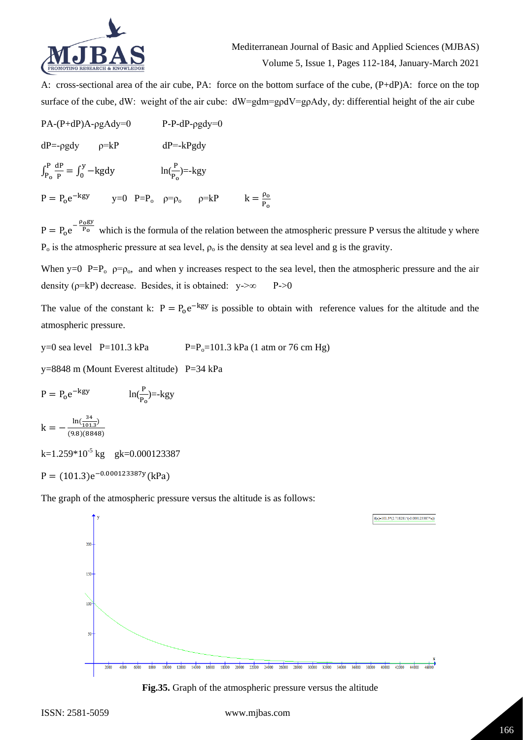A: cross-sectional area of the air cube, PA: force on the bottom surface of the cube, (P+dP)A: force on the top surface of the cube, dW: weight of the air cube: $dW=gdm=g\rho dV=g\rho Ady$, dy: differential height of the air cube

$PA-(P+dP)A-\rho gAdy=0$ $\quad\quad$ $P-P-dP-\rho gdy=0$

$dP=-\rho gdy$ $\quad$ $\rho=kP$ $\quad\quad$ $dP=-kPgdy$

$\int_{P_o}^{P}\frac{dP}{P}=\int_{0}^{y}-kgdy$ $\quad\quad$ $\ln(\frac{P}{P_o})=-kgy$

$P=P_oe^{-kgy}$ $\quad$ $y=0$ $\;P=P_o$ $\;\rho=\rho_o$ $\quad$ $\rho=kP$ $\quad$ $k=\frac{\rho_o}{P_o}$

$P=P_oe^{-\frac{\rho_o gy}{P_o}}$ which is the formula of the relation between the atmospheric pressure P versus the altitude y where $P_o$ is the atmospheric pressure at sea level, $\rho_o$ is the density at sea level and g is the gravity.

When $y=0$ $\;P=P_o$ $\;\rho=\rho_o$, and when y increases respect to the sea level, then the atmospheric pressure and the air density ($\rho=kP$) decrease. Besides, it is obtained: $y\to\infty$ $\quad$ $P\to 0$

The value of the constant k: $P=P_oe^{-kgy}$ is possible to obtain with reference values for the altitude and the atmospheric pressure.

y=0 sea level P=101.3 kPa $\quad\quad$ $P=P_o=101.3$ kPa (1 atm or 76 cm Hg)

y=8848 m (Mount Everest altitude) P=34 kPa

$P=P_oe^{-kgy}$ $\quad\quad$ $\ln(\frac{P}{P_o})=-kgy$

$$k=-\frac{\ln(\frac{34}{101.3})}{(9.8)(8848)}$$

$k=1.259*10^{-5}$ kg $\quad$ gk=0.000123387

$$P=(101.3)e^{-0.000123387y}(\text{kPa})$$

The graph of the atmospheric pressure versus the altitude is as follows:

**Fig.35.** Graph of the atmospheric pressure versus the altitude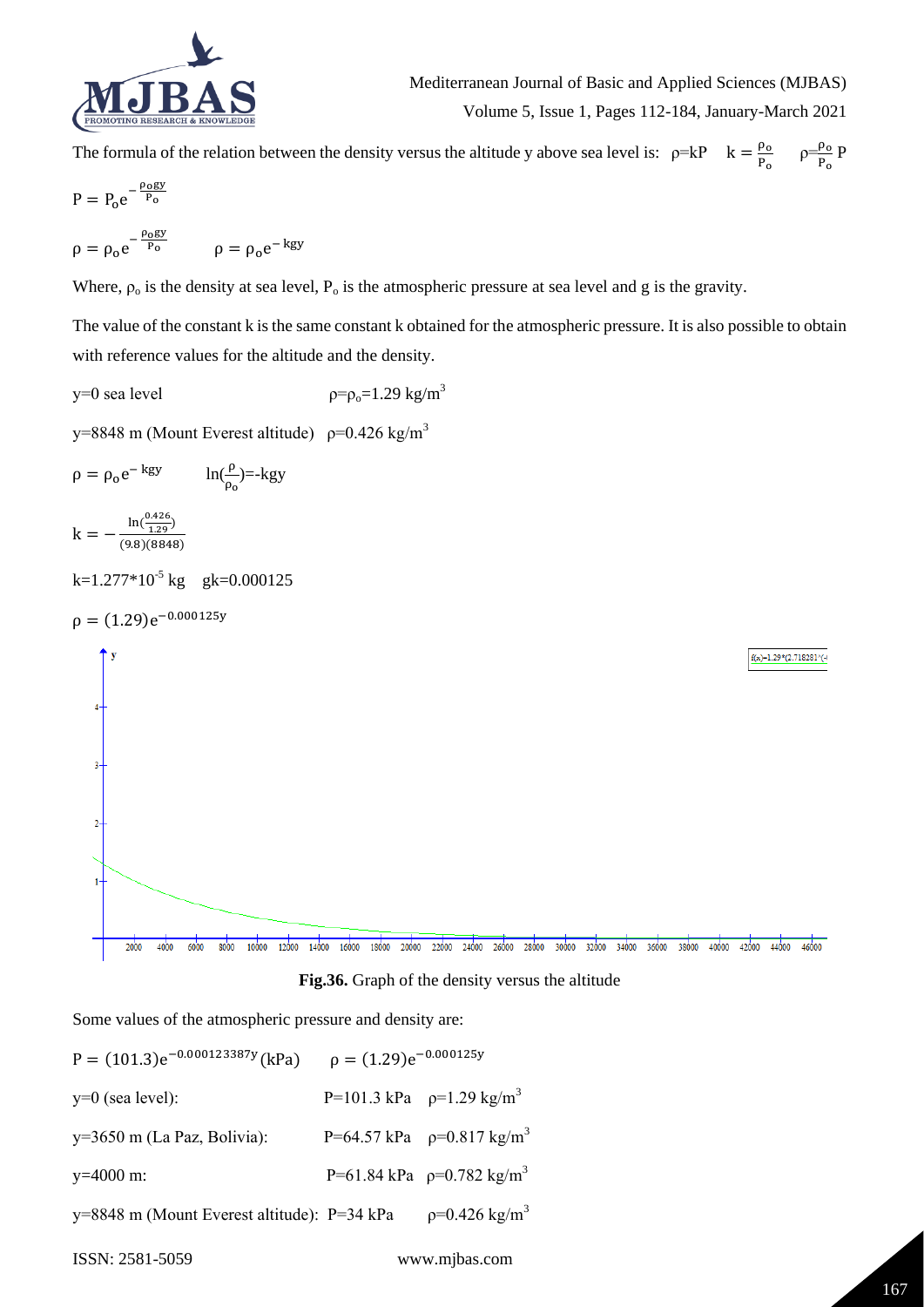The formula of the relation between the density versus the altitude y above sea level is: $\rho = kP \quad k = \frac{\rho_o}{P_o} \quad \rho = \frac{\rho_o}{P_o} P$

$$P = P_o e^{-\frac{\rho_o g y}{P_o}}$$

$$\rho = \rho_o e^{-\frac{\rho_o g y}{P_o}} \qquad \rho = \rho_o e^{-kgy}$$

Where, $\rho_o$ is the density at sea level, $P_o$ is the atmospheric pressure at sea level and g is the gravity.

The value of the constant k is the same constant k obtained for the atmospheric pressure. It is also possible to obtain with reference values for the altitude and the density.

y=0 sea level $\quad \rho = \rho_o = 1.29$ kg/m$^3$

y=8848 m (Mount Everest altitude) $\quad \rho = 0.426$ kg/m$^3$

$$\rho = \rho_o e^{-kgy} \qquad \ln\left(\frac{\rho}{\rho_o}\right) = -kgy$$

$$k = -\frac{\ln\left(\frac{0.426}{1.29}\right)}{(9.8)(8848)}$$

$k = 1.277 \times 10^{-5}$ kg $\quad gk = 0.000125$

$$\rho = (1.29)e^{-0.000125y}$$

**Fig.36.** Graph of the density versus the altitude

Some values of the atmospheric pressure and density are:

$P = (101.3)e^{-0.000123387y}$ (kPa) $\qquad \rho = (1.29)e^{-0.000125y}$

y=0 (sea level): P=101.3 kPa $\quad \rho = 1.29$ kg/m$^3$

y=3650 m (La Paz, Bolivia): P=64.57 kPa $\quad \rho = 0.817$ kg/m$^3$

y=4000 m: P=61.84 kPa $\quad \rho = 0.782$ kg/m$^3$

y=8848 m (Mount Everest altitude): P=34 kPa $\quad \rho = 0.426$ kg/m$^3$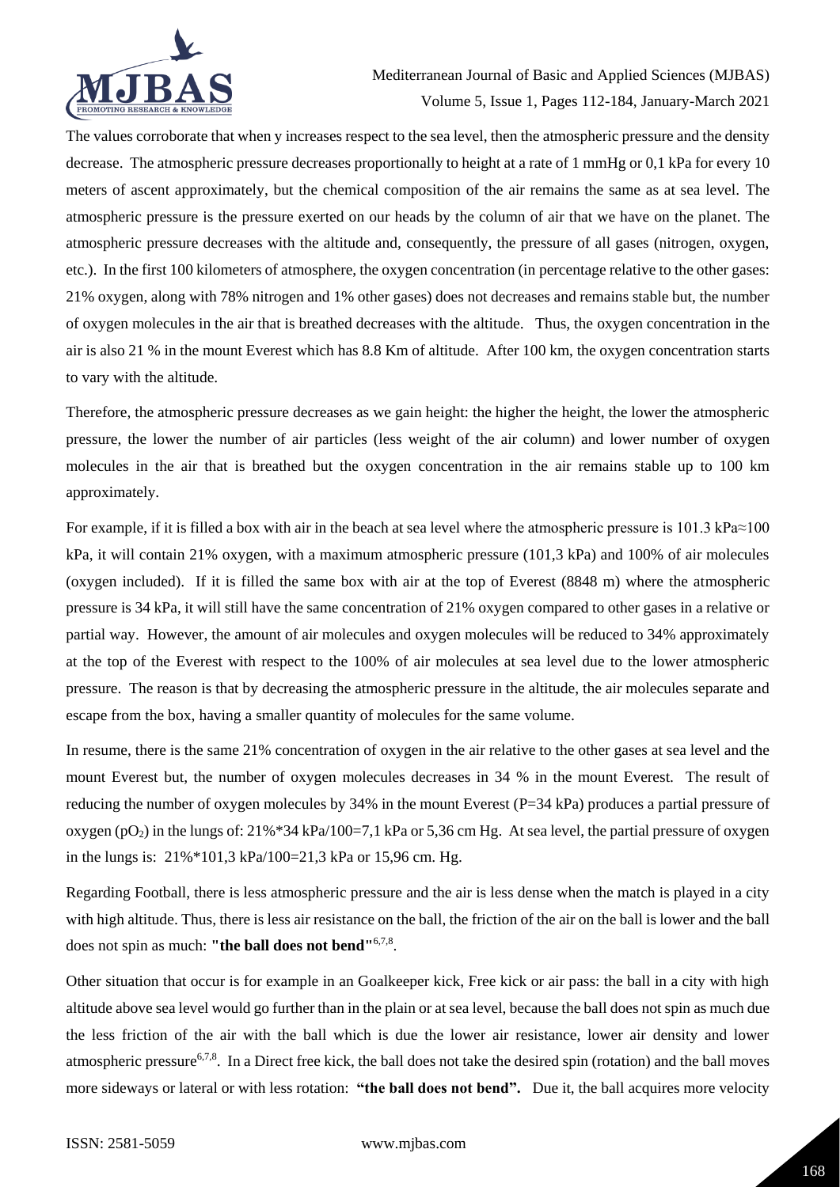The values corroborate that when y increases respect to the sea level, then the atmospheric pressure and the density decrease. The atmospheric pressure decreases proportionally to height at a rate of 1 mmHg or 0,1 kPa for every 10 meters of ascent approximately, but the chemical composition of the air remains the same as at sea level. The atmospheric pressure is the pressure exerted on our heads by the column of air that we have on the planet. The atmospheric pressure decreases with the altitude and, consequently, the pressure of all gases (nitrogen, oxygen, etc.). In the first 100 kilometers of atmosphere, the oxygen concentration (in percentage relative to the other gases: 21% oxygen, along with 78% nitrogen and 1% other gases) does not decreases and remains stable but, the number of oxygen molecules in the air that is breathed decreases with the altitude. Thus, the oxygen concentration in the air is also 21 % in the mount Everest which has 8.8 Km of altitude. After 100 km, the oxygen concentration starts to vary with the altitude.

Therefore, the atmospheric pressure decreases as we gain height: the higher the height, the lower the atmospheric pressure, the lower the number of air particles (less weight of the air column) and lower number of oxygen molecules in the air that is breathed but the oxygen concentration in the air remains stable up to 100 km approximately.

For example, if it is filled a box with air in the beach at sea level where the atmospheric pressure is 101.3 kPa≈100 kPa, it will contain 21% oxygen, with a maximum atmospheric pressure (101,3 kPa) and 100% of air molecules (oxygen included). If it is filled the same box with air at the top of Everest (8848 m) where the atmospheric pressure is 34 kPa, it will still have the same concentration of 21% oxygen compared to other gases in a relative or partial way. However, the amount of air molecules and oxygen molecules will be reduced to 34% approximately at the top of the Everest with respect to the 100% of air molecules at sea level due to the lower atmospheric pressure. The reason is that by decreasing the atmospheric pressure in the altitude, the air molecules separate and escape from the box, having a smaller quantity of molecules for the same volume.

In resume, there is the same 21% concentration of oxygen in the air relative to the other gases at sea level and the mount Everest but, the number of oxygen molecules decreases in 34 % in the mount Everest. The result of reducing the number of oxygen molecules by 34% in the mount Everest (P=34 kPa) produces a partial pressure of oxygen ($pO_2$) in the lungs of: 21%*34 kPa/100=7,1 kPa or 5,36 cm Hg. At sea level, the partial pressure of oxygen in the lungs is: 21%*101,3 kPa/100=21,3 kPa or 15,96 cm. Hg.

Regarding Football, there is less atmospheric pressure and the air is less dense when the match is played in a city with high altitude. Thus, there is less air resistance on the ball, the friction of the air on the ball is lower and the ball does not spin as much: **"the ball does not bend"**[6,7,8].

Other situation that occur is for example in an Goalkeeper kick, Free kick or air pass: the ball in a city with high altitude above sea level would go further than in the plain or at sea level, because the ball does not spin as much due the less friction of the air with the ball which is due the lower air resistance, lower air density and lower atmospheric pressure[6,7,8]. In a Direct free kick, the ball does not take the desired spin (rotation) and the ball moves more sideways or lateral or with less rotation: **"the ball does not bend".** Due it, the ball acquires more velocity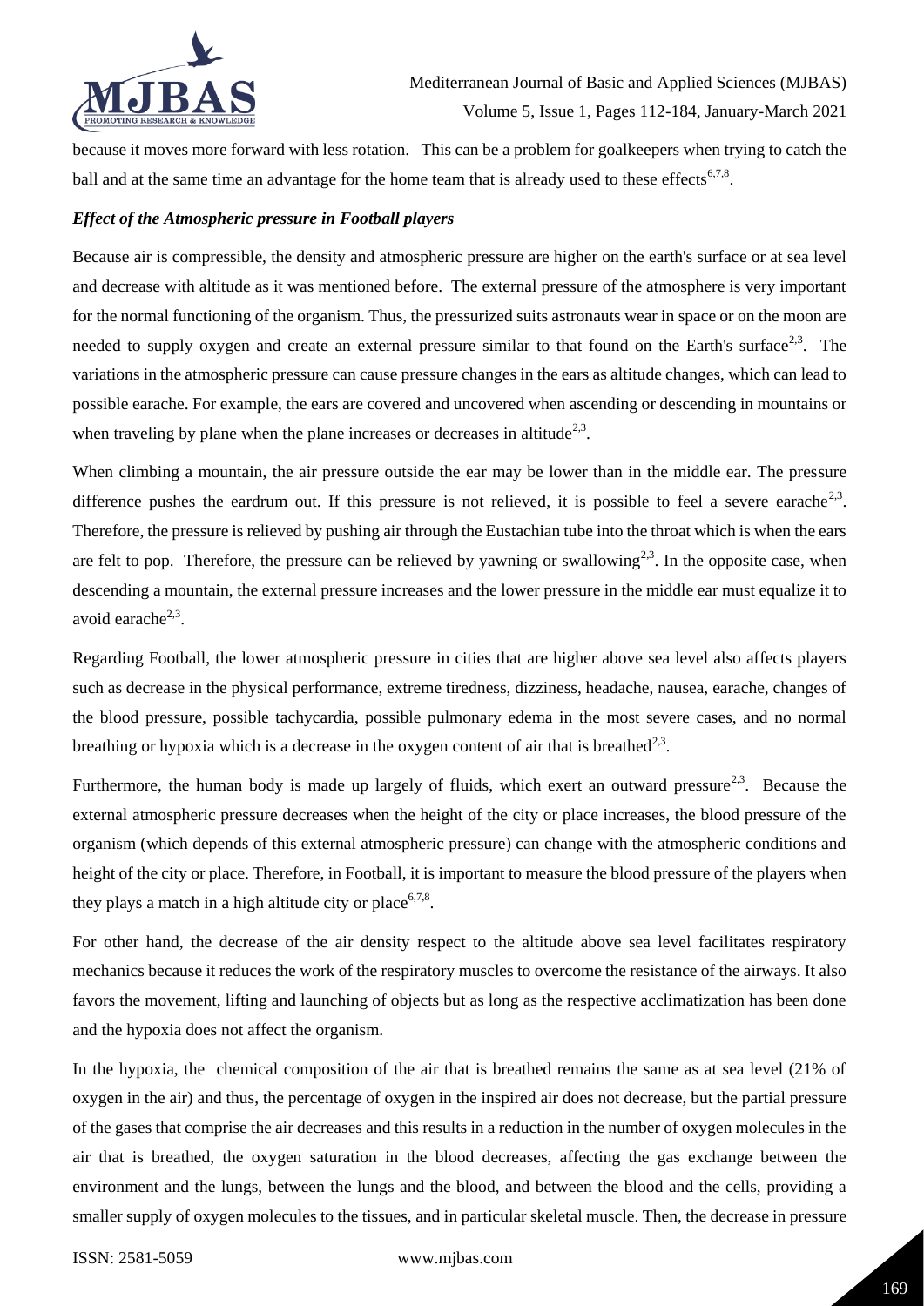because it moves more forward with less rotation. This can be a problem for goalkeepers when trying to catch the ball and at the same time an advantage for the home team that is already used to these effects[6,7,8].

### *Effect of the Atmospheric pressure in Football players*

Because air is compressible, the density and atmospheric pressure are higher on the earth's surface or at sea level and decrease with altitude as it was mentioned before. The external pressure of the atmosphere is very important for the normal functioning of the organism. Thus, the pressurized suits astronauts wear in space or on the moon are needed to supply oxygen and create an external pressure similar to that found on the Earth's surface[2,3]. The variations in the atmospheric pressure can cause pressure changes in the ears as altitude changes, which can lead to possible earache. For example, the ears are covered and uncovered when ascending or descending in mountains or when traveling by plane when the plane increases or decreases in altitude[2,3].

When climbing a mountain, the air pressure outside the ear may be lower than in the middle ear. The pressure difference pushes the eardrum out. If this pressure is not relieved, it is possible to feel a severe earache[2,3]. Therefore, the pressure is relieved by pushing air through the Eustachian tube into the throat which is when the ears are felt to pop. Therefore, the pressure can be relieved by yawning or swallowing[2,3]. In the opposite case, when descending a mountain, the external pressure increases and the lower pressure in the middle ear must equalize it to avoid earache[2,3].

Regarding Football, the lower atmospheric pressure in cities that are higher above sea level also affects players such as decrease in the physical performance, extreme tiredness, dizziness, headache, nausea, earache, changes of the blood pressure, possible tachycardia, possible pulmonary edema in the most severe cases, and no normal breathing or hypoxia which is a decrease in the oxygen content of air that is breathed[2,3].

Furthermore, the human body is made up largely of fluids, which exert an outward pressure[2,3]. Because the external atmospheric pressure decreases when the height of the city or place increases, the blood pressure of the organism (which depends of this external atmospheric pressure) can change with the atmospheric conditions and height of the city or place. Therefore, in Football, it is important to measure the blood pressure of the players when they plays a match in a high altitude city or place[6,7,8].

For other hand, the decrease of the air density respect to the altitude above sea level facilitates respiratory mechanics because it reduces the work of the respiratory muscles to overcome the resistance of the airways. It also favors the movement, lifting and launching of objects but as long as the respective acclimatization has been done and the hypoxia does not affect the organism.

In the hypoxia, the chemical composition of the air that is breathed remains the same as at sea level (21% of oxygen in the air) and thus, the percentage of oxygen in the inspired air does not decrease, but the partial pressure of the gases that comprise the air decreases and this results in a reduction in the number of oxygen molecules in the air that is breathed, the oxygen saturation in the blood decreases, affecting the gas exchange between the environment and the lungs, between the lungs and the blood, and between the blood and the cells, providing a smaller supply of oxygen molecules to the tissues, and in particular skeletal muscle. Then, the decrease in pressure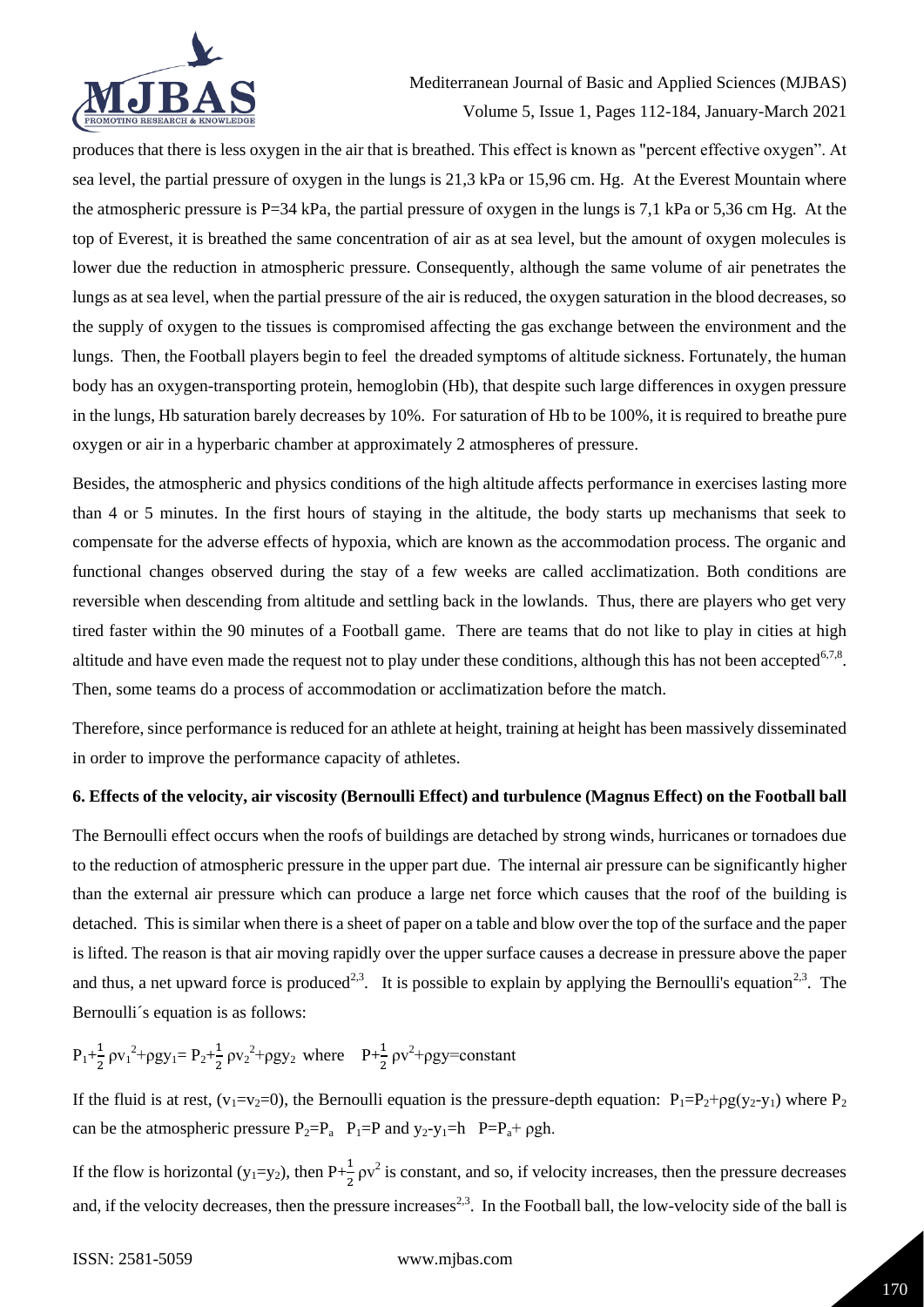produces that there is less oxygen in the air that is breathed. This effect is known as "percent effective oxygen". At sea level, the partial pressure of oxygen in the lungs is 21,3 kPa or 15,96 cm. Hg. At the Everest Mountain where the atmospheric pressure is P=34 kPa, the partial pressure of oxygen in the lungs is 7,1 kPa or 5,36 cm Hg. At the top of Everest, it is breathed the same concentration of air as at sea level, but the amount of oxygen molecules is lower due the reduction in atmospheric pressure. Consequently, although the same volume of air penetrates the lungs as at sea level, when the partial pressure of the air is reduced, the oxygen saturation in the blood decreases, so the supply of oxygen to the tissues is compromised affecting the gas exchange between the environment and the lungs. Then, the Football players begin to feel the dreaded symptoms of altitude sickness. Fortunately, the human body has an oxygen-transporting protein, hemoglobin (Hb), that despite such large differences in oxygen pressure in the lungs, Hb saturation barely decreases by 10%. For saturation of Hb to be 100%, it is required to breathe pure oxygen or air in a hyperbaric chamber at approximately 2 atmospheres of pressure.

Besides, the atmospheric and physics conditions of the high altitude affects performance in exercises lasting more than 4 or 5 minutes. In the first hours of staying in the altitude, the body starts up mechanisms that seek to compensate for the adverse effects of hypoxia, which are known as the accommodation process. The organic and functional changes observed during the stay of a few weeks are called acclimatization. Both conditions are reversible when descending from altitude and settling back in the lowlands. Thus, there are players who get very tired faster within the 90 minutes of a Football game. There are teams that do not like to play in cities at high altitude and have even made the request not to play under these conditions, although this has not been accepted[6,7,8]. Then, some teams do a process of accommodation or acclimatization before the match.

Therefore, since performance is reduced for an athlete at height, training at height has been massively disseminated in order to improve the performance capacity of athletes.

### 6. Effects of the velocity, air viscosity (Bernoulli Effect) and turbulence (Magnus Effect) on the Football ball

The Bernoulli effect occurs when the roofs of buildings are detached by strong winds, hurricanes or tornadoes due to the reduction of atmospheric pressure in the upper part due. The internal air pressure can be significantly higher than the external air pressure which can produce a large net force which causes that the roof of the building is detached. This is similar when there is a sheet of paper on a table and blow over the top of the surface and the paper is lifted. The reason is that air moving rapidly over the upper surface causes a decrease in pressure above the paper and thus, a net upward force is produced[2,3]. It is possible to explain by applying the Bernoulli's equation[2,3]. The Bernoulli´s equation is as follows:

$$P_1+\frac{1}{2}\rho v_1^2+\rho g y_1 = P_2+\frac{1}{2}\rho v_2^2+\rho g y_2 \quad \text{where} \quad P+\frac{1}{2}\rho v^2+\rho g y=\text{constant}$$

If the fluid is at rest, ($v_1=v_2=0$), the Bernoulli equation is the pressure-depth equation: $P_1=P_2+\rho g(y_2-y_1)$ where $P_2$ can be the atmospheric pressure $P_2=P_a$ $P_1=P$ and $y_2-y_1=h$ $P=P_a+\rho gh$.

If the flow is horizontal ($y_1=y_2$), then $P+\frac{1}{2}\rho v^2$ is constant, and so, if velocity increases, then the pressure decreases and, if the velocity decreases, then the pressure increases[2,3]. In the Football ball, the low-velocity side of the ball is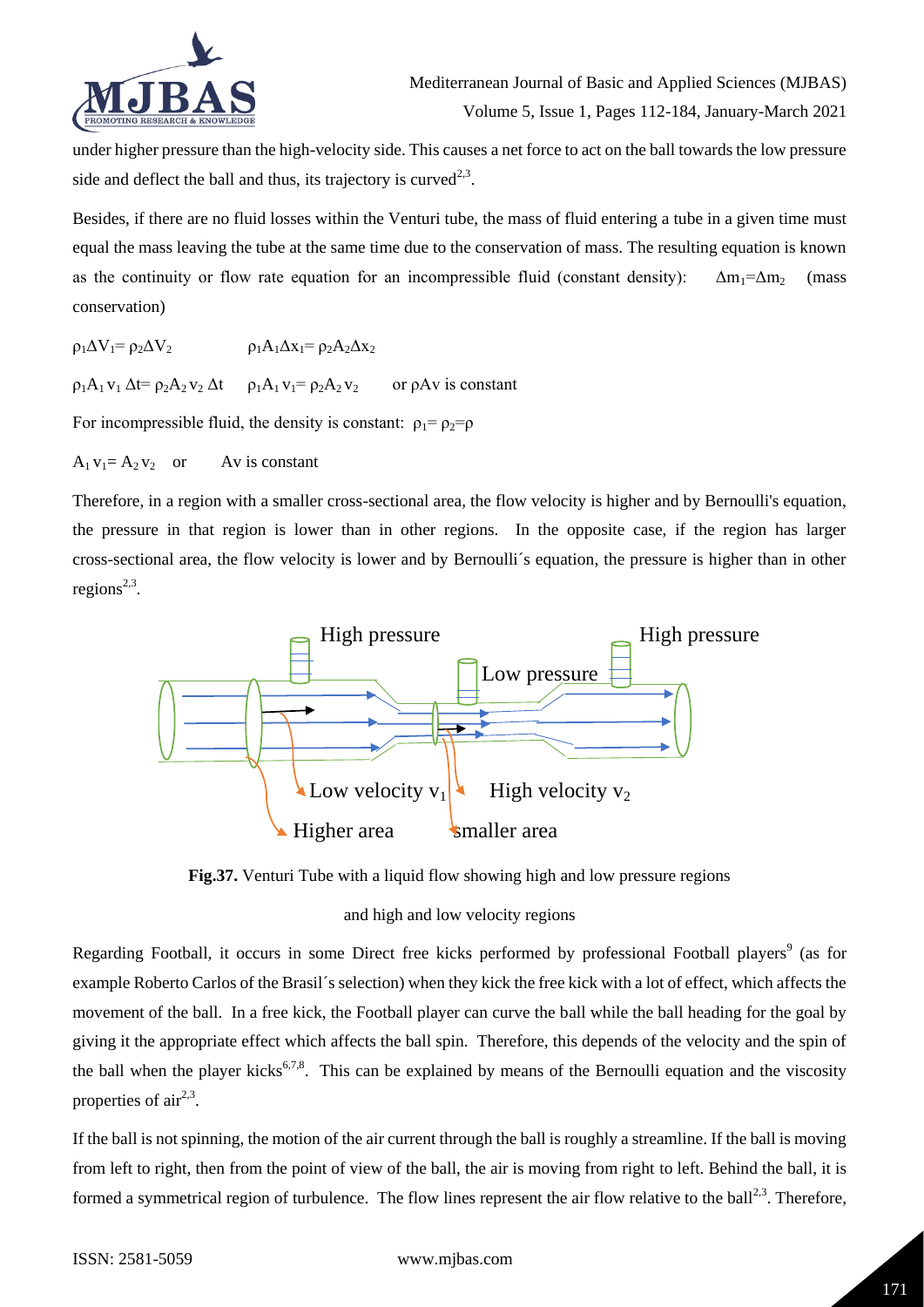under higher pressure than the high-velocity side. This causes a net force to act on the ball towards the low pressure side and deflect the ball and thus, its trajectory is curved[2,3].

Besides, if there are no fluid losses within the Venturi tube, the mass of fluid entering a tube in a given time must equal the mass leaving the tube at the same time due to the conservation of mass. The resulting equation is known as the continuity or flow rate equation for an incompressible fluid (constant density): $\Delta m_1 = \Delta m_2$ (mass conservation)

$\rho_1 \Delta V_1 = \rho_2 \Delta V_2$ $\quad\quad$ $\rho_1 A_1 \Delta x_1 = \rho_2 A_2 \Delta x_2$

$\rho_1 A_1 v_1 \Delta t = \rho_2 A_2 v_2 \Delta t$ $\quad$ $\rho_1 A_1 v_1 = \rho_2 A_2 v_2$ $\quad$ or $\rho A v$ is constant

For incompressible fluid, the density is constant: $\rho_1 = \rho_2 = \rho$

$A_1 v_1 = A_2 v_2$ $\quad$ or $\quad$ $Av$ is constant

Therefore, in a region with a smaller cross-sectional area, the flow velocity is higher and by Bernoulli's equation, the pressure in that region is lower than in other regions. In the opposite case, if the region has larger cross-sectional area, the flow velocity is lower and by Bernoulli´s equation, the pressure is higher than in other regions[2,3].

High pressure — Low pressure — High pressure

Low velocity $v_1$ — High velocity $v_2$

Higher area — smaller area

**Fig.37.** Venturi Tube with a liquid flow showing high and low pressure regions and high and low velocity regions

Regarding Football, it occurs in some Direct free kicks performed by professional Football players[9] (as for example Roberto Carlos of the Brasil´s selection) when they kick the free kick with a lot of effect, which affects the movement of the ball. In a free kick, the Football player can curve the ball while the ball heading for the goal by giving it the appropriate effect which affects the ball spin. Therefore, this depends of the velocity and the spin of the ball when the player kicks[6,7,8]. This can be explained by means of the Bernoulli equation and the viscosity properties of air[2,3].

If the ball is not spinning, the motion of the air current through the ball is roughly a streamline. If the ball is moving from left to right, then from the point of view of the ball, the air is moving from right to left. Behind the ball, it is formed a symmetrical region of turbulence. The flow lines represent the air flow relative to the ball[2,3]. Therefore,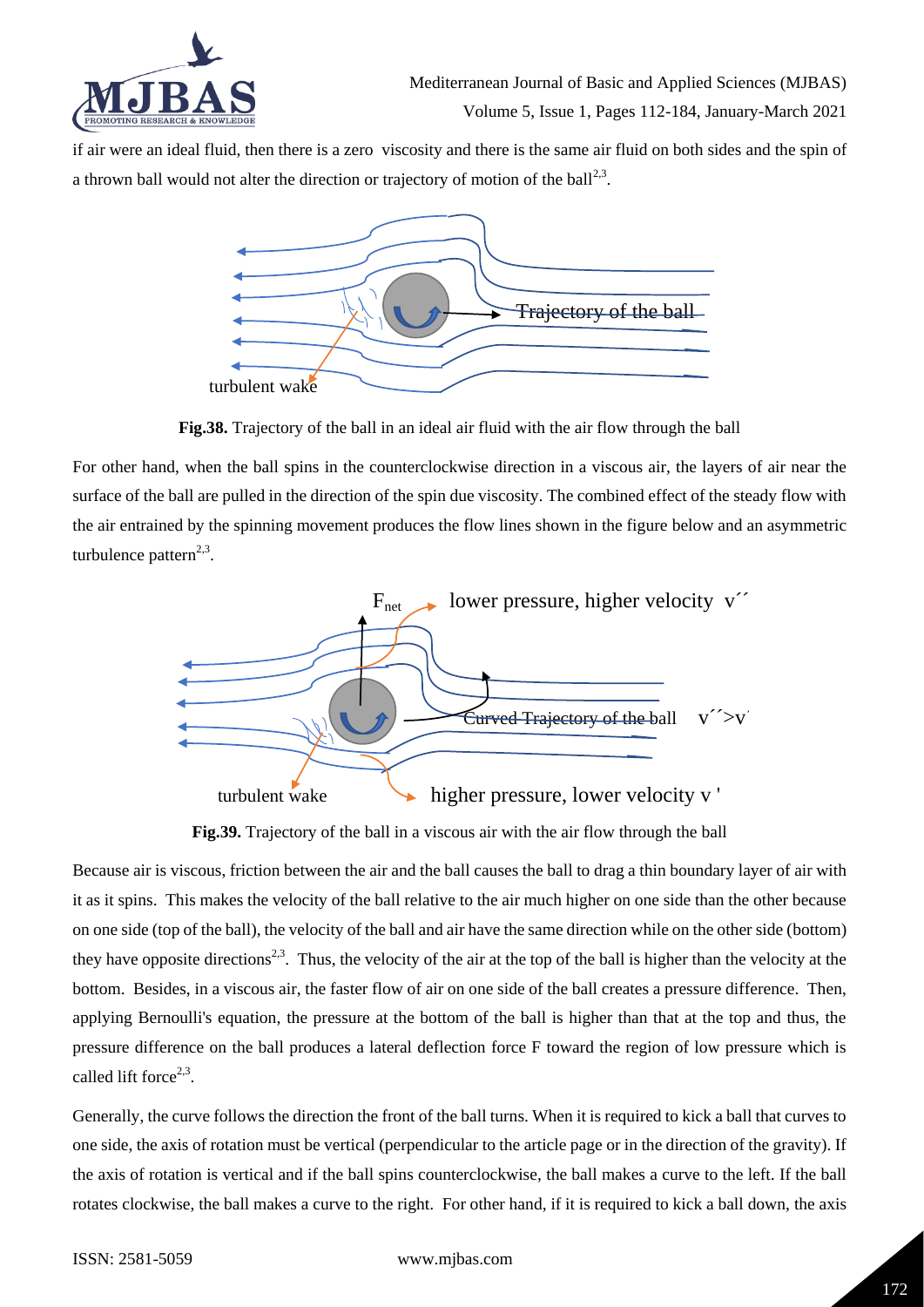if air were an ideal fluid, then there is a zero viscosity and there is the same air fluid on both sides and the spin of a thrown ball would not alter the direction or trajectory of motion of the ball[2,3].

**Fig.38.** Trajectory of the ball in an ideal air fluid with the air flow through the ball

For other hand, when the ball spins in the counterclockwise direction in a viscous air, the layers of air near the surface of the ball are pulled in the direction of the spin due viscosity. The combined effect of the steady flow with the air entrained by the spinning movement produces the flow lines shown in the figure below and an asymmetric turbulence pattern[2,3].

**Fig.39.** Trajectory of the ball in a viscous air with the air flow through the ball

Because air is viscous, friction between the air and the ball causes the ball to drag a thin boundary layer of air with it as it spins. This makes the velocity of the ball relative to the air much higher on one side than the other because on one side (top of the ball), the velocity of the ball and air have the same direction while on the other side (bottom) they have opposite directions[2,3]. Thus, the velocity of the air at the top of the ball is higher than the velocity at the bottom. Besides, in a viscous air, the faster flow of air on one side of the ball creates a pressure difference. Then, applying Bernoulli's equation, the pressure at the bottom of the ball is higher than that at the top and thus, the pressure difference on the ball produces a lateral deflection force F toward the region of low pressure which is called lift force[2,3].

Generally, the curve follows the direction the front of the ball turns. When it is required to kick a ball that curves to one side, the axis of rotation must be vertical (perpendicular to the article page or in the direction of the gravity). If the axis of rotation is vertical and if the ball spins counterclockwise, the ball makes a curve to the left. If the ball rotates clockwise, the ball makes a curve to the right. For other hand, if it is required to kick a ball down, the axis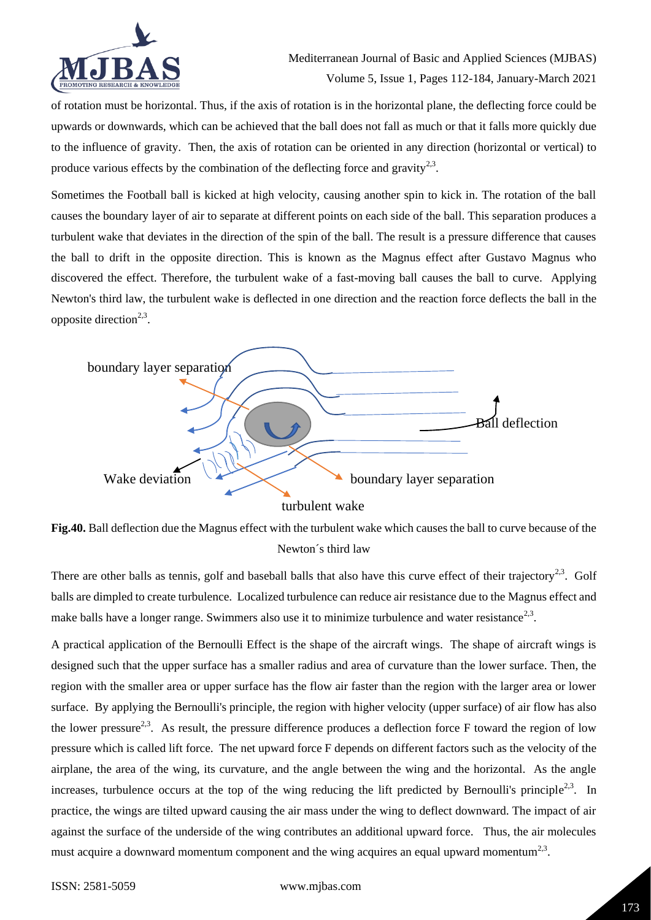of rotation must be horizontal. Thus, if the axis of rotation is in the horizontal plane, the deflecting force could be upwards or downwards, which can be achieved that the ball does not fall as much or that it falls more quickly due to the influence of gravity. Then, the axis of rotation can be oriented in any direction (horizontal or vertical) to produce various effects by the combination of the deflecting force and gravity[2,3].

Sometimes the Football ball is kicked at high velocity, causing another spin to kick in. The rotation of the ball causes the boundary layer of air to separate at different points on each side of the ball. This separation produces a turbulent wake that deviates in the direction of the spin of the ball. The result is a pressure difference that causes the ball to drift in the opposite direction. This is known as the Magnus effect after Gustavo Magnus who discovered the effect. Therefore, the turbulent wake of a fast-moving ball causes the ball to curve. Applying Newton's third law, the turbulent wake is deflected in one direction and the reaction force deflects the ball in the opposite direction[2,3].

boundary layer separation

Ball deflection

Wake deviation

boundary layer separation

turbulent wake

**Fig.40.** Ball deflection due the Magnus effect with the turbulent wake which causes the ball to curve because of the Newton´s third law

There are other balls as tennis, golf and baseball balls that also have this curve effect of their trajectory[2,3]. Golf balls are dimpled to create turbulence. Localized turbulence can reduce air resistance due to the Magnus effect and make balls have a longer range. Swimmers also use it to minimize turbulence and water resistance[2,3].

A practical application of the Bernoulli Effect is the shape of the aircraft wings. The shape of aircraft wings is designed such that the upper surface has a smaller radius and area of curvature than the lower surface. Then, the region with the smaller area or upper surface has the flow air faster than the region with the larger area or lower surface. By applying the Bernoulli's principle, the region with higher velocity (upper surface) of air flow has also the lower pressure[2,3]. As result, the pressure difference produces a deflection force F toward the region of low pressure which is called lift force. The net upward force F depends on different factors such as the velocity of the airplane, the area of the wing, its curvature, and the angle between the wing and the horizontal. As the angle increases, turbulence occurs at the top of the wing reducing the lift predicted by Bernoulli's principle[2,3]. In practice, the wings are tilted upward causing the air mass under the wing to deflect downward. The impact of air against the surface of the underside of the wing contributes an additional upward force. Thus, the air molecules must acquire a downward momentum component and the wing acquires an equal upward momentum[2,3].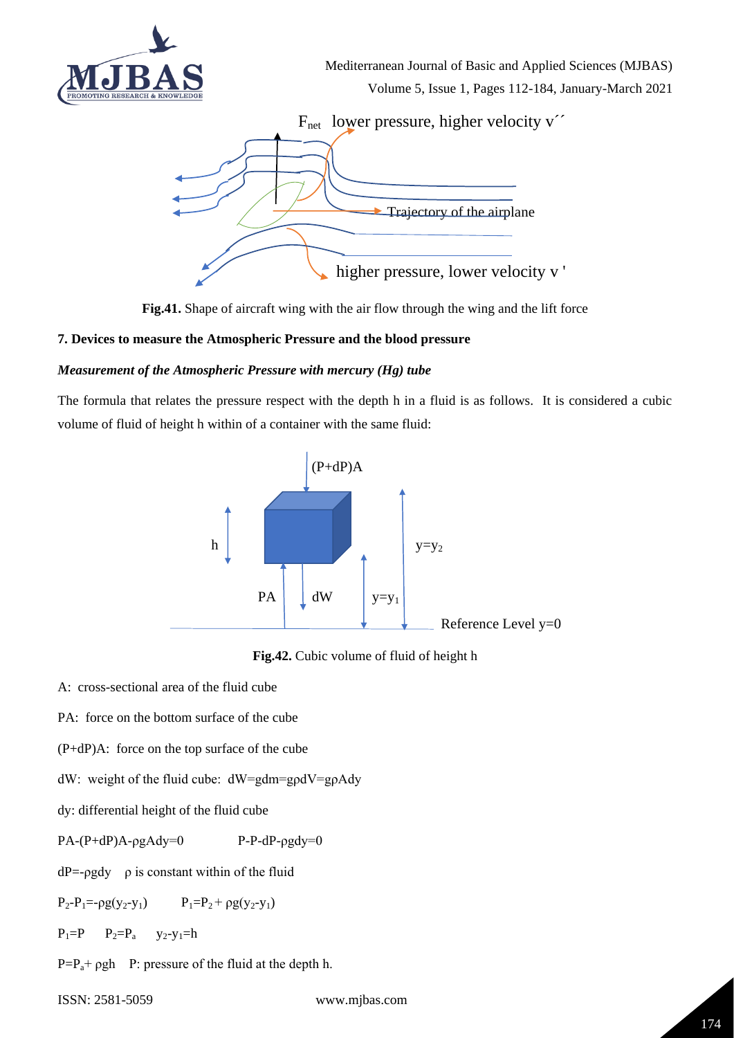Fig.41. Shape of aircraft wing with the air flow through the wing and the lift force

## 7. Devices to measure the Atmospheric Pressure and the blood pressure

### *Measurement of the Atmospheric Pressure with mercury (Hg) tube*

The formula that relates the pressure respect with the depth h in a fluid is as follows. It is considered a cubic volume of fluid of height h within of a container with the same fluid:

**Fig.42.** Cubic volume of fluid of height h

A: cross-sectional area of the fluid cube

PA: force on the bottom surface of the cube

$(P+dP)A$: force on the top surface of the cube

dW: weight of the fluid cube: $dW=gdm=g\rho dV=g\rho Ady$

dy: differential height of the fluid cube

$PA-(P+dP)A-\rho gAdy=0$ $\quad\quad$ $P-P-dP-\rho gdy=0$

$dP=-\rho gdy$ $\quad$ ρ is constant within of the fluid

$P_2-P_1=-\rho g(y_2-y_1)$ $\quad\quad$ $P_1=P_2+\rho g(y_2-y_1)$

$P_1=P$ $\quad$ $P_2=P_a$ $\quad$ $y_2-y_1=h$

$P=P_a+\rho gh$ $\quad$ P: pressure of the fluid at the depth h.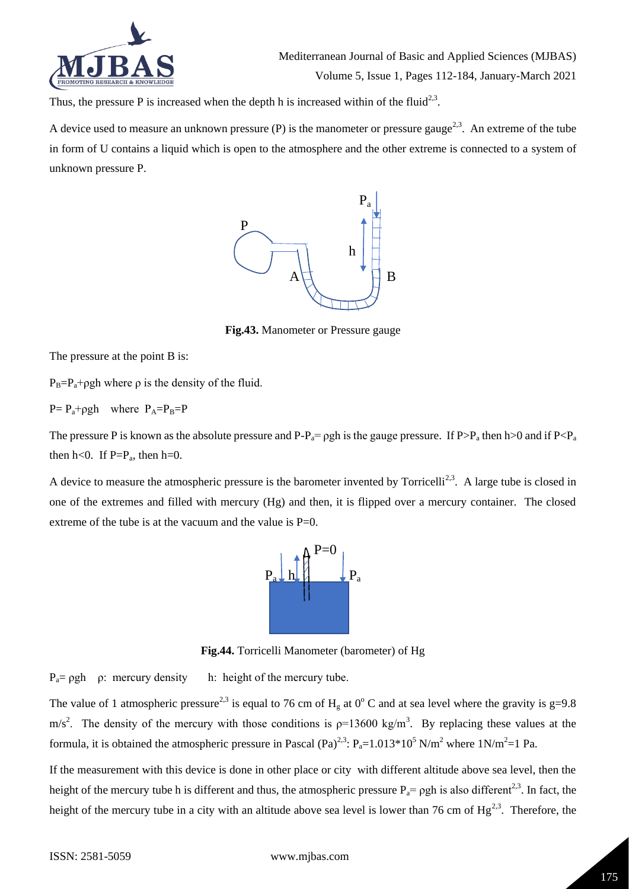Thus, the pressure P is increased when the depth h is increased within of the fluid[2,3].

A device used to measure an unknown pressure (P) is the manometer or pressure gauge[2,3]. An extreme of the tube in form of U contains a liquid which is open to the atmosphere and the other extreme is connected to a system of unknown pressure P.

**Fig.43.** Manometer or Pressure gauge

The pressure at the point B is:

$P_B = P_a + \rho g h$ where $\rho$ is the density of the fluid.

$P = P_a + \rho g h$ where $P_A = P_B = P$

The pressure P is known as the absolute pressure and $P - P_a = \rho g h$ is the gauge pressure. If $P > P_a$ then $h > 0$ and if $P < P_a$ then $h < 0$. If $P = P_a$, then $h = 0$.

A device to measure the atmospheric pressure is the barometer invented by Torricelli[2,3]. A large tube is closed in one of the extremes and filled with mercury (Hg) and then, it is flipped over a mercury container. The closed extreme of the tube is at the vacuum and the value is $P = 0$.

**Fig.44.** Torricelli Manometer (barometer) of Hg

$P_a = \rho g h$ $\rho$: mercury density h: height of the mercury tube.

The value of 1 atmospheric pressure[2,3] is equal to 76 cm of $H_g$ at $0^o$ C and at sea level where the gravity is $g = 9.8$ $m/s^2$. The density of the mercury with those conditions is $\rho = 13600$ $kg/m^3$. By replacing these values at the formula, it is obtained the atmospheric pressure in Pascal (Pa)[2,3]: $P_a = 1.013 * 10^5$ $N/m^2$ where $1 N/m^2 = 1$ Pa.

If the measurement with this device is done in other place or city with different altitude above sea level, then the height of the mercury tube h is different and thus, the atmospheric pressure $P_a = \rho g h$ is also different[2,3]. In fact, the height of the mercury tube in a city with an altitude above sea level is lower than 76 cm of Hg[2,3]. Therefore, the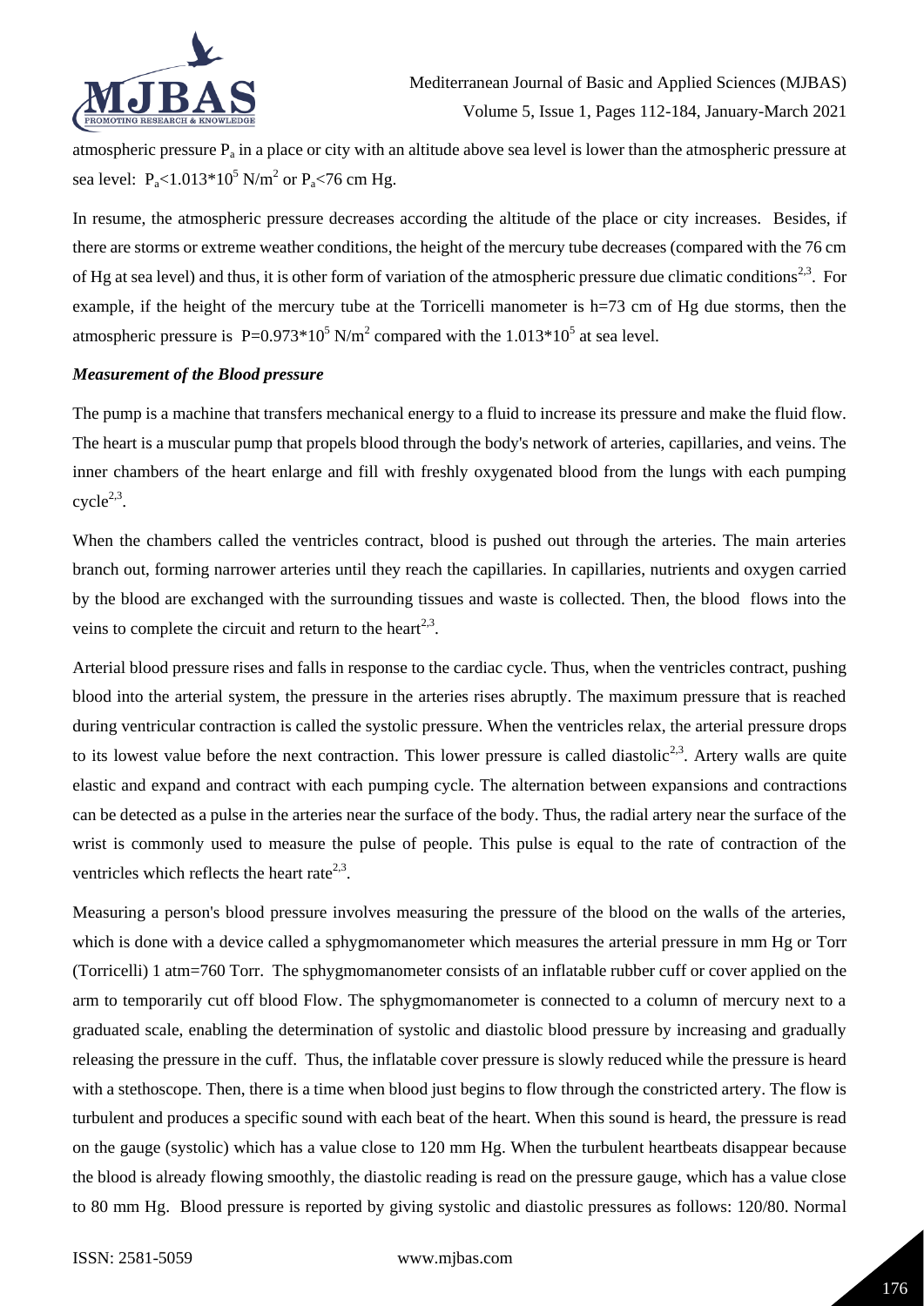atmospheric pressure $P_a$ in a place or city with an altitude above sea level is lower than the atmospheric pressure at sea level: $P_a<1.013*10^5$ N/m$^2$ or $P_a<76$ cm Hg.

In resume, the atmospheric pressure decreases according the altitude of the place or city increases. Besides, if there are storms or extreme weather conditions, the height of the mercury tube decreases (compared with the 76 cm of Hg at sea level) and thus, it is other form of variation of the atmospheric pressure due climatic conditions[2,3]. For example, if the height of the mercury tube at the Torricelli manometer is h=73 cm of Hg due storms, then the atmospheric pressure is $P=0.973*10^5$ N/m$^2$ compared with the $1.013*10^5$ at sea level.

***Measurement of the Blood pressure***

The pump is a machine that transfers mechanical energy to a fluid to increase its pressure and make the fluid flow. The heart is a muscular pump that propels blood through the body's network of arteries, capillaries, and veins. The inner chambers of the heart enlarge and fill with freshly oxygenated blood from the lungs with each pumping cycle[2,3].

When the chambers called the ventricles contract, blood is pushed out through the arteries. The main arteries branch out, forming narrower arteries until they reach the capillaries. In capillaries, nutrients and oxygen carried by the blood are exchanged with the surrounding tissues and waste is collected. Then, the blood flows into the veins to complete the circuit and return to the heart[2,3].

Arterial blood pressure rises and falls in response to the cardiac cycle. Thus, when the ventricles contract, pushing blood into the arterial system, the pressure in the arteries rises abruptly. The maximum pressure that is reached during ventricular contraction is called the systolic pressure. When the ventricles relax, the arterial pressure drops to its lowest value before the next contraction. This lower pressure is called diastolic[2,3]. Artery walls are quite elastic and expand and contract with each pumping cycle. The alternation between expansions and contractions can be detected as a pulse in the arteries near the surface of the body. Thus, the radial artery near the surface of the wrist is commonly used to measure the pulse of people. This pulse is equal to the rate of contraction of the ventricles which reflects the heart rate[2,3].

Measuring a person's blood pressure involves measuring the pressure of the blood on the walls of the arteries, which is done with a device called a sphygmomanometer which measures the arterial pressure in mm Hg or Torr (Torricelli) 1 atm=760 Torr. The sphygmomanometer consists of an inflatable rubber cuff or cover applied on the arm to temporarily cut off blood Flow. The sphygmomanometer is connected to a column of mercury next to a graduated scale, enabling the determination of systolic and diastolic blood pressure by increasing and gradually releasing the pressure in the cuff. Thus, the inflatable cover pressure is slowly reduced while the pressure is heard with a stethoscope. Then, there is a time when blood just begins to flow through the constricted artery. The flow is turbulent and produces a specific sound with each beat of the heart. When this sound is heard, the pressure is read on the gauge (systolic) which has a value close to 120 mm Hg. When the turbulent heartbeats disappear because the blood is already flowing smoothly, the diastolic reading is read on the pressure gauge, which has a value close to 80 mm Hg. Blood pressure is reported by giving systolic and diastolic pressures as follows: 120/80. Normal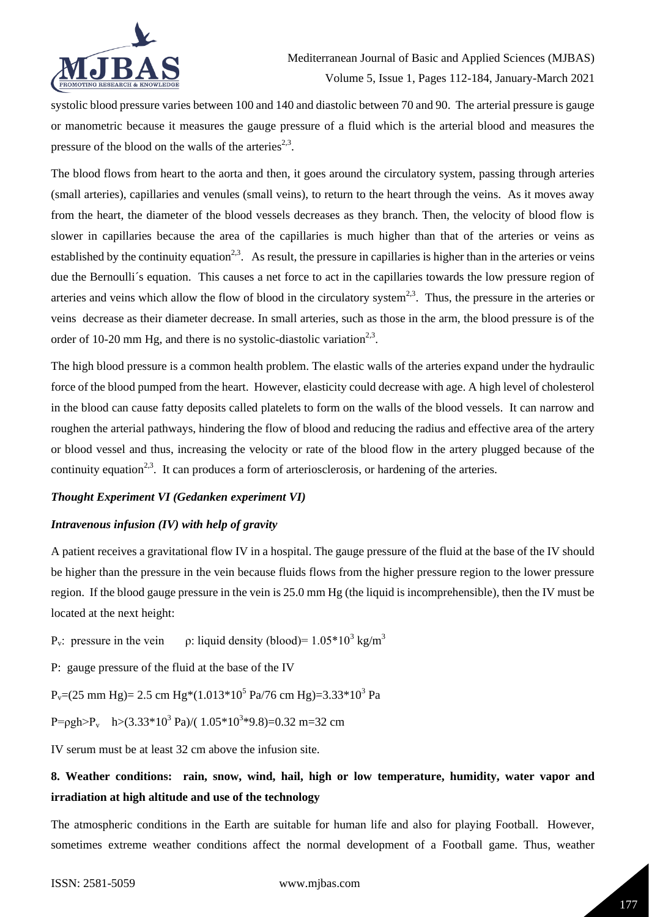systolic blood pressure varies between 100 and 140 and diastolic between 70 and 90. The arterial pressure is gauge or manometric because it measures the gauge pressure of a fluid which is the arterial blood and measures the pressure of the blood on the walls of the arteries[2,3].

The blood flows from heart to the aorta and then, it goes around the circulatory system, passing through arteries (small arteries), capillaries and venules (small veins), to return to the heart through the veins. As it moves away from the heart, the diameter of the blood vessels decreases as they branch. Then, the velocity of blood flow is slower in capillaries because the area of the capillaries is much higher than that of the arteries or veins as established by the continuity equation[2,3]. As result, the pressure in capillaries is higher than in the arteries or veins due the Bernoulli´s equation. This causes a net force to act in the capillaries towards the low pressure region of arteries and veins which allow the flow of blood in the circulatory system[2,3]. Thus, the pressure in the arteries or veins decrease as their diameter decrease. In small arteries, such as those in the arm, the blood pressure is of the order of 10-20 mm Hg, and there is no systolic-diastolic variation[2,3].

The high blood pressure is a common health problem. The elastic walls of the arteries expand under the hydraulic force of the blood pumped from the heart. However, elasticity could decrease with age. A high level of cholesterol in the blood can cause fatty deposits called platelets to form on the walls of the blood vessels. It can narrow and roughen the arterial pathways, hindering the flow of blood and reducing the radius and effective area of the artery or blood vessel and thus, increasing the velocity or rate of the blood flow in the artery plugged because of the continuity equation[2,3]. It can produces a form of arteriosclerosis, or hardening of the arteries.

***Thought Experiment VI (Gedanken experiment VI)***

***Intravenous infusion (IV) with help of gravity***

A patient receives a gravitational flow IV in a hospital. The gauge pressure of the fluid at the base of the IV should be higher than the pressure in the vein because fluids flows from the higher pressure region to the lower pressure region. If the blood gauge pressure in the vein is 25.0 mm Hg (the liquid is incomprehensible), then the IV must be located at the next height:

$P_v$: pressure in the vein $\quad$ $\rho$: liquid density (blood)= $1.05*10^3$ kg/m$^3$

P: gauge pressure of the fluid at the base of the IV

$P_v$=(25 mm Hg)= 2.5 cm Hg*($1.013*10^5$ Pa/76 cm Hg)=$3.33*10^3$ Pa

$P=\rho gh>P_v \quad h>(3.33*10^3 \text{ Pa})/(1.05*10^3*9.8)=0.32$ m=32 cm

IV serum must be at least 32 cm above the infusion site.

## 8. Weather conditions: rain, snow, wind, hail, high or low temperature, humidity, water vapor and irradiation at high altitude and use of the technology

The atmospheric conditions in the Earth are suitable for human life and also for playing Football. However, sometimes extreme weather conditions affect the normal development of a Football game. Thus, weather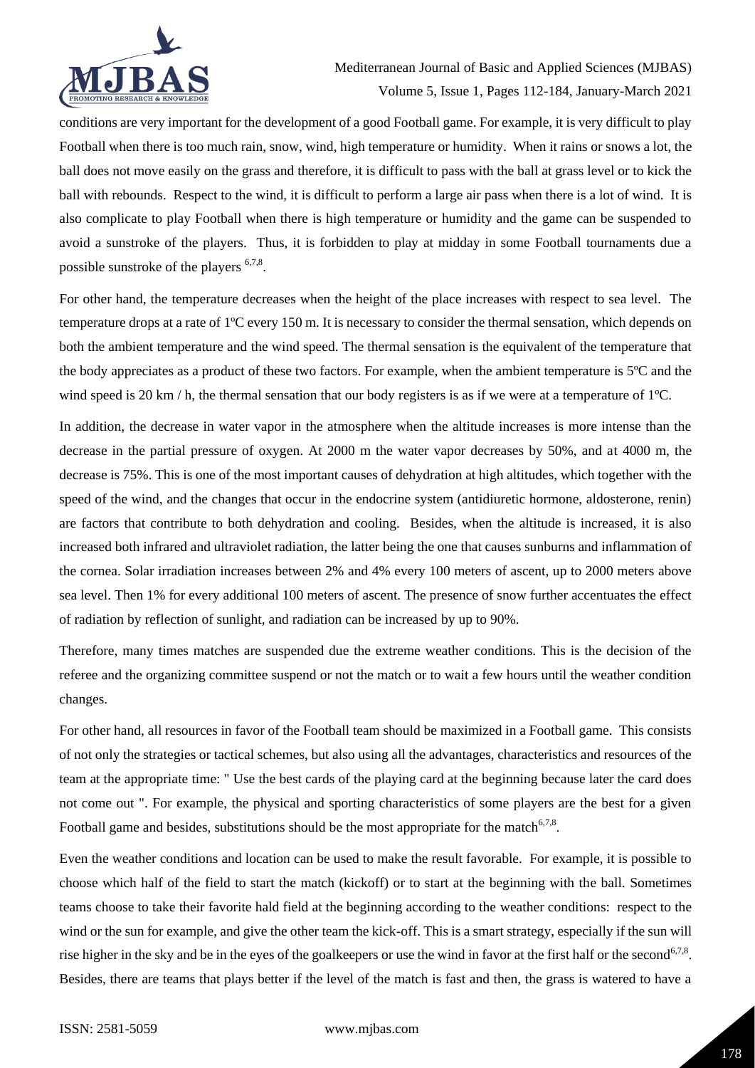conditions are very important for the development of a good Football game. For example, it is very difficult to play Football when there is too much rain, snow, wind, high temperature or humidity. When it rains or snows a lot, the ball does not move easily on the grass and therefore, it is difficult to pass with the ball at grass level or to kick the ball with rebounds. Respect to the wind, it is difficult to perform a large air pass when there is a lot of wind. It is also complicate to play Football when there is high temperature or humidity and the game can be suspended to avoid a sunstroke of the players. Thus, it is forbidden to play at midday in some Football tournaments due a possible sunstroke of the players [6,7,8].

For other hand, the temperature decreases when the height of the place increases with respect to sea level. The temperature drops at a rate of 1ºC every 150 m. It is necessary to consider the thermal sensation, which depends on both the ambient temperature and the wind speed. The thermal sensation is the equivalent of the temperature that the body appreciates as a product of these two factors. For example, when the ambient temperature is 5ºC and the wind speed is 20 km / h, the thermal sensation that our body registers is as if we were at a temperature of 1ºC.

In addition, the decrease in water vapor in the atmosphere when the altitude increases is more intense than the decrease in the partial pressure of oxygen. At 2000 m the water vapor decreases by 50%, and at 4000 m, the decrease is 75%. This is one of the most important causes of dehydration at high altitudes, which together with the speed of the wind, and the changes that occur in the endocrine system (antidiuretic hormone, aldosterone, renin) are factors that contribute to both dehydration and cooling. Besides, when the altitude is increased, it is also increased both infrared and ultraviolet radiation, the latter being the one that causes sunburns and inflammation of the cornea. Solar irradiation increases between 2% and 4% every 100 meters of ascent, up to 2000 meters above sea level. Then 1% for every additional 100 meters of ascent. The presence of snow further accentuates the effect of radiation by reflection of sunlight, and radiation can be increased by up to 90%.

Therefore, many times matches are suspended due the extreme weather conditions. This is the decision of the referee and the organizing committee suspend or not the match or to wait a few hours until the weather condition changes.

For other hand, all resources in favor of the Football team should be maximized in a Football game. This consists of not only the strategies or tactical schemes, but also using all the advantages, characteristics and resources of the team at the appropriate time: " Use the best cards of the playing card at the beginning because later the card does not come out ". For example, the physical and sporting characteristics of some players are the best for a given Football game and besides, substitutions should be the most appropriate for the match[6,7,8].

Even the weather conditions and location can be used to make the result favorable. For example, it is possible to choose which half of the field to start the match (kickoff) or to start at the beginning with the ball. Sometimes teams choose to take their favorite hald field at the beginning according to the weather conditions: respect to the wind or the sun for example, and give the other team the kick-off. This is a smart strategy, especially if the sun will rise higher in the sky and be in the eyes of the goalkeepers or use the wind in favor at the first half or the second[6,7,8]. Besides, there are teams that plays better if the level of the match is fast and then, the grass is watered to have a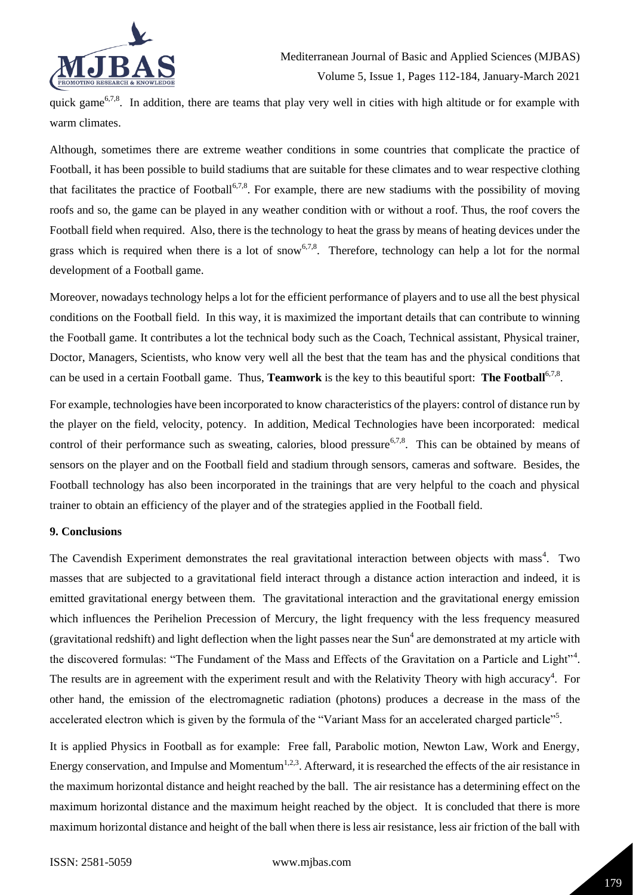quick game[6,7,8]. In addition, there are teams that play very well in cities with high altitude or for example with warm climates.

Although, sometimes there are extreme weather conditions in some countries that complicate the practice of Football, it has been possible to build stadiums that are suitable for these climates and to wear respective clothing that facilitates the practice of Football[6,7,8]. For example, there are new stadiums with the possibility of moving roofs and so, the game can be played in any weather condition with or without a roof. Thus, the roof covers the Football field when required. Also, there is the technology to heat the grass by means of heating devices under the grass which is required when there is a lot of snow[6,7,8]. Therefore, technology can help a lot for the normal development of a Football game.

Moreover, nowadays technology helps a lot for the efficient performance of players and to use all the best physical conditions on the Football field. In this way, it is maximized the important details that can contribute to winning the Football game. It contributes a lot the technical body such as the Coach, Technical assistant, Physical trainer, Doctor, Managers, Scientists, who know very well all the best that the team has and the physical conditions that can be used in a certain Football game. Thus, **Teamwork** is the key to this beautiful sport: **The Football**[6,7,8].

For example, technologies have been incorporated to know characteristics of the players: control of distance run by the player on the field, velocity, potency. In addition, Medical Technologies have been incorporated: medical control of their performance such as sweating, calories, blood pressure[6,7,8]. This can be obtained by means of sensors on the player and on the Football field and stadium through sensors, cameras and software. Besides, the Football technology has also been incorporated in the trainings that are very helpful to the coach and physical trainer to obtain an efficiency of the player and of the strategies applied in the Football field.

## 9. Conclusions

The Cavendish Experiment demonstrates the real gravitational interaction between objects with mass[4]. Two masses that are subjected to a gravitational field interact through a distance action interaction and indeed, it is emitted gravitational energy between them. The gravitational interaction and the gravitational energy emission which influences the Perihelion Precession of Mercury, the light frequency with the less frequency measured (gravitational redshift) and light deflection when the light passes near the Sun[4] are demonstrated at my article with the discovered formulas: "The Fundament of the Mass and Effects of the Gravitation on a Particle and Light"[4]. The results are in agreement with the experiment result and with the Relativity Theory with high accuracy[4]. For other hand, the emission of the electromagnetic radiation (photons) produces a decrease in the mass of the accelerated electron which is given by the formula of the "Variant Mass for an accelerated charged particle"[5].

It is applied Physics in Football as for example: Free fall, Parabolic motion, Newton Law, Work and Energy, Energy conservation, and Impulse and Momentum[1,2,3]. Afterward, it is researched the effects of the air resistance in the maximum horizontal distance and height reached by the ball. The air resistance has a determining effect on the maximum horizontal distance and the maximum height reached by the object. It is concluded that there is more maximum horizontal distance and height of the ball when there is less air resistance, less air friction of the ball with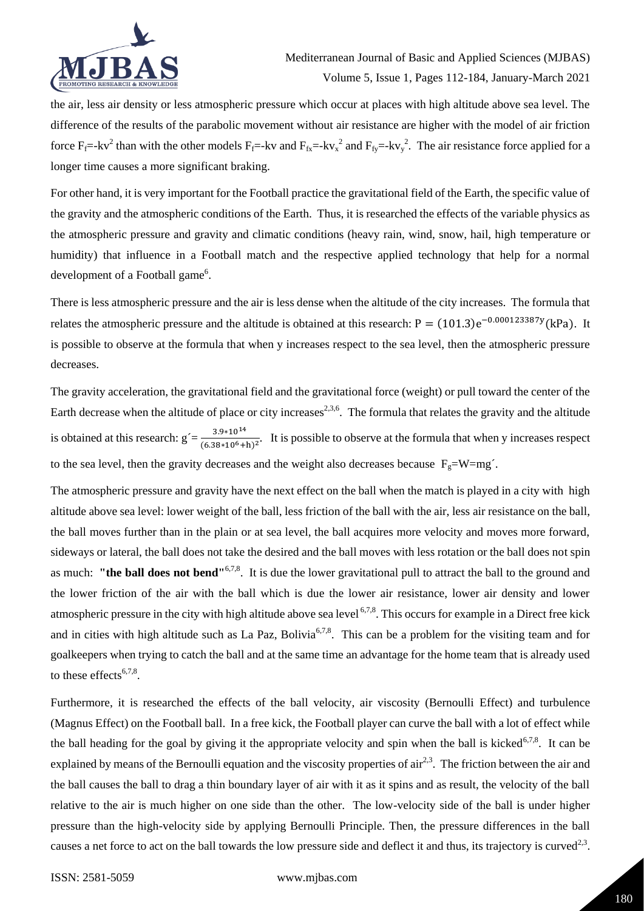the air, less air density or less atmospheric pressure which occur at places with high altitude above sea level. The difference of the results of the parabolic movement without air resistance are higher with the model of air friction force $F_f=-kv^2$ than with the other models $F_f=-kv$ and $F_{fx}=-kv_x^2$ and $F_{fy}=-kv_y^2$. The air resistance force applied for a longer time causes a more significant braking.

For other hand, it is very important for the Football practice the gravitational field of the Earth, the specific value of the gravity and the atmospheric conditions of the Earth. Thus, it is researched the effects of the variable physics as the atmospheric pressure and gravity and climatic conditions (heavy rain, wind, snow, hail, high temperature or humidity) that influence in a Football match and the respective applied technology that help for a normal development of a Football game[6].

There is less atmospheric pressure and the air is less dense when the altitude of the city increases. The formula that relates the atmospheric pressure and the altitude is obtained at this research: $P = (101.3)e^{-0.000123387y}(\text{kPa})$. It is possible to observe at the formula that when y increases respect to the sea level, then the atmospheric pressure decreases.

The gravity acceleration, the gravitational field and the gravitational force (weight) or pull toward the center of the Earth decrease when the altitude of place or city increases[2,3,6]. The formula that relates the gravity and the altitude is obtained at this research: $g' = \frac{3.9*10^{14}}{(6.38*10^6+h)^2}$. It is possible to observe at the formula that when y increases respect to the sea level, then the gravity decreases and the weight also decreases because $F_g=W=mg'$.

The atmospheric pressure and gravity have the next effect on the ball when the match is played in a city with high altitude above sea level: lower weight of the ball, less friction of the ball with the air, less air resistance on the ball, the ball moves further than in the plain or at sea level, the ball acquires more velocity and moves more forward, sideways or lateral, the ball does not take the desired and the ball moves with less rotation or the ball does not spin as much: **"the ball does not bend"**[6,7,8]. It is due the lower gravitational pull to attract the ball to the ground and the lower friction of the air with the ball which is due the lower air resistance, lower air density and lower atmospheric pressure in the city with high altitude above sea level[6,7,8]. This occurs for example in a Direct free kick and in cities with high altitude such as La Paz, Bolivia[6,7,8]. This can be a problem for the visiting team and for goalkeepers when trying to catch the ball and at the same time an advantage for the home team that is already used to these effects[6,7,8].

Furthermore, it is researched the effects of the ball velocity, air viscosity (Bernoulli Effect) and turbulence (Magnus Effect) on the Football ball. In a free kick, the Football player can curve the ball with a lot of effect while the ball heading for the goal by giving it the appropriate velocity and spin when the ball is kicked[6,7,8]. It can be explained by means of the Bernoulli equation and the viscosity properties of air[2,3]. The friction between the air and the ball causes the ball to drag a thin boundary layer of air with it as it spins and as result, the velocity of the ball relative to the air is much higher on one side than the other. The low-velocity side of the ball is under higher pressure than the high-velocity side by applying Bernoulli Principle. Then, the pressure differences in the ball causes a net force to act on the ball towards the low pressure side and deflect it and thus, its trajectory is curved[2,3].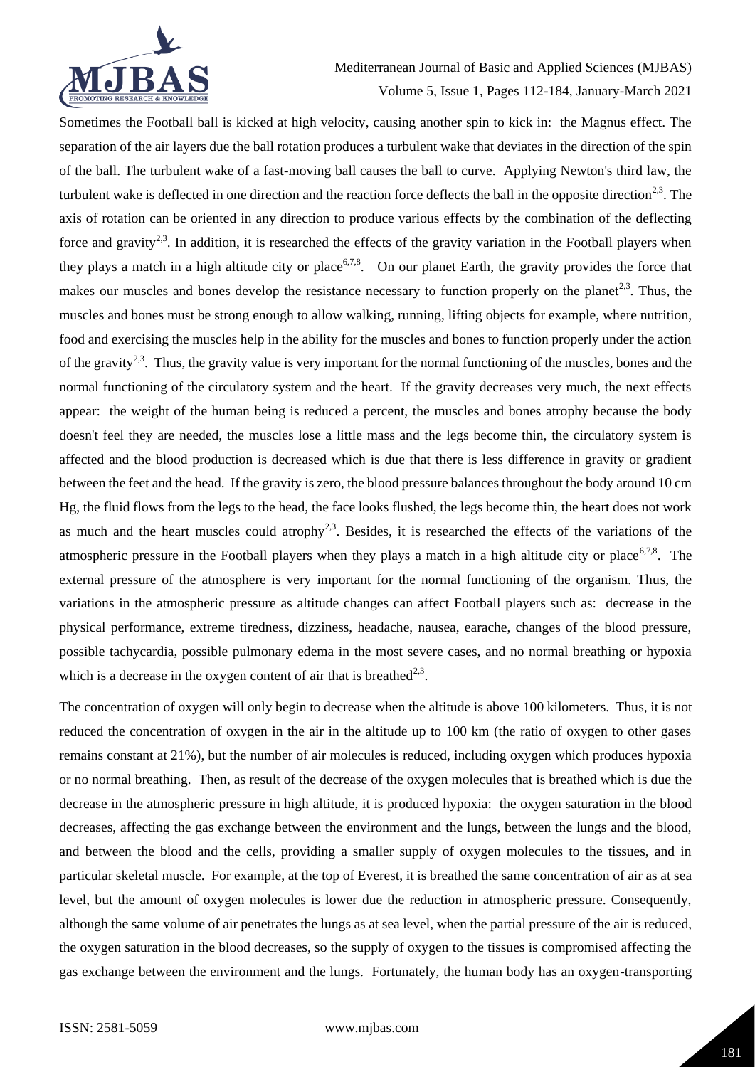Sometimes the Football ball is kicked at high velocity, causing another spin to kick in: the Magnus effect. The separation of the air layers due the ball rotation produces a turbulent wake that deviates in the direction of the spin of the ball. The turbulent wake of a fast-moving ball causes the ball to curve. Applying Newton's third law, the turbulent wake is deflected in one direction and the reaction force deflects the ball in the opposite direction[2,3]. The axis of rotation can be oriented in any direction to produce various effects by the combination of the deflecting force and gravity[2,3]. In addition, it is researched the effects of the gravity variation in the Football players when they plays a match in a high altitude city or place[6,7,8]. On our planet Earth, the gravity provides the force that makes our muscles and bones develop the resistance necessary to function properly on the planet[2,3]. Thus, the muscles and bones must be strong enough to allow walking, running, lifting objects for example, where nutrition, food and exercising the muscles help in the ability for the muscles and bones to function properly under the action of the gravity[2,3]. Thus, the gravity value is very important for the normal functioning of the muscles, bones and the normal functioning of the circulatory system and the heart. If the gravity decreases very much, the next effects appear: the weight of the human being is reduced a percent, the muscles and bones atrophy because the body doesn't feel they are needed, the muscles lose a little mass and the legs become thin, the circulatory system is affected and the blood production is decreased which is due that there is less difference in gravity or gradient between the feet and the head. If the gravity is zero, the blood pressure balances throughout the body around 10 cm Hg, the fluid flows from the legs to the head, the face looks flushed, the legs become thin, the heart does not work as much and the heart muscles could atrophy[2,3]. Besides, it is researched the effects of the variations of the atmospheric pressure in the Football players when they plays a match in a high altitude city or place[6,7,8]. The external pressure of the atmosphere is very important for the normal functioning of the organism. Thus, the variations in the atmospheric pressure as altitude changes can affect Football players such as: decrease in the physical performance, extreme tiredness, dizziness, headache, nausea, earache, changes of the blood pressure, possible tachycardia, possible pulmonary edema in the most severe cases, and no normal breathing or hypoxia which is a decrease in the oxygen content of air that is breathed[2,3].

The concentration of oxygen will only begin to decrease when the altitude is above 100 kilometers. Thus, it is not reduced the concentration of oxygen in the air in the altitude up to 100 km (the ratio of oxygen to other gases remains constant at 21%), but the number of air molecules is reduced, including oxygen which produces hypoxia or no normal breathing. Then, as result of the decrease of the oxygen molecules that is breathed which is due the decrease in the atmospheric pressure in high altitude, it is produced hypoxia: the oxygen saturation in the blood decreases, affecting the gas exchange between the environment and the lungs, between the lungs and the blood, and between the blood and the cells, providing a smaller supply of oxygen molecules to the tissues, and in particular skeletal muscle. For example, at the top of Everest, it is breathed the same concentration of air as at sea level, but the amount of oxygen molecules is lower due the reduction in atmospheric pressure. Consequently, although the same volume of air penetrates the lungs as at sea level, when the partial pressure of the air is reduced, the oxygen saturation in the blood decreases, so the supply of oxygen to the tissues is compromised affecting the gas exchange between the environment and the lungs. Fortunately, the human body has an oxygen-transporting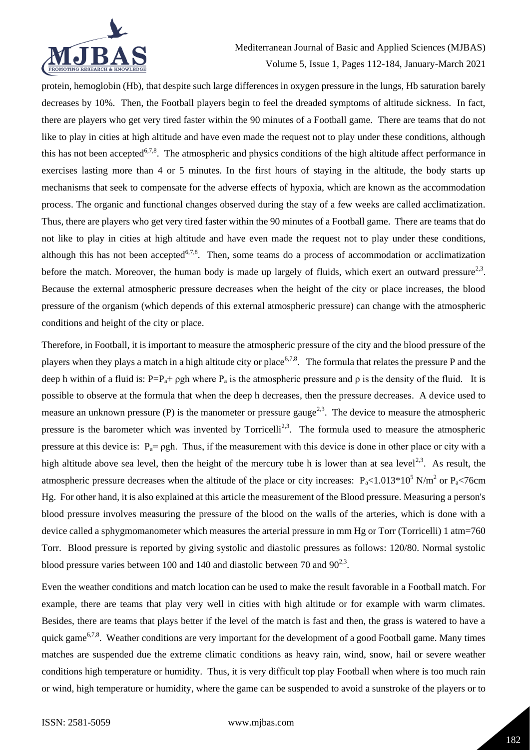protein, hemoglobin (Hb), that despite such large differences in oxygen pressure in the lungs, Hb saturation barely decreases by 10%. Then, the Football players begin to feel the dreaded symptoms of altitude sickness. In fact, there are players who get very tired faster within the 90 minutes of a Football game. There are teams that do not like to play in cities at high altitude and have even made the request not to play under these conditions, although this has not been accepted[6,7,8]. The atmospheric and physics conditions of the high altitude affect performance in exercises lasting more than 4 or 5 minutes. In the first hours of staying in the altitude, the body starts up mechanisms that seek to compensate for the adverse effects of hypoxia, which are known as the accommodation process. The organic and functional changes observed during the stay of a few weeks are called acclimatization. Thus, there are players who get very tired faster within the 90 minutes of a Football game. There are teams that do not like to play in cities at high altitude and have even made the request not to play under these conditions, although this has not been accepted[6,7,8]. Then, some teams do a process of accommodation or acclimatization before the match. Moreover, the human body is made up largely of fluids, which exert an outward pressure[2,3]. Because the external atmospheric pressure decreases when the height of the city or place increases, the blood pressure of the organism (which depends of this external atmospheric pressure) can change with the atmospheric conditions and height of the city or place.

Therefore, in Football, it is important to measure the atmospheric pressure of the city and the blood pressure of the players when they plays a match in a high altitude city or place[6,7,8]. The formula that relates the pressure P and the deep h within of a fluid is: $P=P_a+\rho gh$ where $P_a$ is the atmospheric pressure and $\rho$ is the density of the fluid. It is possible to observe at the formula that when the deep h decreases, then the pressure decreases. A device used to measure an unknown pressure (P) is the manometer or pressure gauge[2,3]. The device to measure the atmospheric pressure is the barometer which was invented by Torricelli[2,3]. The formula used to measure the atmospheric pressure at this device is: $P_a=\rho gh$. Thus, if the measurement with this device is done in other place or city with a high altitude above sea level, then the height of the mercury tube h is lower than at sea level[2,3]. As result, the atmospheric pressure decreases when the altitude of the place or city increases: $P_a<1.013*10^5$ N/m$^2$ or $P_a<76$cm Hg. For other hand, it is also explained at this article the measurement of the Blood pressure. Measuring a person's blood pressure involves measuring the pressure of the blood on the walls of the arteries, which is done with a device called a sphygmomanometer which measures the arterial pressure in mm Hg or Torr (Torricelli) 1 atm=760 Torr. Blood pressure is reported by giving systolic and diastolic pressures as follows: 120/80. Normal systolic blood pressure varies between 100 and 140 and diastolic between 70 and 90[2,3].

Even the weather conditions and match location can be used to make the result favorable in a Football match. For example, there are teams that play very well in cities with high altitude or for example with warm climates. Besides, there are teams that plays better if the level of the match is fast and then, the grass is watered to have a quick game[6,7,8]. Weather conditions are very important for the development of a good Football game. Many times matches are suspended due the extreme climatic conditions as heavy rain, wind, snow, hail or severe weather conditions high temperature or humidity. Thus, it is very difficult top play Football when where is too much rain or wind, high temperature or humidity, where the game can be suspended to avoid a sunstroke of the players or to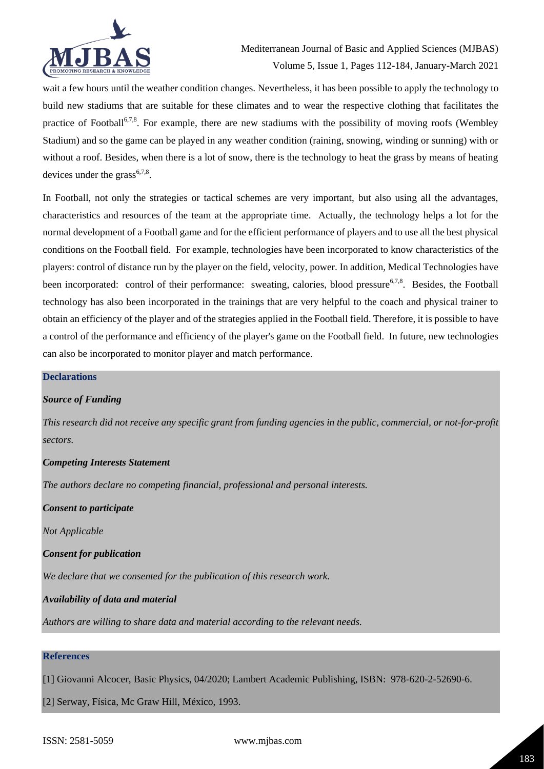wait a few hours until the weather condition changes. Nevertheless, it has been possible to apply the technology to build new stadiums that are suitable for these climates and to wear the respective clothing that facilitates the practice of Football[6,7,8]. For example, there are new stadiums with the possibility of moving roofs (Wembley Stadium) and so the game can be played in any weather condition (raining, snowing, winding or sunning) with or without a roof. Besides, when there is a lot of snow, there is the technology to heat the grass by means of heating devices under the grass[6,7,8].

In Football, not only the strategies or tactical schemes are very important, but also using all the advantages, characteristics and resources of the team at the appropriate time. Actually, the technology helps a lot for the normal development of a Football game and for the efficient performance of players and to use all the best physical conditions on the Football field. For example, technologies have been incorporated to know characteristics of the players: control of distance run by the player on the field, velocity, power. In addition, Medical Technologies have been incorporated: control of their performance: sweating, calories, blood pressure[6,7,8]. Besides, the Football technology has also been incorporated in the trainings that are very helpful to the coach and physical trainer to obtain an efficiency of the player and of the strategies applied in the Football field. Therefore, it is possible to have a control of the performance and efficiency of the player's game on the Football field. In future, new technologies can also be incorporated to monitor player and match performance.

## Declarations

### *Source of Funding*

*This research did not receive any specific grant from funding agencies in the public, commercial, or not-for-profit sectors.*

### *Competing Interests Statement*

*The authors declare no competing financial, professional and personal interests.*

### *Consent to participate*

*Not Applicable*

### *Consent for publication*

*We declare that we consented for the publication of this research work.*

### *Availability of data and material*

*Authors are willing to share data and material according to the relevant needs.*

## References

[1] Giovanni Alcocer, Basic Physics, 04/2020; Lambert Academic Publishing, ISBN: 978-620-2-52690-6.

[2] Serway, Física, Mc Graw Hill, México, 1993.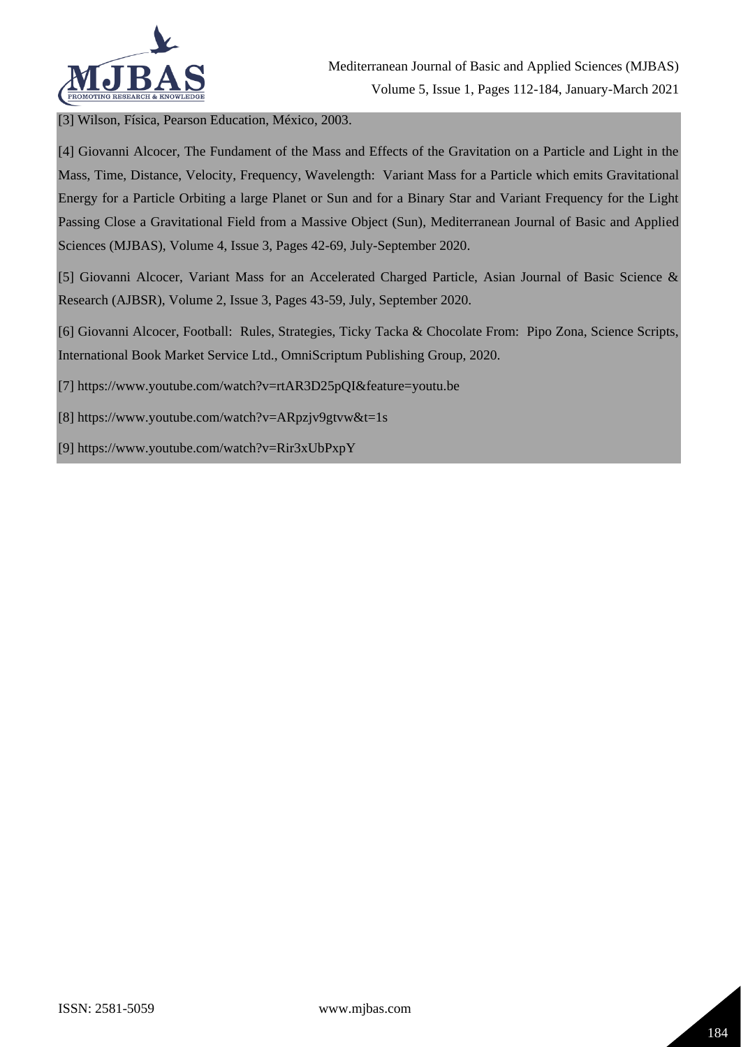[3] Wilson, Física, Pearson Education, México, 2003.

[4] Giovanni Alcocer, The Fundament of the Mass and Effects of the Gravitation on a Particle and Light in the Mass, Time, Distance, Velocity, Frequency, Wavelength: Variant Mass for a Particle which emits Gravitational Energy for a Particle Orbiting a large Planet or Sun and for a Binary Star and Variant Frequency for the Light Passing Close a Gravitational Field from a Massive Object (Sun), Mediterranean Journal of Basic and Applied Sciences (MJBAS), Volume 4, Issue 3, Pages 42-69, July-September 2020.

[5] Giovanni Alcocer, Variant Mass for an Accelerated Charged Particle, Asian Journal of Basic Science & Research (AJBSR), Volume 2, Issue 3, Pages 43-59, July, September 2020.

[6] Giovanni Alcocer, Football: Rules, Strategies, Ticky Tacka & Chocolate From: Pipo Zona, Science Scripts, International Book Market Service Ltd., OmniScriptum Publishing Group, 2020.

[7] https://www.youtube.com/watch?v=rtAR3D25pQI&feature=youtu.be

[8] https://www.youtube.com/watch?v=ARpzjv9gtvw&t=1s

[9] https://www.youtube.com/watch?v=Rir3xUbPxpY